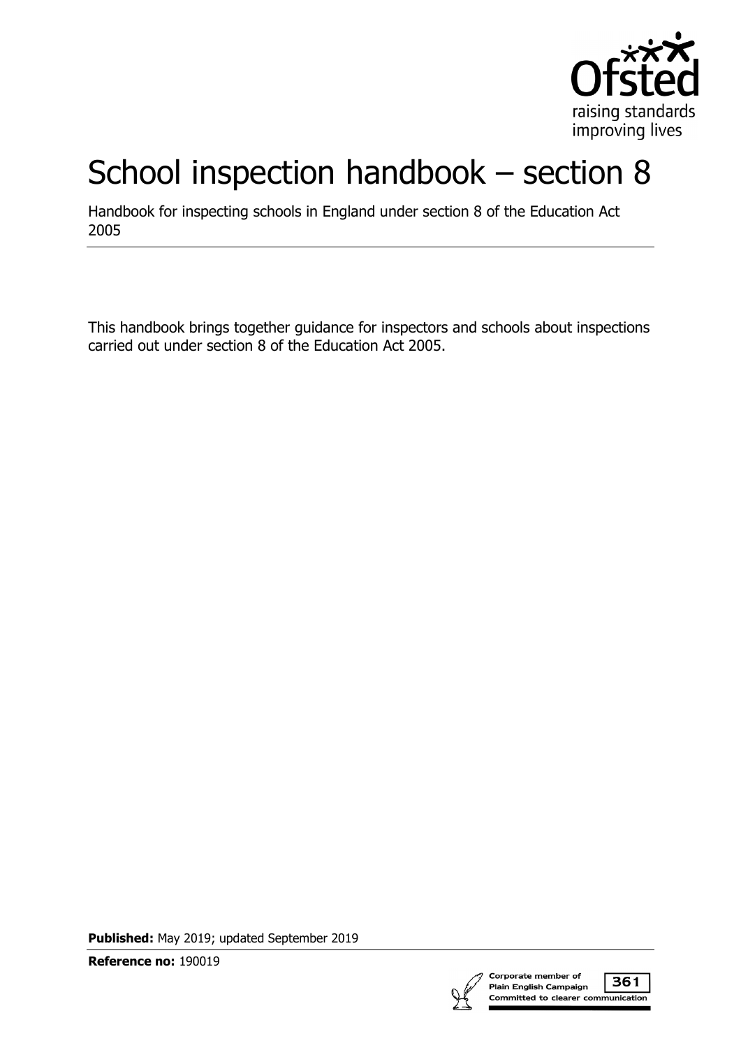# School inspection handbook – section 8

Handbook for inspecting schools in England under section 8 of the Education Act 2005

This handbook brings together guidance for inspectors and schools about inspections carried out under section 8 of the Education Act 2005.

**Published:** May 2019; updated September 2019

**Reference no:** 190019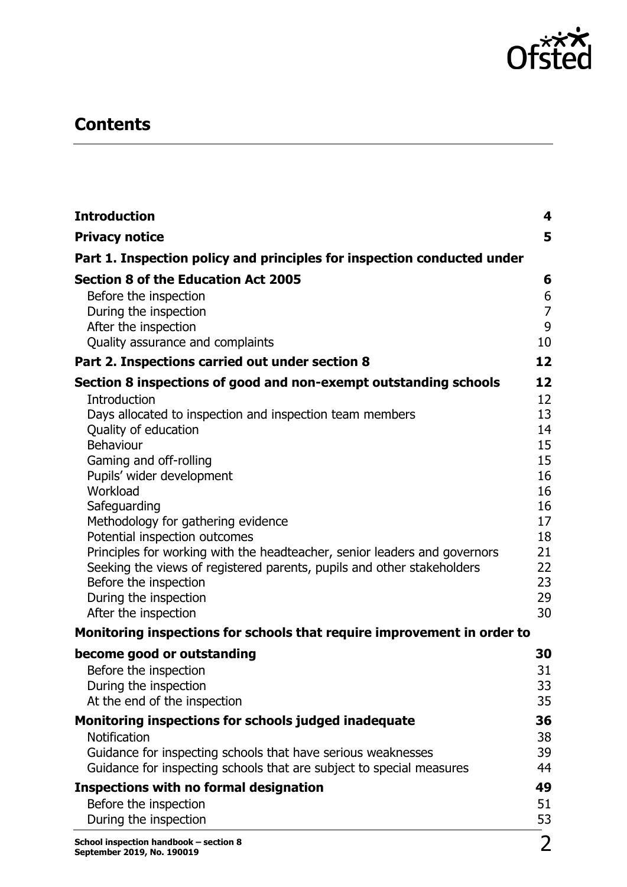## Contents

| | |
|---|---|
| **Introduction** | **4** |
| **Privacy notice** | **5** |
| **Part 1. Inspection policy and principles for inspection conducted under Section 8 of the Education Act 2005** | **6** |
| Before the inspection | 6 |
| During the inspection | 7 |
| After the inspection | 9 |
| Quality assurance and complaints | 10 |
| **Part 2. Inspections carried out under section 8** | **12** |
| **Section 8 inspections of good and non-exempt outstanding schools** | **12** |
| Introduction | 12 |
| Days allocated to inspection and inspection team members | 13 |
| Quality of education | 14 |
| Behaviour | 15 |
| Gaming and off-rolling | 15 |
| Pupils' wider development | 16 |
| Workload | 16 |
| Safeguarding | 16 |
| Methodology for gathering evidence | 17 |
| Potential inspection outcomes | 18 |
| Principles for working with the headteacher, senior leaders and governors | 21 |
| Seeking the views of registered parents, pupils and other stakeholders | 22 |
| Before the inspection | 23 |
| During the inspection | 29 |
| After the inspection | 30 |
| **Monitoring inspections for schools that require improvement in order to become good or outstanding** | **30** |
| Before the inspection | 31 |
| During the inspection | 33 |
| At the end of the inspection | 35 |
| **Monitoring inspections for schools judged inadequate** | **36** |
| Notification | 38 |
| Guidance for inspecting schools that have serious weaknesses | 39 |
| Guidance for inspecting schools that are subject to special measures | 44 |
| **Inspections with no formal designation** | **49** |
| Before the inspection | 51 |
| During the inspection | 53 |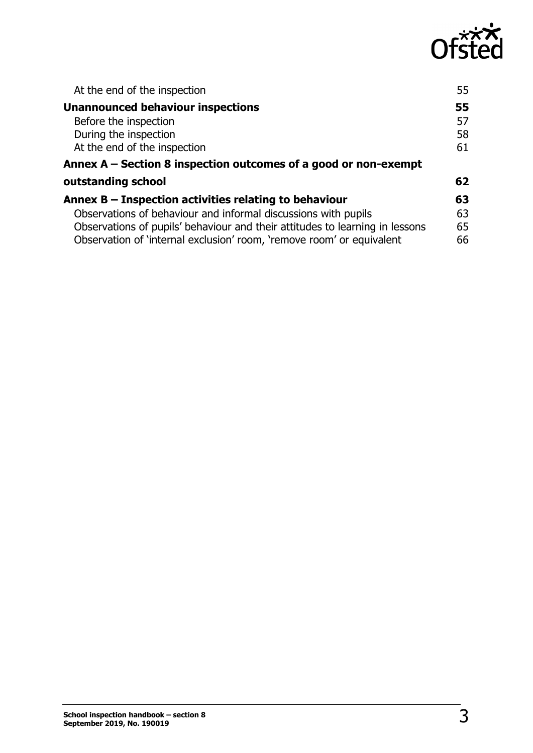At the end of the inspection 55

**Unannounced behaviour inspections 55**

Before the inspection 57

During the inspection 58

At the end of the inspection 61

**Annex A – Section 8 inspection outcomes of a good or non-exempt outstanding school 62**

**Annex B – Inspection activities relating to behaviour 63**

Observations of behaviour and informal discussions with pupils 63

Observations of pupils' behaviour and their attitudes to learning in lessons 65

Observation of 'internal exclusion' room, 'remove room' or equivalent 66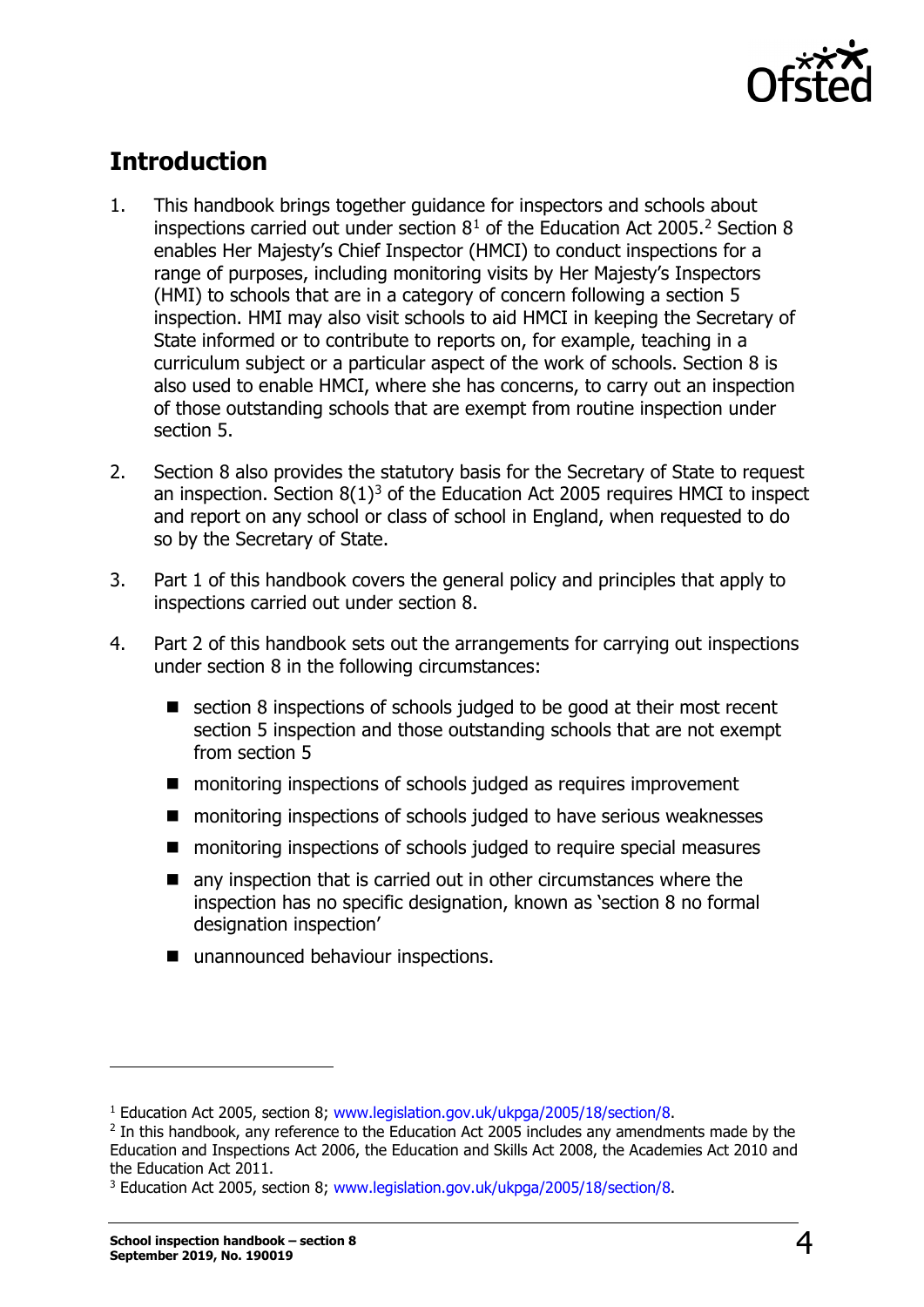## Introduction

1. This handbook brings together guidance for inspectors and schools about inspections carried out under section 8[1] of the Education Act 2005.[2] Section 8 enables Her Majesty's Chief Inspector (HMCI) to conduct inspections for a range of purposes, including monitoring visits by Her Majesty's Inspectors (HMI) to schools that are in a category of concern following a section 5 inspection. HMI may also visit schools to aid HMCI in keeping the Secretary of State informed or to contribute to reports on, for example, teaching in a curriculum subject or a particular aspect of the work of schools. Section 8 is also used to enable HMCI, where she has concerns, to carry out an inspection of those outstanding schools that are exempt from routine inspection under section 5.

2. Section 8 also provides the statutory basis for the Secretary of State to request an inspection. Section 8(1)[3] of the Education Act 2005 requires HMCI to inspect and report on any school or class of school in England, when requested to do so by the Secretary of State.

3. Part 1 of this handbook covers the general policy and principles that apply to inspections carried out under section 8.

4. Part 2 of this handbook sets out the arrangements for carrying out inspections under section 8 in the following circumstances:

   - section 8 inspections of schools judged to be good at their most recent section 5 inspection and those outstanding schools that are not exempt from section 5
   - monitoring inspections of schools judged as requires improvement
   - monitoring inspections of schools judged to have serious weaknesses
   - monitoring inspections of schools judged to require special measures
   - any inspection that is carried out in other circumstances where the inspection has no specific designation, known as 'section 8 no formal designation inspection'
   - unannounced behaviour inspections.

---

[1] Education Act 2005, section 8; www.legislation.gov.uk/ukpga/2005/18/section/8.

[2] In this handbook, any reference to the Education Act 2005 includes any amendments made by the Education and Inspections Act 2006, the Education and Skills Act 2008, the Academies Act 2010 and the Education Act 2011.

[3] Education Act 2005, section 8; www.legislation.gov.uk/ukpga/2005/18/section/8.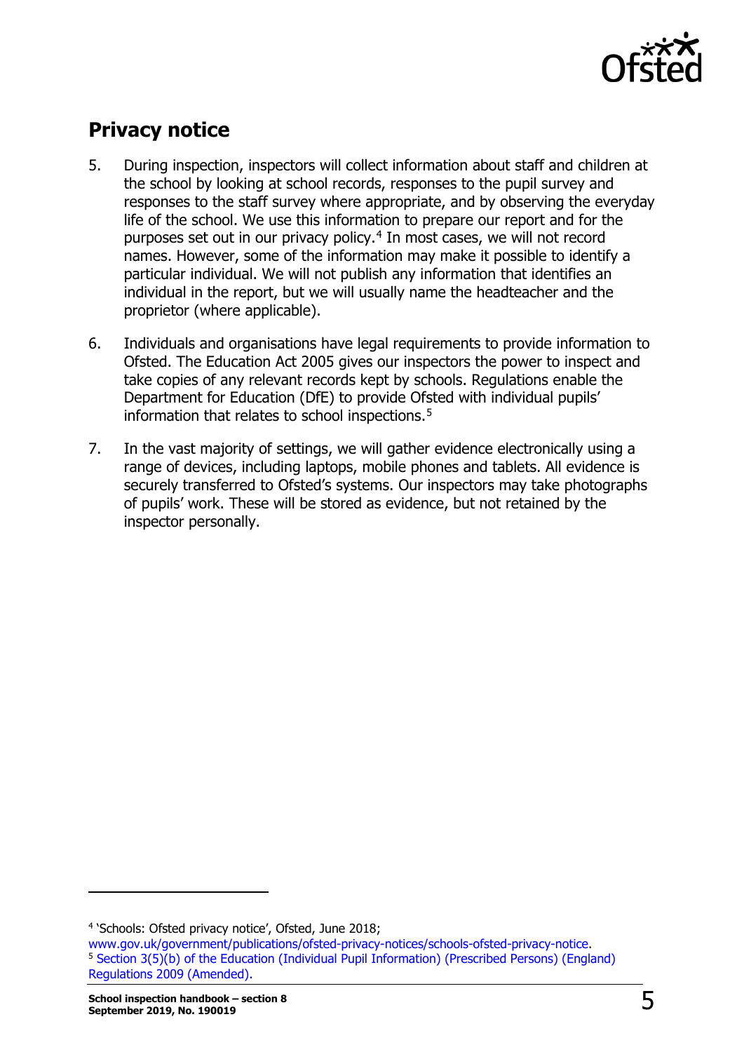## Privacy notice

5. During inspection, inspectors will collect information about staff and children at the school by looking at school records, responses to the pupil survey and responses to the staff survey where appropriate, and by observing the everyday life of the school. We use this information to prepare our report and for the purposes set out in our privacy policy.[4] In most cases, we will not record names. However, some of the information may make it possible to identify a particular individual. We will not publish any information that identifies an individual in the report, but we will usually name the headteacher and the proprietor (where applicable).

6. Individuals and organisations have legal requirements to provide information to Ofsted. The Education Act 2005 gives our inspectors the power to inspect and take copies of any relevant records kept by schools. Regulations enable the Department for Education (DfE) to provide Ofsted with individual pupils' information that relates to school inspections.[5]

7. In the vast majority of settings, we will gather evidence electronically using a range of devices, including laptops, mobile phones and tablets. All evidence is securely transferred to Ofsted's systems. Our inspectors may take photographs of pupils' work. These will be stored as evidence, but not retained by the inspector personally.

---

[4] 'Schools: Ofsted privacy notice', Ofsted, June 2018; www.gov.uk/government/publications/ofsted-privacy-notices/schools-ofsted-privacy-notice.

[5] Section 3(5)(b) of the Education (Individual Pupil Information) (Prescribed Persons) (England) Regulations 2009 (Amended).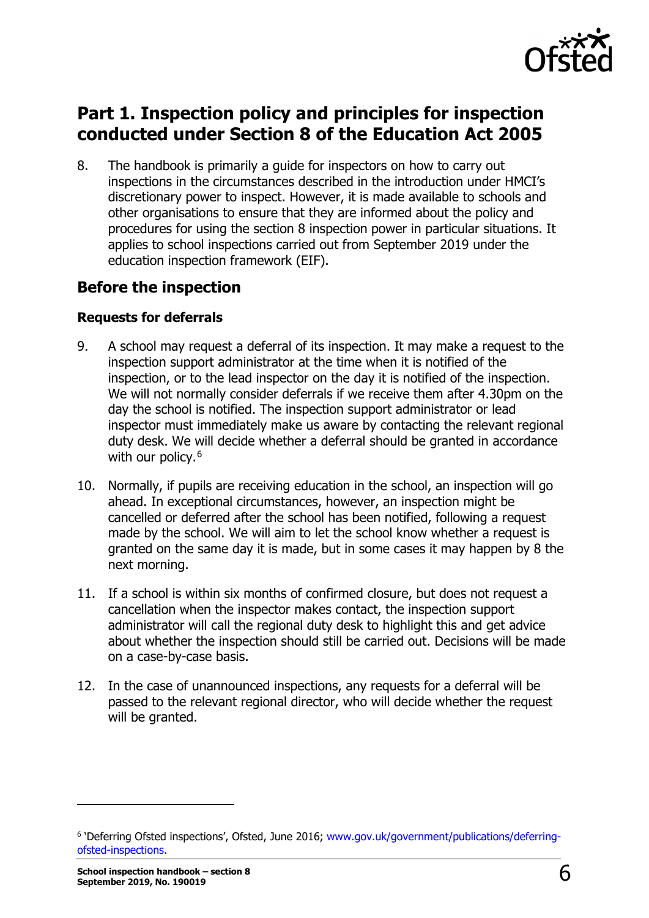# Part 1. Inspection policy and principles for inspection conducted under Section 8 of the Education Act 2005

8. The handbook is primarily a guide for inspectors on how to carry out inspections in the circumstances described in the introduction under HMCI's discretionary power to inspect. However, it is made available to schools and other organisations to ensure that they are informed about the policy and procedures for using the section 8 inspection power in particular situations. It applies to school inspections carried out from September 2019 under the education inspection framework (EIF).

## Before the inspection

### Requests for deferrals

9. A school may request a deferral of its inspection. It may make a request to the inspection support administrator at the time when it is notified of the inspection, or to the lead inspector on the day it is notified of the inspection. We will not normally consider deferrals if we receive them after 4.30pm on the day the school is notified. The inspection support administrator or lead inspector must immediately make us aware by contacting the relevant regional duty desk. We will decide whether a deferral should be granted in accordance with our policy.[6]

10. Normally, if pupils are receiving education in the school, an inspection will go ahead. In exceptional circumstances, however, an inspection might be cancelled or deferred after the school has been notified, following a request made by the school. We will aim to let the school know whether a request is granted on the same day it is made, but in some cases it may happen by 8 the next morning.

11. If a school is within six months of confirmed closure, but does not request a cancellation when the inspector makes contact, the inspection support administrator will call the regional duty desk to highlight this and get advice about whether the inspection should still be carried out. Decisions will be made on a case-by-case basis.

12. In the case of unannounced inspections, any requests for a deferral will be passed to the relevant regional director, who will decide whether the request will be granted.

[6] 'Deferring Ofsted inspections', Ofsted, June 2016; www.gov.uk/government/publications/deferring-ofsted-inspections.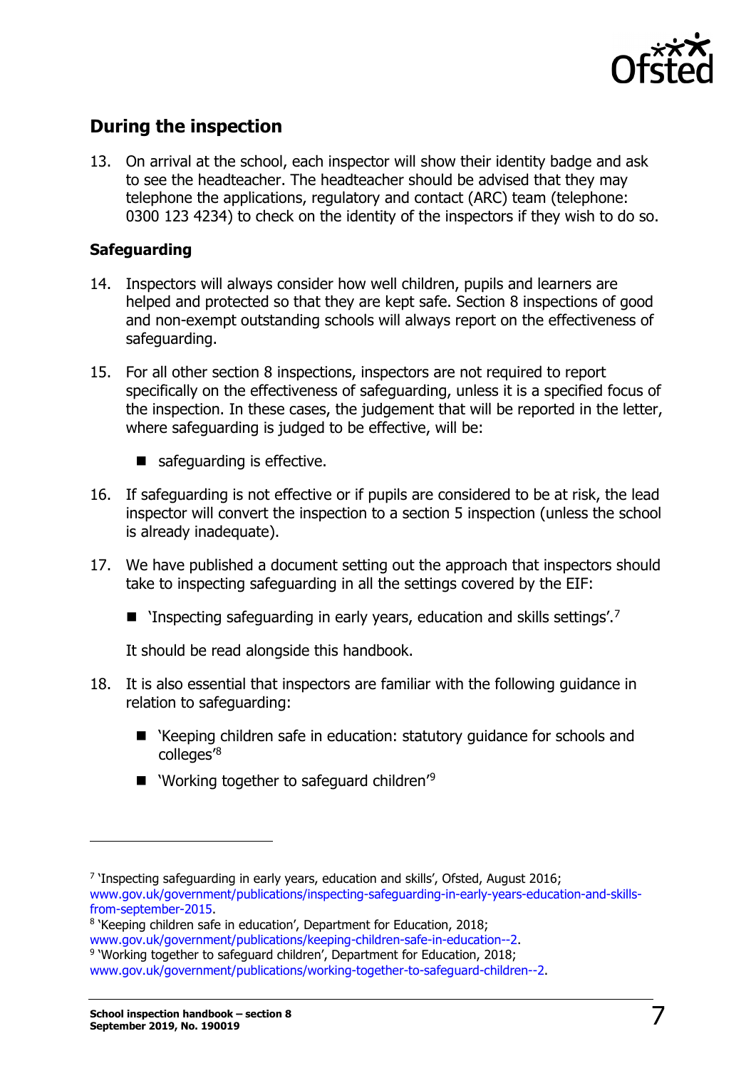## During the inspection

13. On arrival at the school, each inspector will show their identity badge and ask to see the headteacher. The headteacher should be advised that they may telephone the applications, regulatory and contact (ARC) team (telephone: 0300 123 4234) to check on the identity of the inspectors if they wish to do so.

### Safeguarding

14. Inspectors will always consider how well children, pupils and learners are helped and protected so that they are kept safe. Section 8 inspections of good and non-exempt outstanding schools will always report on the effectiveness of safeguarding.

15. For all other section 8 inspections, inspectors are not required to report specifically on the effectiveness of safeguarding, unless it is a specified focus of the inspection. In these cases, the judgement that will be reported in the letter, where safeguarding is judged to be effective, will be:

    - safeguarding is effective.

16. If safeguarding is not effective or if pupils are considered to be at risk, the lead inspector will convert the inspection to a section 5 inspection (unless the school is already inadequate).

17. We have published a document setting out the approach that inspectors should take to inspecting safeguarding in all the settings covered by the EIF:

    - 'Inspecting safeguarding in early years, education and skills settings'.[7]

    It should be read alongside this handbook.

18. It is also essential that inspectors are familiar with the following guidance in relation to safeguarding:

    - 'Keeping children safe in education: statutory guidance for schools and colleges'[8]
    - 'Working together to safeguard children'[9]

---

[7] 'Inspecting safeguarding in early years, education and skills', Ofsted, August 2016; www.gov.uk/government/publications/inspecting-safeguarding-in-early-years-education-and-skills-from-september-2015.

[8] 'Keeping children safe in education', Department for Education, 2018; www.gov.uk/government/publications/keeping-children-safe-in-education--2.

[9] 'Working together to safeguard children', Department for Education, 2018; www.gov.uk/government/publications/working-together-to-safeguard-children--2.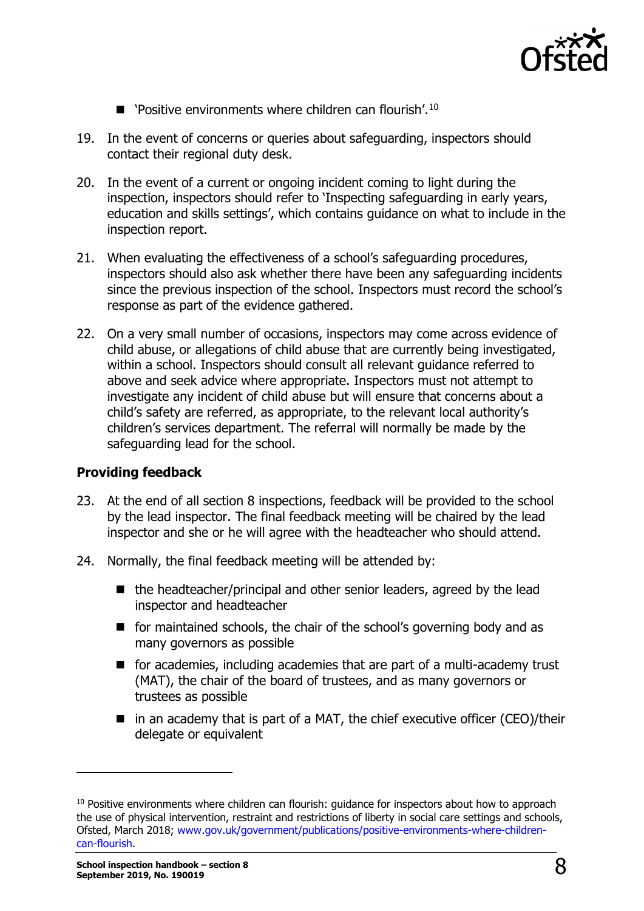- 'Positive environments where children can flourish'.[10]

19. In the event of concerns or queries about safeguarding, inspectors should contact their regional duty desk.

20. In the event of a current or ongoing incident coming to light during the inspection, inspectors should refer to 'Inspecting safeguarding in early years, education and skills settings', which contains guidance on what to include in the inspection report.

21. When evaluating the effectiveness of a school's safeguarding procedures, inspectors should also ask whether there have been any safeguarding incidents since the previous inspection of the school. Inspectors must record the school's response as part of the evidence gathered.

22. On a very small number of occasions, inspectors may come across evidence of child abuse, or allegations of child abuse that are currently being investigated, within a school. Inspectors should consult all relevant guidance referred to above and seek advice where appropriate. Inspectors must not attempt to investigate any incident of child abuse but will ensure that concerns about a child's safety are referred, as appropriate, to the relevant local authority's children's services department. The referral will normally be made by the safeguarding lead for the school.

### Providing feedback

23. At the end of all section 8 inspections, feedback will be provided to the school by the lead inspector. The final feedback meeting will be chaired by the lead inspector and she or he will agree with the headteacher who should attend.

24. Normally, the final feedback meeting will be attended by:

    - the headteacher/principal and other senior leaders, agreed by the lead inspector and headteacher
    - for maintained schools, the chair of the school's governing body and as many governors as possible
    - for academies, including academies that are part of a multi-academy trust (MAT), the chair of the board of trustees, and as many governors or trustees as possible
    - in an academy that is part of a MAT, the chief executive officer (CEO)/their delegate or equivalent

---

[10] Positive environments where children can flourish: guidance for inspectors about how to approach the use of physical intervention, restraint and restrictions of liberty in social care settings and schools, Ofsted, March 2018; www.gov.uk/government/publications/positive-environments-where-children-can-flourish.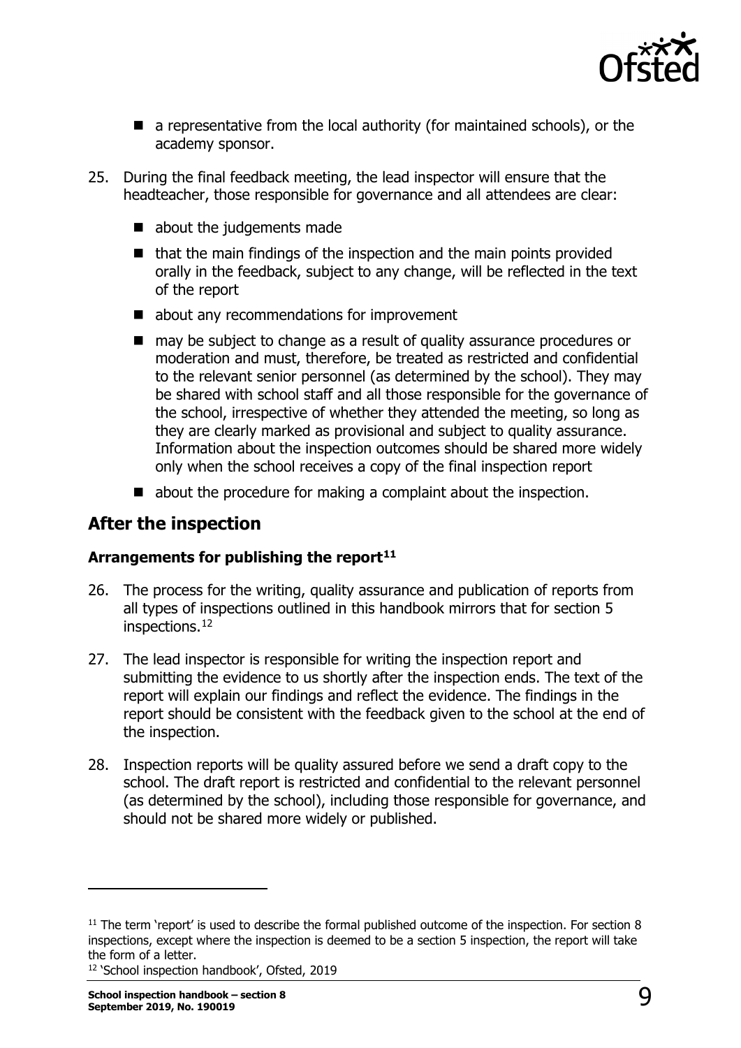- a representative from the local authority (for maintained schools), or the academy sponsor.

25. During the final feedback meeting, the lead inspector will ensure that the headteacher, those responsible for governance and all attendees are clear:

    - about the judgements made
    - that the main findings of the inspection and the main points provided orally in the feedback, subject to any change, will be reflected in the text of the report
    - about any recommendations for improvement
    - may be subject to change as a result of quality assurance procedures or moderation and must, therefore, be treated as restricted and confidential to the relevant senior personnel (as determined by the school). They may be shared with school staff and all those responsible for the governance of the school, irrespective of whether they attended the meeting, so long as they are clearly marked as provisional and subject to quality assurance. Information about the inspection outcomes should be shared more widely only when the school receives a copy of the final inspection report
    - about the procedure for making a complaint about the inspection.

## After the inspection

### Arrangements for publishing the report[11]

26. The process for the writing, quality assurance and publication of reports from all types of inspections outlined in this handbook mirrors that for section 5 inspections.[12]

27. The lead inspector is responsible for writing the inspection report and submitting the evidence to us shortly after the inspection ends. The text of the report will explain our findings and reflect the evidence. The findings in the report should be consistent with the feedback given to the school at the end of the inspection.

28. Inspection reports will be quality assured before we send a draft copy to the school. The draft report is restricted and confidential to the relevant personnel (as determined by the school), including those responsible for governance, and should not be shared more widely or published.

---

[11] The term 'report' is used to describe the formal published outcome of the inspection. For section 8 inspections, except where the inspection is deemed to be a section 5 inspection, the report will take the form of a letter.

[12] 'School inspection handbook', Ofsted, 2019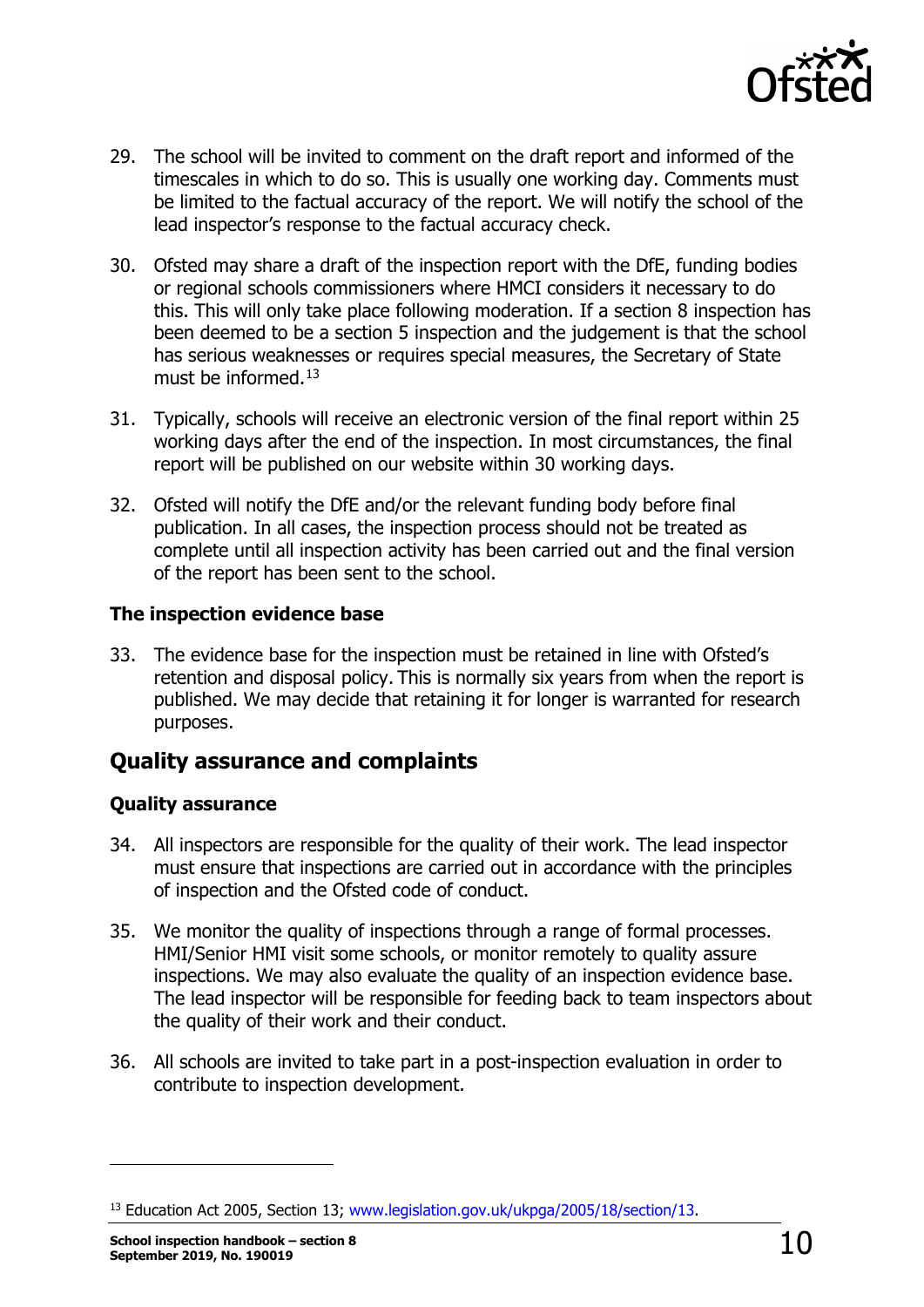29. The school will be invited to comment on the draft report and informed of the timescales in which to do so. This is usually one working day. Comments must be limited to the factual accuracy of the report. We will notify the school of the lead inspector's response to the factual accuracy check.

30. Ofsted may share a draft of the inspection report with the DfE, funding bodies or regional schools commissioners where HMCI considers it necessary to do this. This will only take place following moderation. If a section 8 inspection has been deemed to be a section 5 inspection and the judgement is that the school has serious weaknesses or requires special measures, the Secretary of State must be informed.[13]

31. Typically, schools will receive an electronic version of the final report within 25 working days after the end of the inspection. In most circumstances, the final report will be published on our website within 30 working days.

32. Ofsted will notify the DfE and/or the relevant funding body before final publication. In all cases, the inspection process should not be treated as complete until all inspection activity has been carried out and the final version of the report has been sent to the school.

### The inspection evidence base

33. The evidence base for the inspection must be retained in line with Ofsted's retention and disposal policy. This is normally six years from when the report is published. We may decide that retaining it for longer is warranted for research purposes.

## Quality assurance and complaints

### Quality assurance

34. All inspectors are responsible for the quality of their work. The lead inspector must ensure that inspections are carried out in accordance with the principles of inspection and the Ofsted code of conduct.

35. We monitor the quality of inspections through a range of formal processes. HMI/Senior HMI visit some schools, or monitor remotely to quality assure inspections. We may also evaluate the quality of an inspection evidence base. The lead inspector will be responsible for feeding back to team inspectors about the quality of their work and their conduct.

36. All schools are invited to take part in a post-inspection evaluation in order to contribute to inspection development.

[13] Education Act 2005, Section 13; www.legislation.gov.uk/ukpga/2005/18/section/13.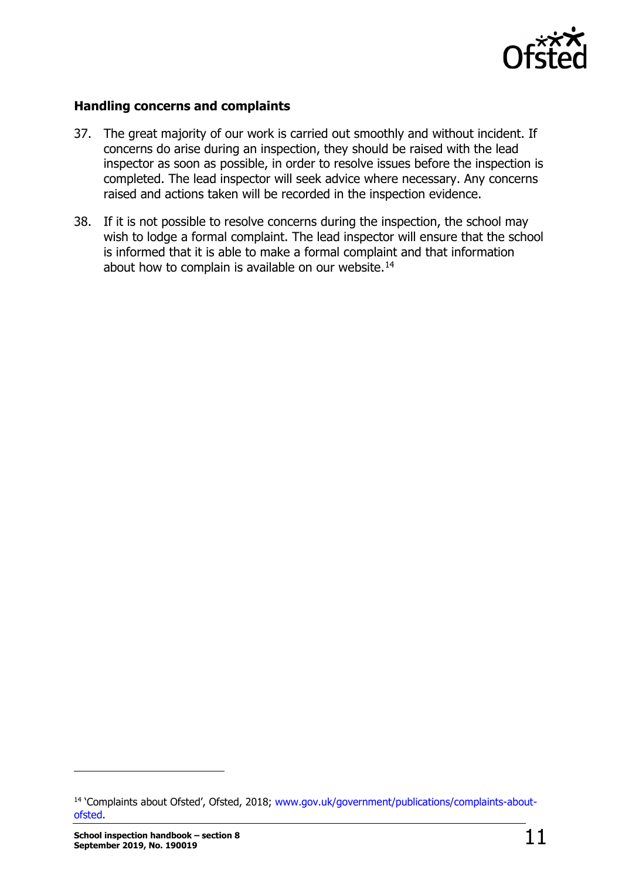### Handling concerns and complaints

37. The great majority of our work is carried out smoothly and without incident. If concerns do arise during an inspection, they should be raised with the lead inspector as soon as possible, in order to resolve issues before the inspection is completed. The lead inspector will seek advice where necessary. Any concerns raised and actions taken will be recorded in the inspection evidence.

38. If it is not possible to resolve concerns during the inspection, the school may wish to lodge a formal complaint. The lead inspector will ensure that the school is informed that it is able to make a formal complaint and that information about how to complain is available on our website.[14]

---

[14] 'Complaints about Ofsted', Ofsted, 2018; www.gov.uk/government/publications/complaints-about-ofsted.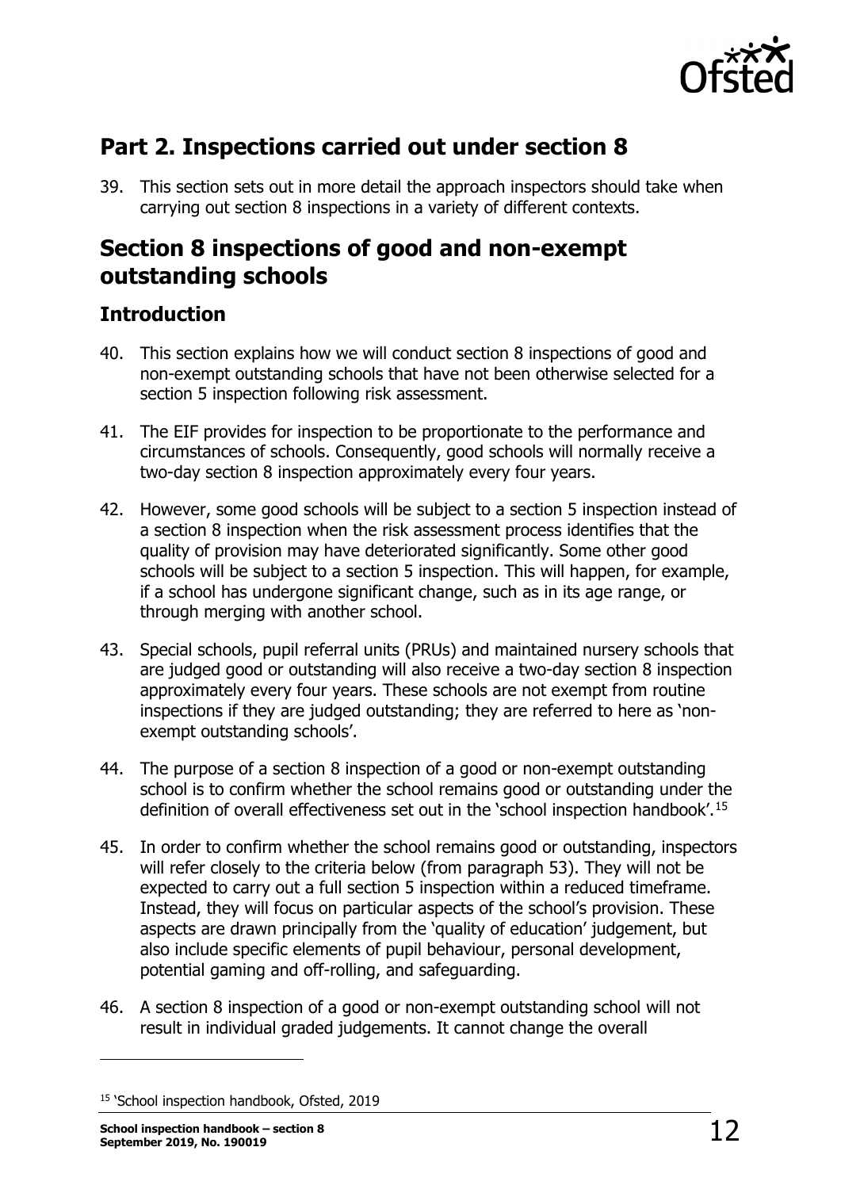## Part 2. Inspections carried out under section 8

39. This section sets out in more detail the approach inspectors should take when carrying out section 8 inspections in a variety of different contexts.

## Section 8 inspections of good and non-exempt outstanding schools

### Introduction

40. This section explains how we will conduct section 8 inspections of good and non-exempt outstanding schools that have not been otherwise selected for a section 5 inspection following risk assessment.

41. The EIF provides for inspection to be proportionate to the performance and circumstances of schools. Consequently, good schools will normally receive a two-day section 8 inspection approximately every four years.

42. However, some good schools will be subject to a section 5 inspection instead of a section 8 inspection when the risk assessment process identifies that the quality of provision may have deteriorated significantly. Some other good schools will be subject to a section 5 inspection. This will happen, for example, if a school has undergone significant change, such as in its age range, or through merging with another school.

43. Special schools, pupil referral units (PRUs) and maintained nursery schools that are judged good or outstanding will also receive a two-day section 8 inspection approximately every four years. These schools are not exempt from routine inspections if they are judged outstanding; they are referred to here as 'non-exempt outstanding schools'.

44. The purpose of a section 8 inspection of a good or non-exempt outstanding school is to confirm whether the school remains good or outstanding under the definition of overall effectiveness set out in the 'school inspection handbook'.[15]

45. In order to confirm whether the school remains good or outstanding, inspectors will refer closely to the criteria below (from paragraph 53). They will not be expected to carry out a full section 5 inspection within a reduced timeframe. Instead, they will focus on particular aspects of the school's provision. These aspects are drawn principally from the 'quality of education' judgement, but also include specific elements of pupil behaviour, personal development, potential gaming and off-rolling, and safeguarding.

46. A section 8 inspection of a good or non-exempt outstanding school will not result in individual graded judgements. It cannot change the overall

[15] 'School inspection handbook, Ofsted, 2019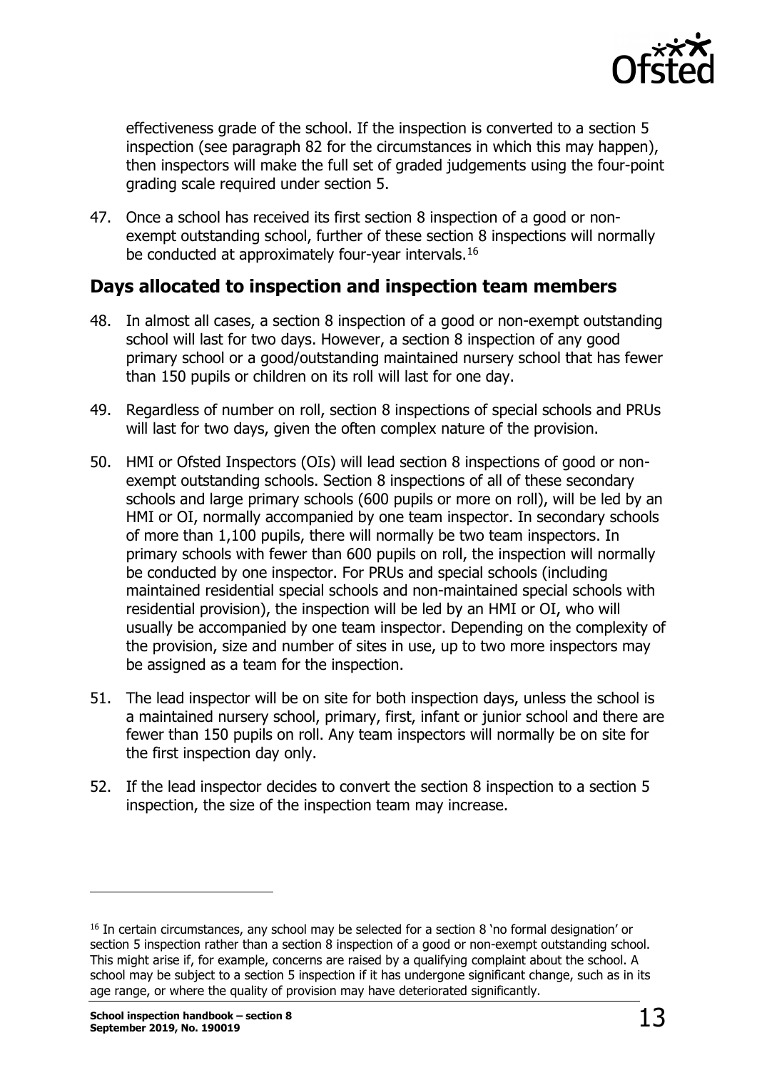effectiveness grade of the school. If the inspection is converted to a section 5 inspection (see paragraph 82 for the circumstances in which this may happen), then inspectors will make the full set of graded judgements using the four-point grading scale required under section 5.

47. Once a school has received its first section 8 inspection of a good or non-exempt outstanding school, further of these section 8 inspections will normally be conducted at approximately four-year intervals.[16]

## Days allocated to inspection and inspection team members

48. In almost all cases, a section 8 inspection of a good or non-exempt outstanding school will last for two days. However, a section 8 inspection of any good primary school or a good/outstanding maintained nursery school that has fewer than 150 pupils or children on its roll will last for one day.

49. Regardless of number on roll, section 8 inspections of special schools and PRUs will last for two days, given the often complex nature of the provision.

50. HMI or Ofsted Inspectors (OIs) will lead section 8 inspections of good or non-exempt outstanding schools. Section 8 inspections of all of these secondary schools and large primary schools (600 pupils or more on roll), will be led by an HMI or OI, normally accompanied by one team inspector. In secondary schools of more than 1,100 pupils, there will normally be two team inspectors. In primary schools with fewer than 600 pupils on roll, the inspection will normally be conducted by one inspector. For PRUs and special schools (including maintained residential special schools and non-maintained special schools with residential provision), the inspection will be led by an HMI or OI, who will usually be accompanied by one team inspector. Depending on the complexity of the provision, size and number of sites in use, up to two more inspectors may be assigned as a team for the inspection.

51. The lead inspector will be on site for both inspection days, unless the school is a maintained nursery school, primary, first, infant or junior school and there are fewer than 150 pupils on roll. Any team inspectors will normally be on site for the first inspection day only.

52. If the lead inspector decides to convert the section 8 inspection to a section 5 inspection, the size of the inspection team may increase.

---

[16] In certain circumstances, any school may be selected for a section 8 'no formal designation' or section 5 inspection rather than a section 8 inspection of a good or non-exempt outstanding school. This might arise if, for example, concerns are raised by a qualifying complaint about the school. A school may be subject to a section 5 inspection if it has undergone significant change, such as in its age range, or where the quality of provision may have deteriorated significantly.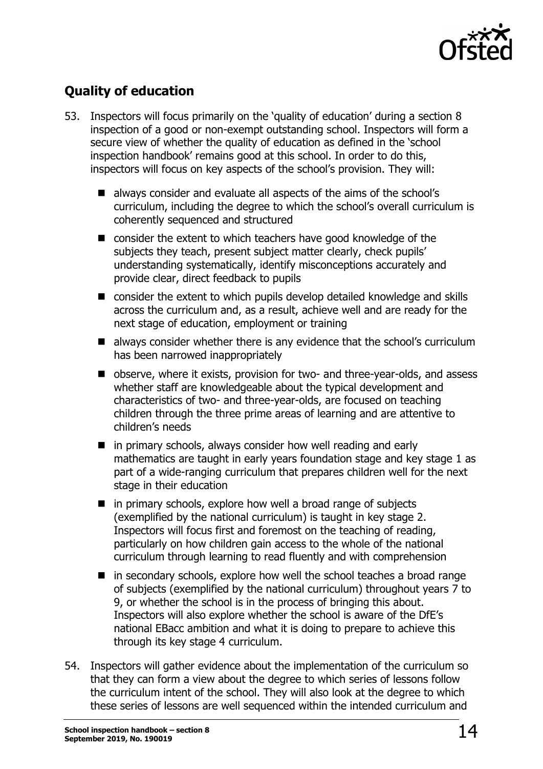## Quality of education

53. Inspectors will focus primarily on the 'quality of education' during a section 8 inspection of a good or non-exempt outstanding school. Inspectors will form a secure view of whether the quality of education as defined in the 'school inspection handbook' remains good at this school. In order to do this, inspectors will focus on key aspects of the school's provision. They will:

    - always consider and evaluate all aspects of the aims of the school's curriculum, including the degree to which the school's overall curriculum is coherently sequenced and structured
    - consider the extent to which teachers have good knowledge of the subjects they teach, present subject matter clearly, check pupils' understanding systematically, identify misconceptions accurately and provide clear, direct feedback to pupils
    - consider the extent to which pupils develop detailed knowledge and skills across the curriculum and, as a result, achieve well and are ready for the next stage of education, employment or training
    - always consider whether there is any evidence that the school's curriculum has been narrowed inappropriately
    - observe, where it exists, provision for two- and three-year-olds, and assess whether staff are knowledgeable about the typical development and characteristics of two- and three-year-olds, are focused on teaching children through the three prime areas of learning and are attentive to children's needs
    - in primary schools, always consider how well reading and early mathematics are taught in early years foundation stage and key stage 1 as part of a wide-ranging curriculum that prepares children well for the next stage in their education
    - in primary schools, explore how well a broad range of subjects (exemplified by the national curriculum) is taught in key stage 2. Inspectors will focus first and foremost on the teaching of reading, particularly on how children gain access to the whole of the national curriculum through learning to read fluently and with comprehension
    - in secondary schools, explore how well the school teaches a broad range of subjects (exemplified by the national curriculum) throughout years 7 to 9, or whether the school is in the process of bringing this about. Inspectors will also explore whether the school is aware of the DfE's national EBacc ambition and what it is doing to prepare to achieve this through its key stage 4 curriculum.

54. Inspectors will gather evidence about the implementation of the curriculum so that they can form a view about the degree to which series of lessons follow the curriculum intent of the school. They will also look at the degree to which these series of lessons are well sequenced within the intended curriculum and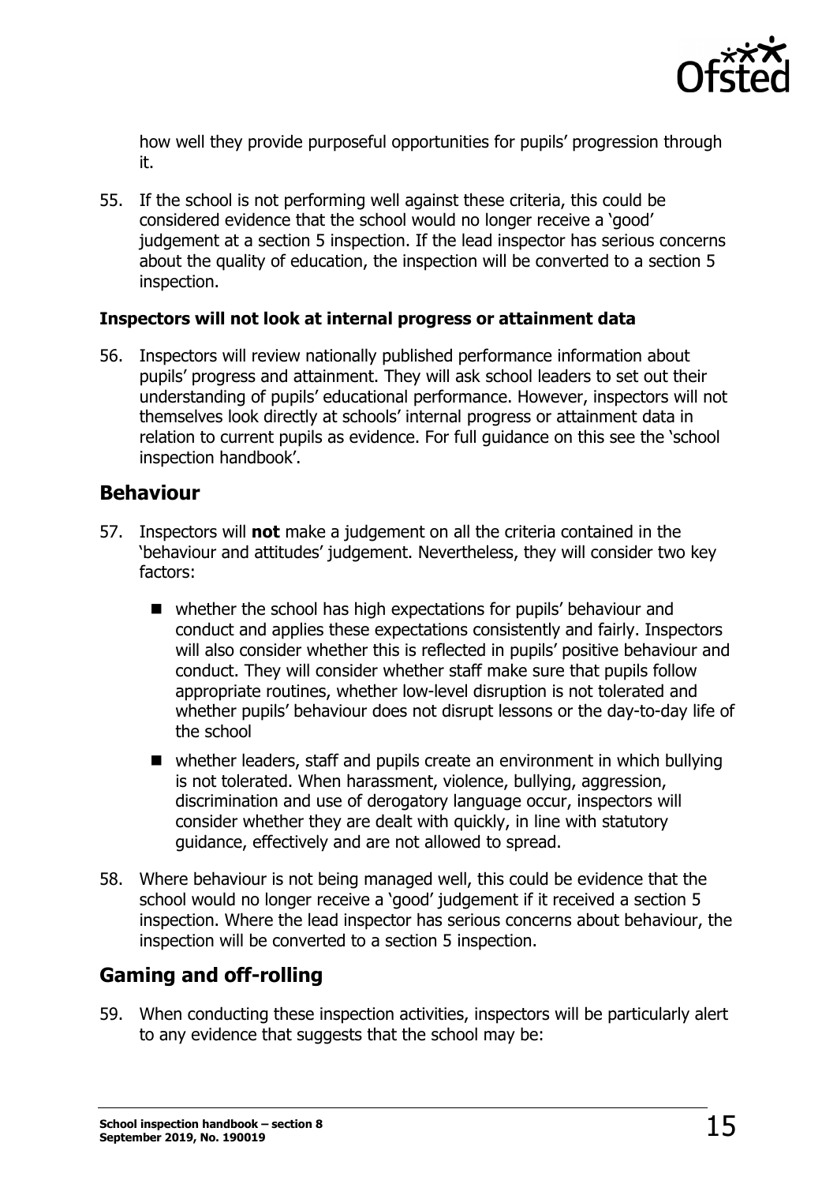how well they provide purposeful opportunities for pupils' progression through it.

55. If the school is not performing well against these criteria, this could be considered evidence that the school would no longer receive a 'good' judgement at a section 5 inspection. If the lead inspector has serious concerns about the quality of education, the inspection will be converted to a section 5 inspection.

#### Inspectors will not look at internal progress or attainment data

56. Inspectors will review nationally published performance information about pupils' progress and attainment. They will ask school leaders to set out their understanding of pupils' educational performance. However, inspectors will not themselves look directly at schools' internal progress or attainment data in relation to current pupils as evidence. For full guidance on this see the 'school inspection handbook'.

## Behaviour

57. Inspectors will **not** make a judgement on all the criteria contained in the 'behaviour and attitudes' judgement. Nevertheless, they will consider two key factors:
    - whether the school has high expectations for pupils' behaviour and conduct and applies these expectations consistently and fairly. Inspectors will also consider whether this is reflected in pupils' positive behaviour and conduct. They will consider whether staff make sure that pupils follow appropriate routines, whether low-level disruption is not tolerated and whether pupils' behaviour does not disrupt lessons or the day-to-day life of the school
    - whether leaders, staff and pupils create an environment in which bullying is not tolerated. When harassment, violence, bullying, aggression, discrimination and use of derogatory language occur, inspectors will consider whether they are dealt with quickly, in line with statutory guidance, effectively and are not allowed to spread.

58. Where behaviour is not being managed well, this could be evidence that the school would no longer receive a 'good' judgement if it received a section 5 inspection. Where the lead inspector has serious concerns about behaviour, the inspection will be converted to a section 5 inspection.

## Gaming and off-rolling

59. When conducting these inspection activities, inspectors will be particularly alert to any evidence that suggests that the school may be: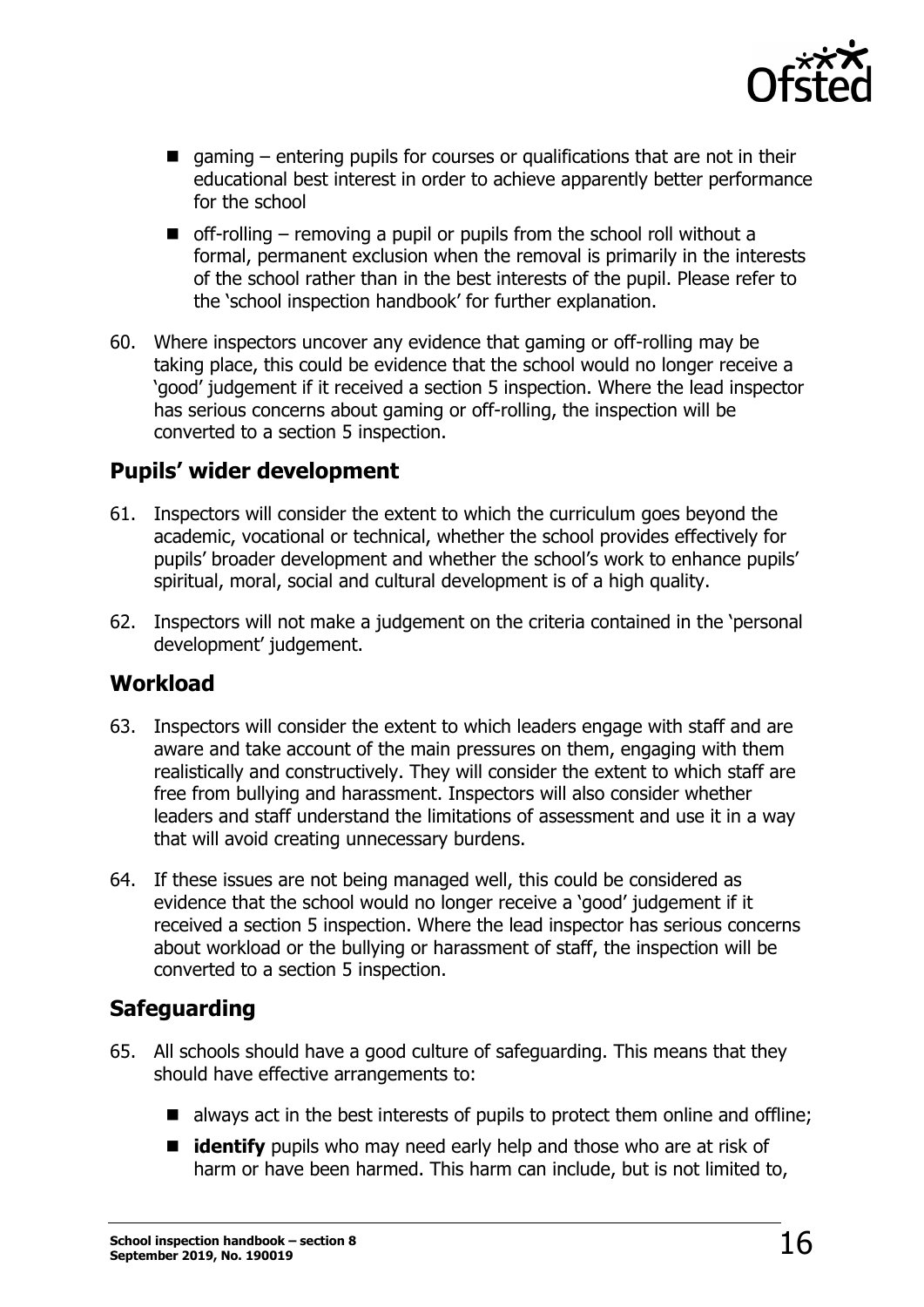- gaming – entering pupils for courses or qualifications that are not in their educational best interest in order to achieve apparently better performance for the school
- off-rolling – removing a pupil or pupils from the school roll without a formal, permanent exclusion when the removal is primarily in the interests of the school rather than in the best interests of the pupil. Please refer to the 'school inspection handbook' for further explanation.

60. Where inspectors uncover any evidence that gaming or off-rolling may be taking place, this could be evidence that the school would no longer receive a 'good' judgement if it received a section 5 inspection. Where the lead inspector has serious concerns about gaming or off-rolling, the inspection will be converted to a section 5 inspection.

## Pupils' wider development

61. Inspectors will consider the extent to which the curriculum goes beyond the academic, vocational or technical, whether the school provides effectively for pupils' broader development and whether the school's work to enhance pupils' spiritual, moral, social and cultural development is of a high quality.

62. Inspectors will not make a judgement on the criteria contained in the 'personal development' judgement.

## Workload

63. Inspectors will consider the extent to which leaders engage with staff and are aware and take account of the main pressures on them, engaging with them realistically and constructively. They will consider the extent to which staff are free from bullying and harassment. Inspectors will also consider whether leaders and staff understand the limitations of assessment and use it in a way that will avoid creating unnecessary burdens.

64. If these issues are not being managed well, this could be considered as evidence that the school would no longer receive a 'good' judgement if it received a section 5 inspection. Where the lead inspector has serious concerns about workload or the bullying or harassment of staff, the inspection will be converted to a section 5 inspection.

## Safeguarding

65. All schools should have a good culture of safeguarding. This means that they should have effective arrangements to:

    - always act in the best interests of pupils to protect them online and offline;
    - **identify** pupils who may need early help and those who are at risk of harm or have been harmed. This harm can include, but is not limited to,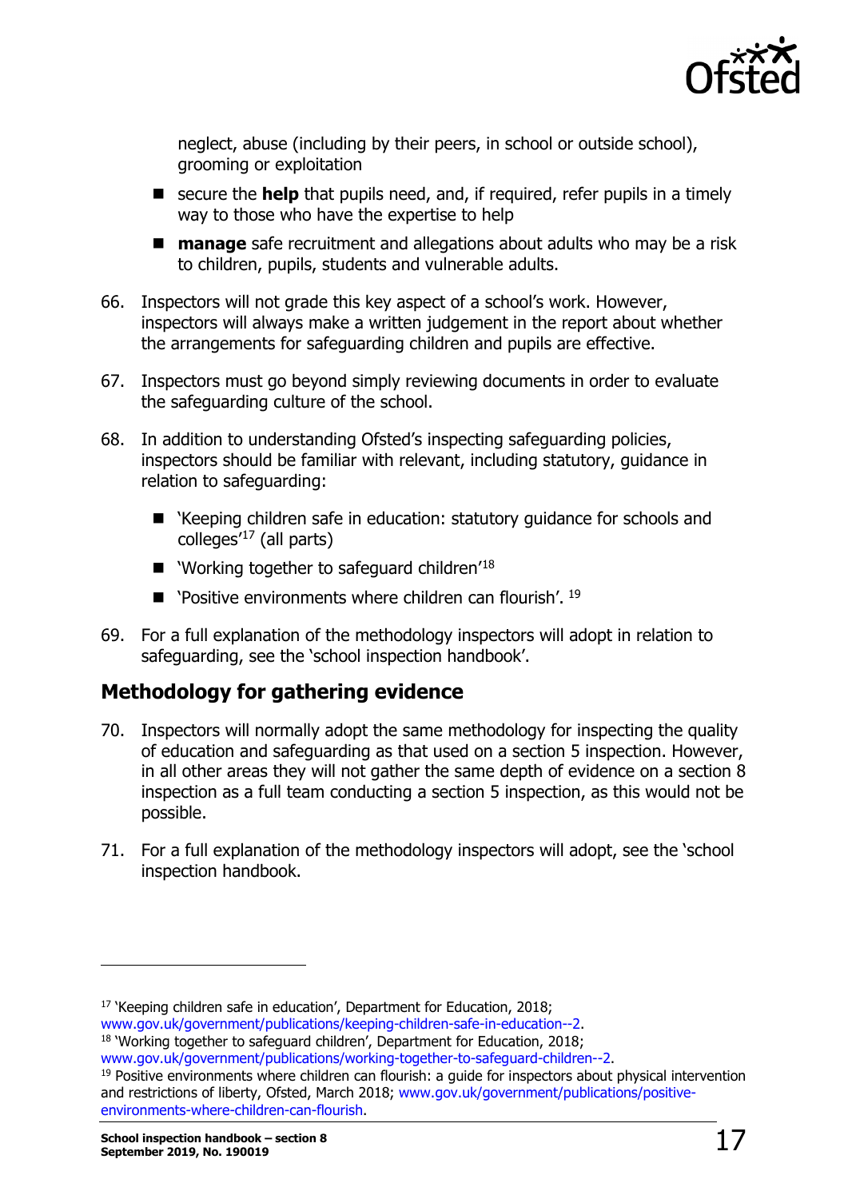neglect, abuse (including by their peers, in school or outside school), grooming or exploitation

- secure the **help** that pupils need, and, if required, refer pupils in a timely way to those who have the expertise to help
- **manage** safe recruitment and allegations about adults who may be a risk to children, pupils, students and vulnerable adults.

66. Inspectors will not grade this key aspect of a school's work. However, inspectors will always make a written judgement in the report about whether the arrangements for safeguarding children and pupils are effective.

67. Inspectors must go beyond simply reviewing documents in order to evaluate the safeguarding culture of the school.

68. In addition to understanding Ofsted's inspecting safeguarding policies, inspectors should be familiar with relevant, including statutory, guidance in relation to safeguarding:

    - 'Keeping children safe in education: statutory guidance for schools and colleges'[17] (all parts)
    - 'Working together to safeguard children'[18]
    - 'Positive environments where children can flourish'. [19]

69. For a full explanation of the methodology inspectors will adopt in relation to safeguarding, see the 'school inspection handbook'.

## Methodology for gathering evidence

70. Inspectors will normally adopt the same methodology for inspecting the quality of education and safeguarding as that used on a section 5 inspection. However, in all other areas they will not gather the same depth of evidence on a section 8 inspection as a full team conducting a section 5 inspection, as this would not be possible.

71. For a full explanation of the methodology inspectors will adopt, see the 'school inspection handbook.

---

[17] 'Keeping children safe in education', Department for Education, 2018; www.gov.uk/government/publications/keeping-children-safe-in-education--2.

[18] 'Working together to safeguard children', Department for Education, 2018; www.gov.uk/government/publications/working-together-to-safeguard-children--2.

[19] Positive environments where children can flourish: a guide for inspectors about physical intervention and restrictions of liberty, Ofsted, March 2018; www.gov.uk/government/publications/positive-environments-where-children-can-flourish.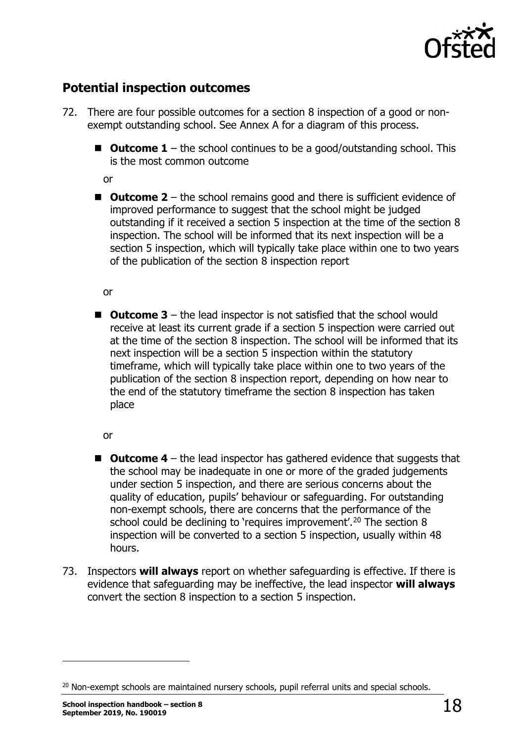## Potential inspection outcomes

72. There are four possible outcomes for a section 8 inspection of a good or non-exempt outstanding school. See Annex A for a diagram of this process.

    - **Outcome 1** – the school continues to be a good/outstanding school. This is the most common outcome

      or

    - **Outcome 2** – the school remains good and there is sufficient evidence of improved performance to suggest that the school might be judged outstanding if it received a section 5 inspection at the time of the section 8 inspection. The school will be informed that its next inspection will be a section 5 inspection, which will typically take place within one to two years of the publication of the section 8 inspection report

      or

    - **Outcome 3** – the lead inspector is not satisfied that the school would receive at least its current grade if a section 5 inspection were carried out at the time of the section 8 inspection. The school will be informed that its next inspection will be a section 5 inspection within the statutory timeframe, which will typically take place within one to two years of the publication of the section 8 inspection report, depending on how near to the end of the statutory timeframe the section 8 inspection has taken place

      or

    - **Outcome 4** – the lead inspector has gathered evidence that suggests that the school may be inadequate in one or more of the graded judgements under section 5 inspection, and there are serious concerns about the quality of education, pupils' behaviour or safeguarding. For outstanding non-exempt schools, there are concerns that the performance of the school could be declining to 'requires improvement'.[20] The section 8 inspection will be converted to a section 5 inspection, usually within 48 hours.

73. Inspectors **will always** report on whether safeguarding is effective. If there is evidence that safeguarding may be ineffective, the lead inspector **will always** convert the section 8 inspection to a section 5 inspection.

---

[20] Non-exempt schools are maintained nursery schools, pupil referral units and special schools.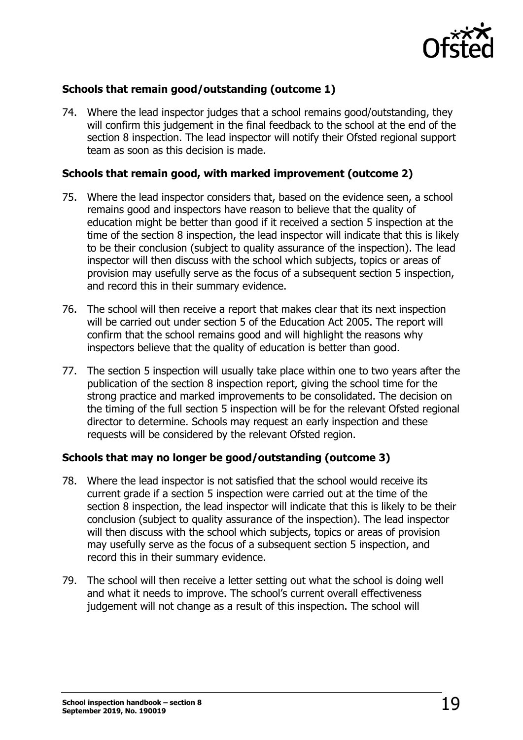### Schools that remain good/outstanding (outcome 1)

74. Where the lead inspector judges that a school remains good/outstanding, they will confirm this judgement in the final feedback to the school at the end of the section 8 inspection. The lead inspector will notify their Ofsted regional support team as soon as this decision is made.

### Schools that remain good, with marked improvement (outcome 2)

75. Where the lead inspector considers that, based on the evidence seen, a school remains good and inspectors have reason to believe that the quality of education might be better than good if it received a section 5 inspection at the time of the section 8 inspection, the lead inspector will indicate that this is likely to be their conclusion (subject to quality assurance of the inspection). The lead inspector will then discuss with the school which subjects, topics or areas of provision may usefully serve as the focus of a subsequent section 5 inspection, and record this in their summary evidence.

76. The school will then receive a report that makes clear that its next inspection will be carried out under section 5 of the Education Act 2005. The report will confirm that the school remains good and will highlight the reasons why inspectors believe that the quality of education is better than good.

77. The section 5 inspection will usually take place within one to two years after the publication of the section 8 inspection report, giving the school time for the strong practice and marked improvements to be consolidated. The decision on the timing of the full section 5 inspection will be for the relevant Ofsted regional director to determine. Schools may request an early inspection and these requests will be considered by the relevant Ofsted region.

### Schools that may no longer be good/outstanding (outcome 3)

78. Where the lead inspector is not satisfied that the school would receive its current grade if a section 5 inspection were carried out at the time of the section 8 inspection, the lead inspector will indicate that this is likely to be their conclusion (subject to quality assurance of the inspection). The lead inspector will then discuss with the school which subjects, topics or areas of provision may usefully serve as the focus of a subsequent section 5 inspection, and record this in their summary evidence.

79. The school will then receive a letter setting out what the school is doing well and what it needs to improve. The school's current overall effectiveness judgement will not change as a result of this inspection. The school will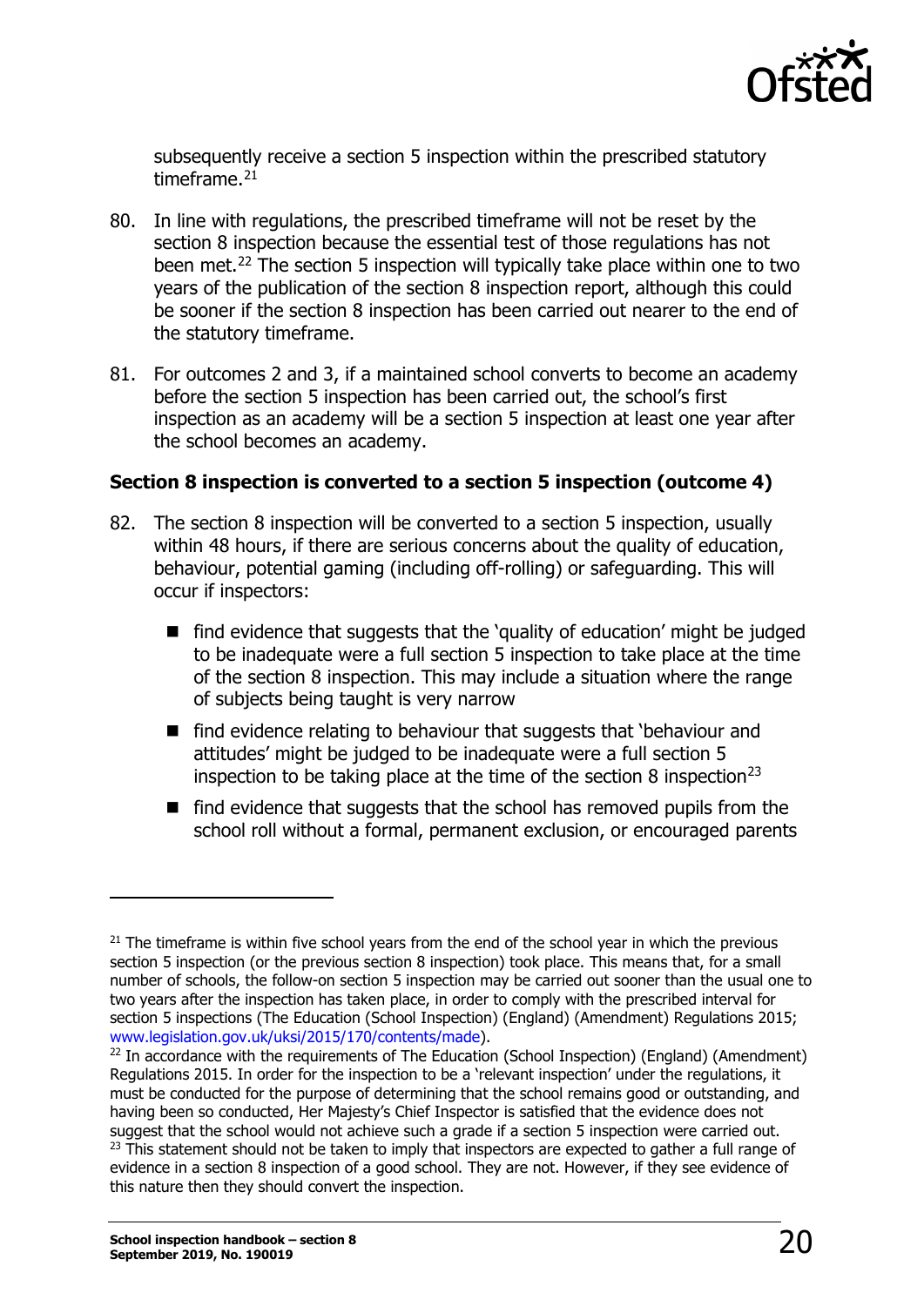subsequently receive a section 5 inspection within the prescribed statutory timeframe.[21]

80. In line with regulations, the prescribed timeframe will not be reset by the section 8 inspection because the essential test of those regulations has not been met.[22] The section 5 inspection will typically take place within one to two years of the publication of the section 8 inspection report, although this could be sooner if the section 8 inspection has been carried out nearer to the end of the statutory timeframe.

81. For outcomes 2 and 3, if a maintained school converts to become an academy before the section 5 inspection has been carried out, the school's first inspection as an academy will be a section 5 inspection at least one year after the school becomes an academy.

**Section 8 inspection is converted to a section 5 inspection (outcome 4)**

82. The section 8 inspection will be converted to a section 5 inspection, usually within 48 hours, if there are serious concerns about the quality of education, behaviour, potential gaming (including off-rolling) or safeguarding. This will occur if inspectors:

    - find evidence that suggests that the 'quality of education' might be judged to be inadequate were a full section 5 inspection to take place at the time of the section 8 inspection. This may include a situation where the range of subjects being taught is very narrow
    - find evidence relating to behaviour that suggests that 'behaviour and attitudes' might be judged to be inadequate were a full section 5 inspection to be taking place at the time of the section 8 inspection[23]
    - find evidence that suggests that the school has removed pupils from the school roll without a formal, permanent exclusion, or encouraged parents

---

[21] The timeframe is within five school years from the end of the school year in which the previous section 5 inspection (or the previous section 8 inspection) took place. This means that, for a small number of schools, the follow-on section 5 inspection may be carried out sooner than the usual one to two years after the inspection has taken place, in order to comply with the prescribed interval for section 5 inspections (The Education (School Inspection) (England) (Amendment) Regulations 2015; www.legislation.gov.uk/uksi/2015/170/contents/made).

[22] In accordance with the requirements of The Education (School Inspection) (England) (Amendment) Regulations 2015. In order for the inspection to be a 'relevant inspection' under the regulations, it must be conducted for the purpose of determining that the school remains good or outstanding, and having been so conducted, Her Majesty's Chief Inspector is satisfied that the evidence does not suggest that the school would not achieve such a grade if a section 5 inspection were carried out.

[23] This statement should not be taken to imply that inspectors are expected to gather a full range of evidence in a section 8 inspection of a good school. They are not. However, if they see evidence of this nature then they should convert the inspection.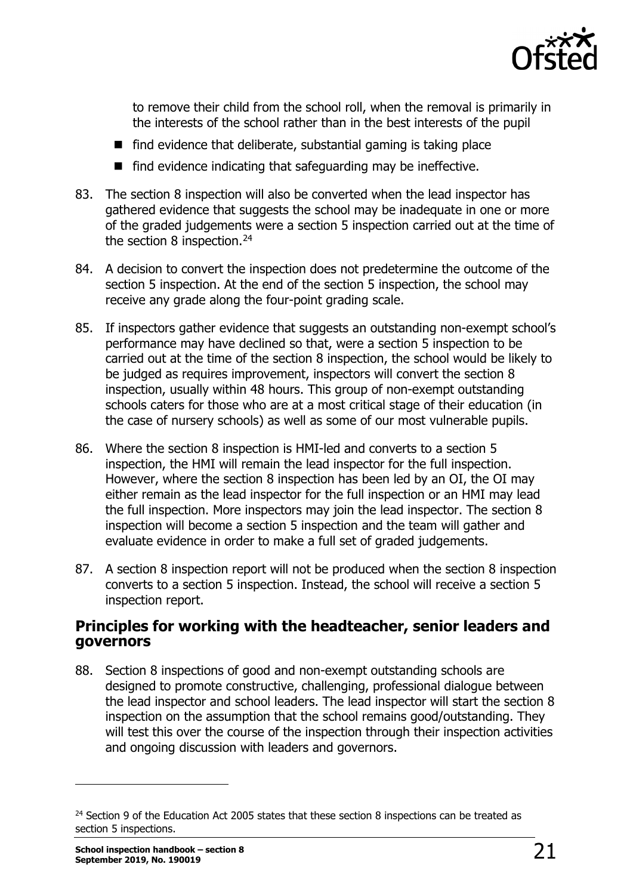to remove their child from the school roll, when the removal is primarily in the interests of the school rather than in the best interests of the pupil

- find evidence that deliberate, substantial gaming is taking place
- find evidence indicating that safeguarding may be ineffective.

83. The section 8 inspection will also be converted when the lead inspector has gathered evidence that suggests the school may be inadequate in one or more of the graded judgements were a section 5 inspection carried out at the time of the section 8 inspection.[24]

84. A decision to convert the inspection does not predetermine the outcome of the section 5 inspection. At the end of the section 5 inspection, the school may receive any grade along the four-point grading scale.

85. If inspectors gather evidence that suggests an outstanding non-exempt school's performance may have declined so that, were a section 5 inspection to be carried out at the time of the section 8 inspection, the school would be likely to be judged as requires improvement, inspectors will convert the section 8 inspection, usually within 48 hours. This group of non-exempt outstanding schools caters for those who are at a most critical stage of their education (in the case of nursery schools) as well as some of our most vulnerable pupils.

86. Where the section 8 inspection is HMI-led and converts to a section 5 inspection, the HMI will remain the lead inspector for the full inspection. However, where the section 8 inspection has been led by an OI, the OI may either remain as the lead inspector for the full inspection or an HMI may lead the full inspection. More inspectors may join the lead inspector. The section 8 inspection will become a section 5 inspection and the team will gather and evaluate evidence in order to make a full set of graded judgements.

87. A section 8 inspection report will not be produced when the section 8 inspection converts to a section 5 inspection. Instead, the school will receive a section 5 inspection report.

## Principles for working with the headteacher, senior leaders and governors

88. Section 8 inspections of good and non-exempt outstanding schools are designed to promote constructive, challenging, professional dialogue between the lead inspector and school leaders. The lead inspector will start the section 8 inspection on the assumption that the school remains good/outstanding. They will test this over the course of the inspection through their inspection activities and ongoing discussion with leaders and governors.

---

[24] Section 9 of the Education Act 2005 states that these section 8 inspections can be treated as section 5 inspections.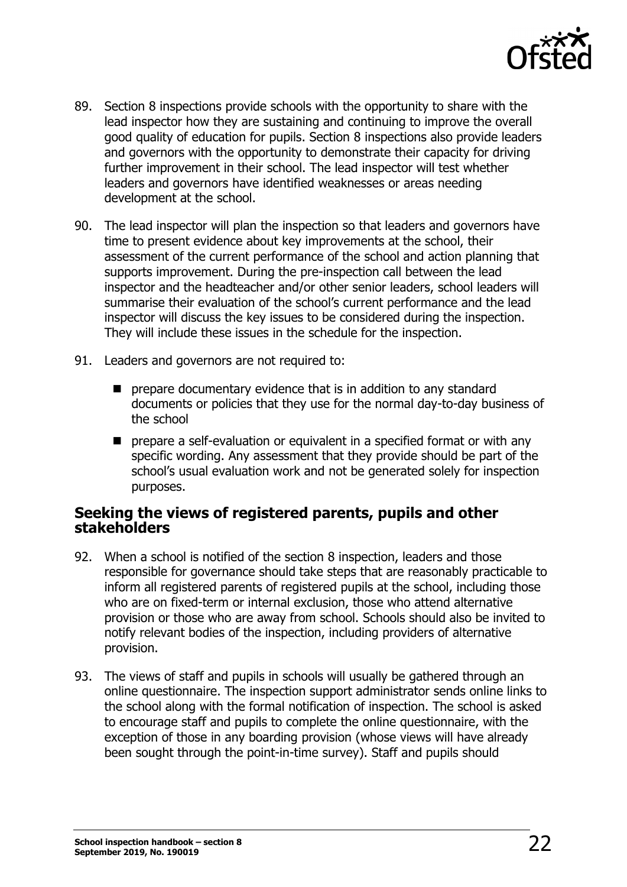89. Section 8 inspections provide schools with the opportunity to share with the lead inspector how they are sustaining and continuing to improve the overall good quality of education for pupils. Section 8 inspections also provide leaders and governors with the opportunity to demonstrate their capacity for driving further improvement in their school. The lead inspector will test whether leaders and governors have identified weaknesses or areas needing development at the school.

90. The lead inspector will plan the inspection so that leaders and governors have time to present evidence about key improvements at the school, their assessment of the current performance of the school and action planning that supports improvement. During the pre-inspection call between the lead inspector and the headteacher and/or other senior leaders, school leaders will summarise their evaluation of the school's current performance and the lead inspector will discuss the key issues to be considered during the inspection. They will include these issues in the schedule for the inspection.

91. Leaders and governors are not required to:

    - prepare documentary evidence that is in addition to any standard documents or policies that they use for the normal day-to-day business of the school
    - prepare a self-evaluation or equivalent in a specified format or with any specific wording. Any assessment that they provide should be part of the school's usual evaluation work and not be generated solely for inspection purposes.

## Seeking the views of registered parents, pupils and other stakeholders

92. When a school is notified of the section 8 inspection, leaders and those responsible for governance should take steps that are reasonably practicable to inform all registered parents of registered pupils at the school, including those who are on fixed-term or internal exclusion, those who attend alternative provision or those who are away from school. Schools should also be invited to notify relevant bodies of the inspection, including providers of alternative provision.

93. The views of staff and pupils in schools will usually be gathered through an online questionnaire. The inspection support administrator sends online links to the school along with the formal notification of inspection. The school is asked to encourage staff and pupils to complete the online questionnaire, with the exception of those in any boarding provision (whose views will have already been sought through the point-in-time survey). Staff and pupils should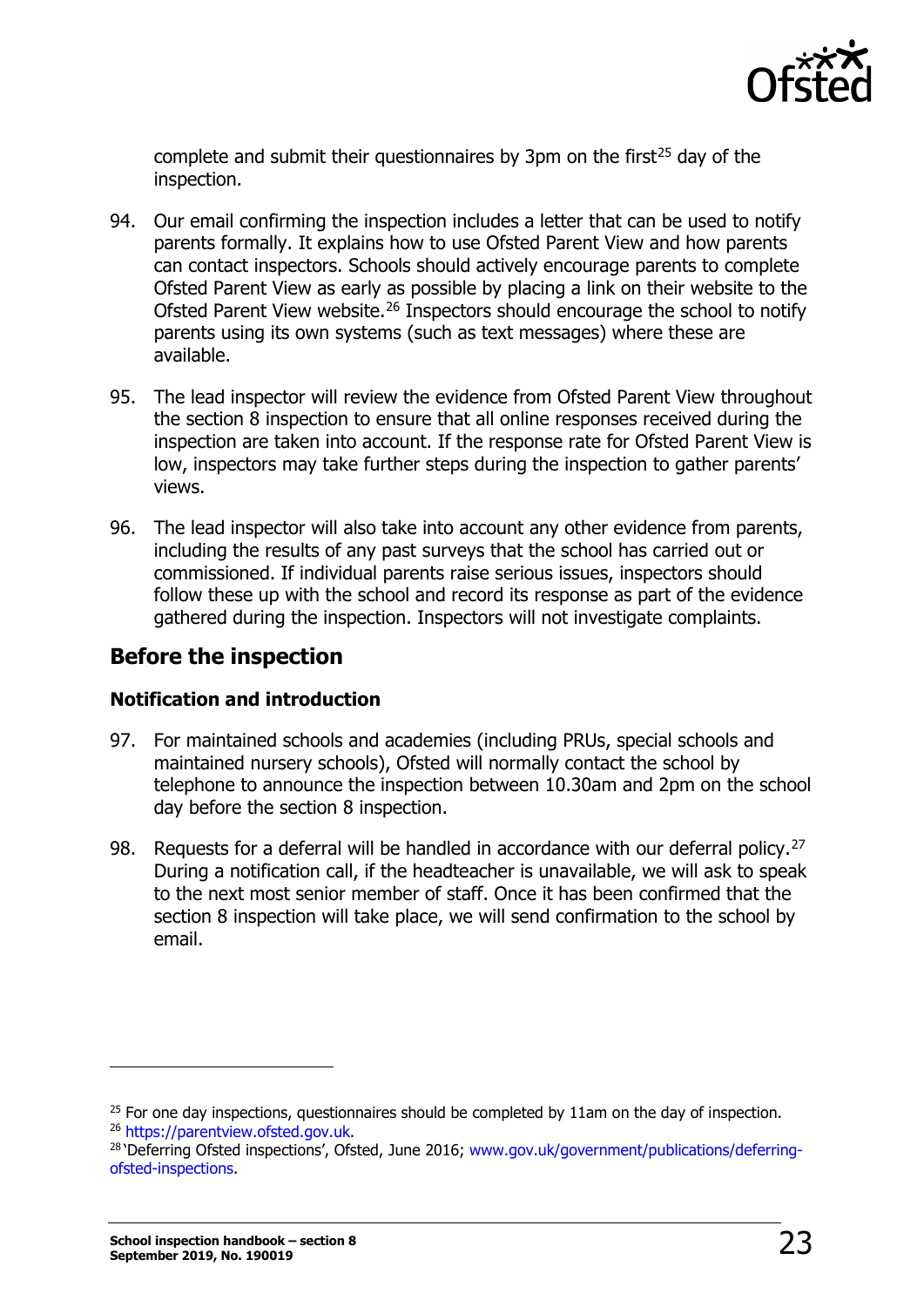complete and submit their questionnaires by 3pm on the first[25] day of the inspection.

94. Our email confirming the inspection includes a letter that can be used to notify parents formally. It explains how to use Ofsted Parent View and how parents can contact inspectors. Schools should actively encourage parents to complete Ofsted Parent View as early as possible by placing a link on their website to the Ofsted Parent View website.[26] Inspectors should encourage the school to notify parents using its own systems (such as text messages) where these are available.

95. The lead inspector will review the evidence from Ofsted Parent View throughout the section 8 inspection to ensure that all online responses received during the inspection are taken into account. If the response rate for Ofsted Parent View is low, inspectors may take further steps during the inspection to gather parents' views.

96. The lead inspector will also take into account any other evidence from parents, including the results of any past surveys that the school has carried out or commissioned. If individual parents raise serious issues, inspectors should follow these up with the school and record its response as part of the evidence gathered during the inspection. Inspectors will not investigate complaints.

## Before the inspection

### Notification and introduction

97. For maintained schools and academies (including PRUs, special schools and maintained nursery schools), Ofsted will normally contact the school by telephone to announce the inspection between 10.30am and 2pm on the school day before the section 8 inspection.

98. Requests for a deferral will be handled in accordance with our deferral policy.[27] During a notification call, if the headteacher is unavailable, we will ask to speak to the next most senior member of staff. Once it has been confirmed that the section 8 inspection will take place, we will send confirmation to the school by email.

---

[25] For one day inspections, questionnaires should be completed by 11am on the day of inspection.

[26] https://parentview.ofsted.gov.uk.

[28] 'Deferring Ofsted inspections', Ofsted, June 2016; www.gov.uk/government/publications/deferring-ofsted-inspections.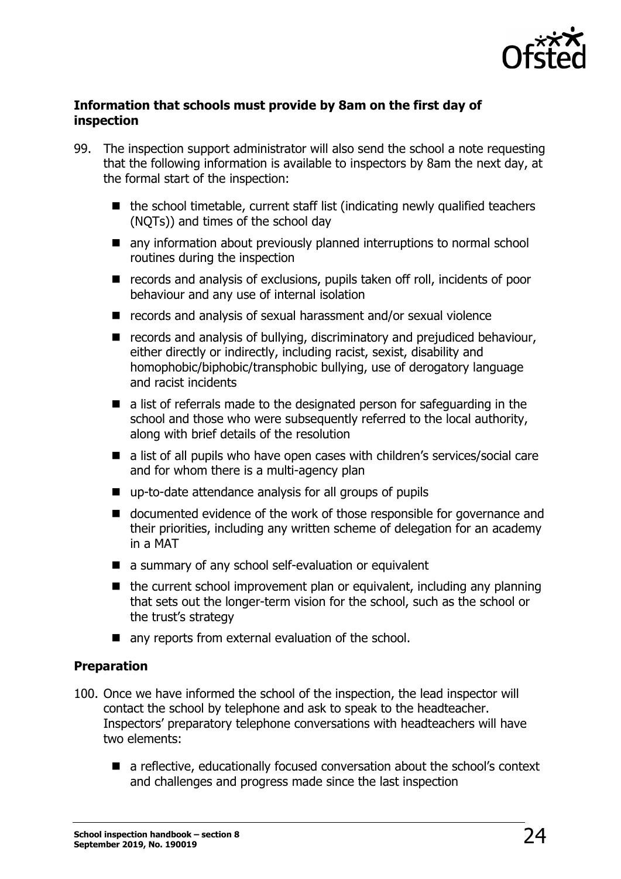### Information that schools must provide by 8am on the first day of inspection

99. The inspection support administrator will also send the school a note requesting that the following information is available to inspectors by 8am the next day, at the formal start of the inspection:

    - the school timetable, current staff list (indicating newly qualified teachers (NQTs)) and times of the school day
    - any information about previously planned interruptions to normal school routines during the inspection
    - records and analysis of exclusions, pupils taken off roll, incidents of poor behaviour and any use of internal isolation
    - records and analysis of sexual harassment and/or sexual violence
    - records and analysis of bullying, discriminatory and prejudiced behaviour, either directly or indirectly, including racist, sexist, disability and homophobic/biphobic/transphobic bullying, use of derogatory language and racist incidents
    - a list of referrals made to the designated person for safeguarding in the school and those who were subsequently referred to the local authority, along with brief details of the resolution
    - a list of all pupils who have open cases with children's services/social care and for whom there is a multi-agency plan
    - up-to-date attendance analysis for all groups of pupils
    - documented evidence of the work of those responsible for governance and their priorities, including any written scheme of delegation for an academy in a MAT
    - a summary of any school self-evaluation or equivalent
    - the current school improvement plan or equivalent, including any planning that sets out the longer-term vision for the school, such as the school or the trust's strategy
    - any reports from external evaluation of the school.

### Preparation

100. Once we have informed the school of the inspection, the lead inspector will contact the school by telephone and ask to speak to the headteacher. Inspectors' preparatory telephone conversations with headteachers will have two elements:

    - a reflective, educationally focused conversation about the school's context and challenges and progress made since the last inspection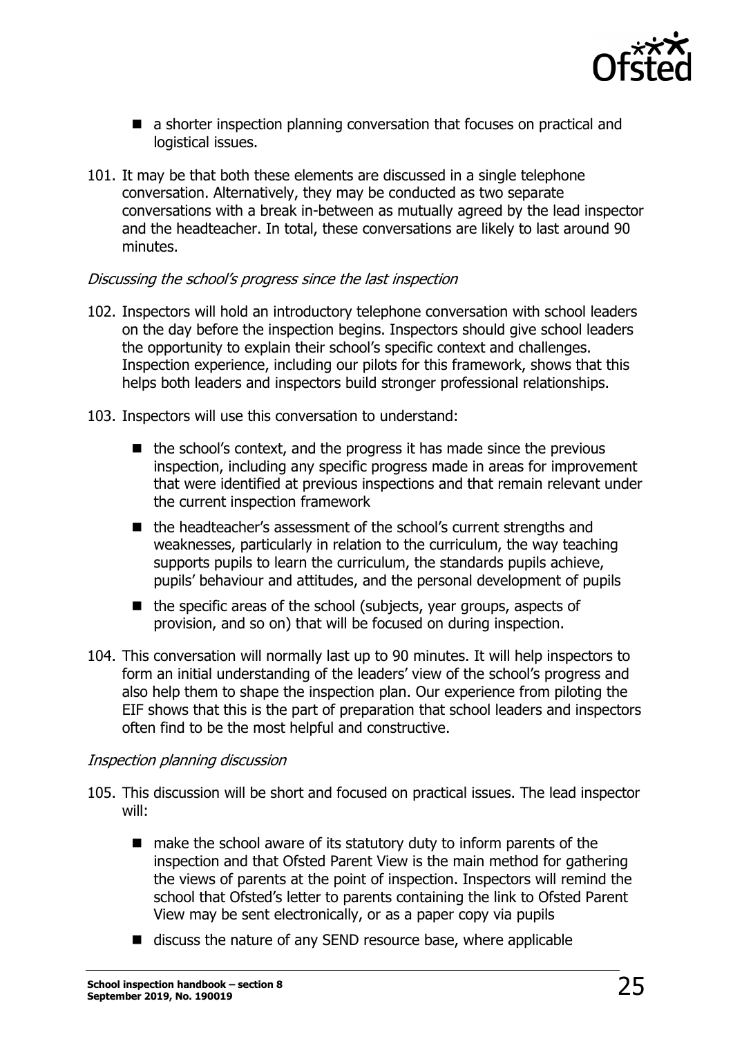- a shorter inspection planning conversation that focuses on practical and logistical issues.

101. It may be that both these elements are discussed in a single telephone conversation. Alternatively, they may be conducted as two separate conversations with a break in-between as mutually agreed by the lead inspector and the headteacher. In total, these conversations are likely to last around 90 minutes.

*Discussing the school's progress since the last inspection*

102. Inspectors will hold an introductory telephone conversation with school leaders on the day before the inspection begins. Inspectors should give school leaders the opportunity to explain their school's specific context and challenges. Inspection experience, including our pilots for this framework, shows that this helps both leaders and inspectors build stronger professional relationships.

103. Inspectors will use this conversation to understand:

    - the school's context, and the progress it has made since the previous inspection, including any specific progress made in areas for improvement that were identified at previous inspections and that remain relevant under the current inspection framework
    - the headteacher's assessment of the school's current strengths and weaknesses, particularly in relation to the curriculum, the way teaching supports pupils to learn the curriculum, the standards pupils achieve, pupils' behaviour and attitudes, and the personal development of pupils
    - the specific areas of the school (subjects, year groups, aspects of provision, and so on) that will be focused on during inspection.

104. This conversation will normally last up to 90 minutes. It will help inspectors to form an initial understanding of the leaders' view of the school's progress and also help them to shape the inspection plan. Our experience from piloting the EIF shows that this is the part of preparation that school leaders and inspectors often find to be the most helpful and constructive.

*Inspection planning discussion*

105. This discussion will be short and focused on practical issues. The lead inspector will:

    - make the school aware of its statutory duty to inform parents of the inspection and that Ofsted Parent View is the main method for gathering the views of parents at the point of inspection. Inspectors will remind the school that Ofsted's letter to parents containing the link to Ofsted Parent View may be sent electronically, or as a paper copy via pupils
    - discuss the nature of any SEND resource base, where applicable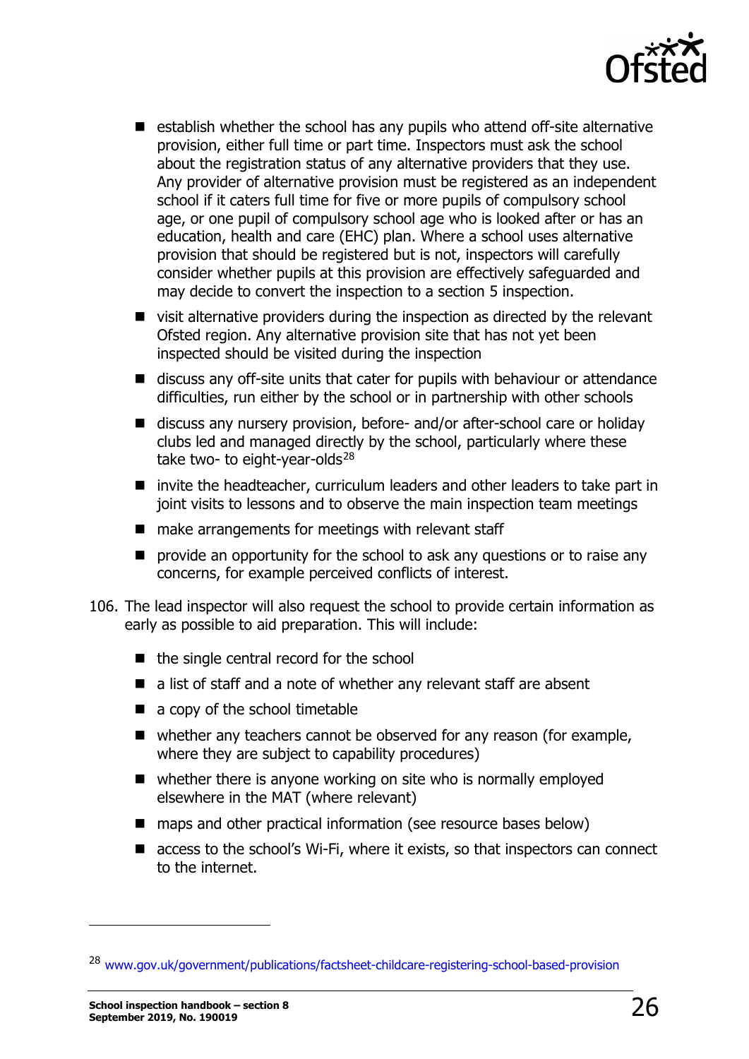- establish whether the school has any pupils who attend off-site alternative provision, either full time or part time. Inspectors must ask the school about the registration status of any alternative providers that they use. Any provider of alternative provision must be registered as an independent school if it caters full time for five or more pupils of compulsory school age, or one pupil of compulsory school age who is looked after or has an education, health and care (EHC) plan. Where a school uses alternative provision that should be registered but is not, inspectors will carefully consider whether pupils at this provision are effectively safeguarded and may decide to convert the inspection to a section 5 inspection.
- visit alternative providers during the inspection as directed by the relevant Ofsted region. Any alternative provision site that has not yet been inspected should be visited during the inspection
- discuss any off-site units that cater for pupils with behaviour or attendance difficulties, run either by the school or in partnership with other schools
- discuss any nursery provision, before- and/or after-school care or holiday clubs led and managed directly by the school, particularly where these take two- to eight-year-olds[28]
- invite the headteacher, curriculum leaders and other leaders to take part in joint visits to lessons and to observe the main inspection team meetings
- make arrangements for meetings with relevant staff
- provide an opportunity for the school to ask any questions or to raise any concerns, for example perceived conflicts of interest.

106. The lead inspector will also request the school to provide certain information as early as possible to aid preparation. This will include:

- the single central record for the school
- a list of staff and a note of whether any relevant staff are absent
- a copy of the school timetable
- whether any teachers cannot be observed for any reason (for example, where they are subject to capability procedures)
- whether there is anyone working on site who is normally employed elsewhere in the MAT (where relevant)
- maps and other practical information (see resource bases below)
- access to the school's Wi-Fi, where it exists, so that inspectors can connect to the internet.

[28] www.gov.uk/government/publications/factsheet-childcare-registering-school-based-provision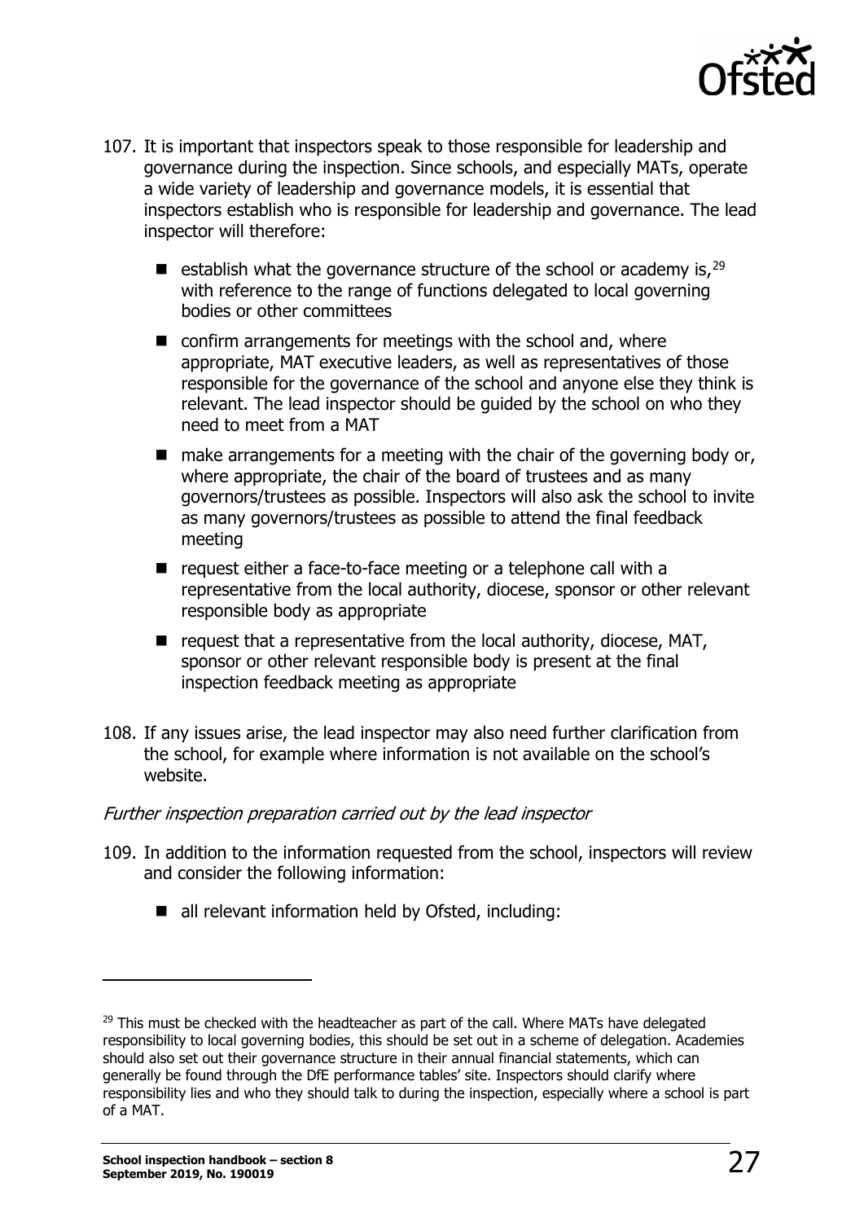107. It is important that inspectors speak to those responsible for leadership and governance during the inspection. Since schools, and especially MATs, operate a wide variety of leadership and governance models, it is essential that inspectors establish who is responsible for leadership and governance. The lead inspector will therefore:

    - establish what the governance structure of the school or academy is,[29] with reference to the range of functions delegated to local governing bodies or other committees
    - confirm arrangements for meetings with the school and, where appropriate, MAT executive leaders, as well as representatives of those responsible for the governance of the school and anyone else they think is relevant. The lead inspector should be guided by the school on who they need to meet from a MAT
    - make arrangements for a meeting with the chair of the governing body or, where appropriate, the chair of the board of trustees and as many governors/trustees as possible. Inspectors will also ask the school to invite as many governors/trustees as possible to attend the final feedback meeting
    - request either a face-to-face meeting or a telephone call with a representative from the local authority, diocese, sponsor or other relevant responsible body as appropriate
    - request that a representative from the local authority, diocese, MAT, sponsor or other relevant responsible body is present at the final inspection feedback meeting as appropriate

108. If any issues arise, the lead inspector may also need further clarification from the school, for example where information is not available on the school's website.

*Further inspection preparation carried out by the lead inspector*

109. In addition to the information requested from the school, inspectors will review and consider the following information:

    - all relevant information held by Ofsted, including:

---

[29] This must be checked with the headteacher as part of the call. Where MATs have delegated responsibility to local governing bodies, this should be set out in a scheme of delegation. Academies should also set out their governance structure in their annual financial statements, which can generally be found through the DfE performance tables' site. Inspectors should clarify where responsibility lies and who they should talk to during the inspection, especially where a school is part of a MAT.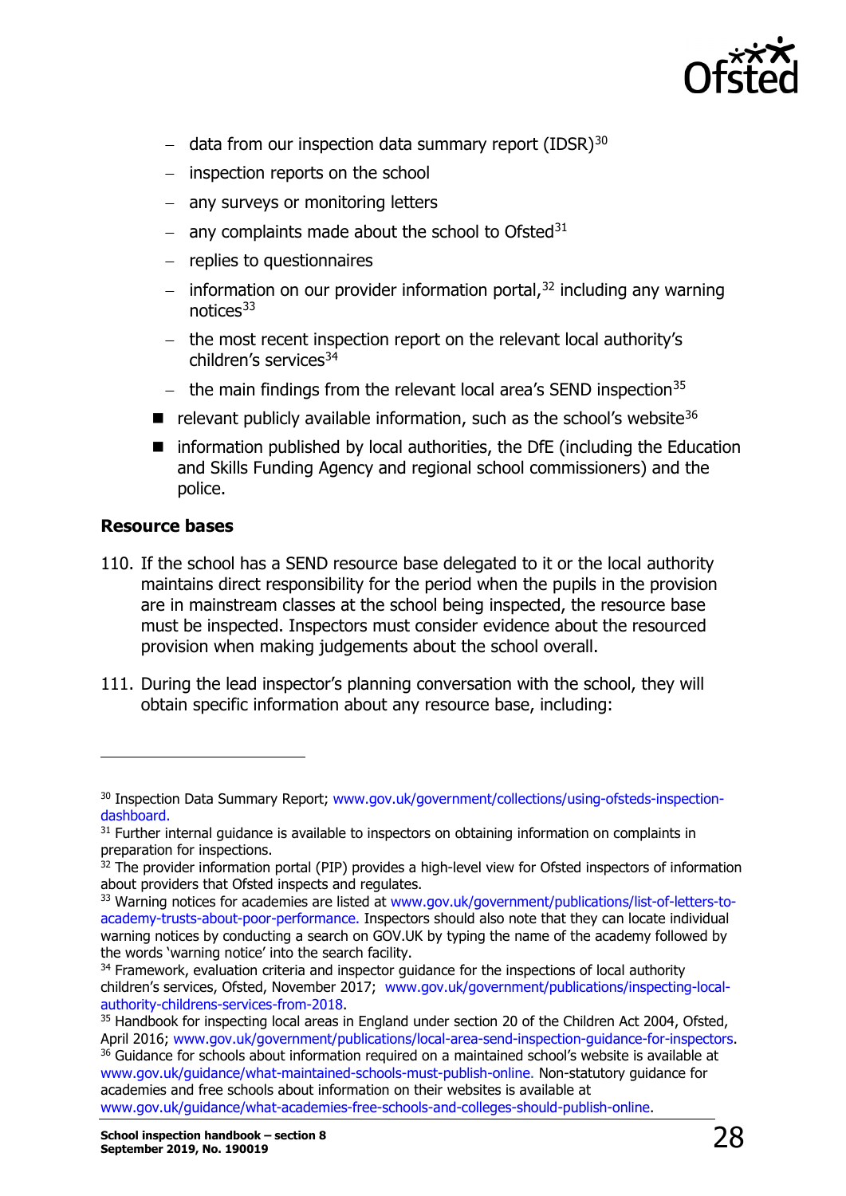- data from our inspection data summary report (IDSR)[30]
  - inspection reports on the school
  - any surveys or monitoring letters
  - any complaints made about the school to Ofsted[31]
  - replies to questionnaires
  - information on our provider information portal,[32] including any warning notices[33]
  - the most recent inspection report on the relevant local authority's children's services[34]
  - the main findings from the relevant local area's SEND inspection[35]
- relevant publicly available information, such as the school's website[36]
- information published by local authorities, the DfE (including the Education and Skills Funding Agency and regional school commissioners) and the police.

**Resource bases**

110. If the school has a SEND resource base delegated to it or the local authority maintains direct responsibility for the period when the pupils in the provision are in mainstream classes at the school being inspected, the resource base must be inspected. Inspectors must consider evidence about the resourced provision when making judgements about the school overall.

111. During the lead inspector's planning conversation with the school, they will obtain specific information about any resource base, including:

---

[30] Inspection Data Summary Report; www.gov.uk/government/collections/using-ofsteds-inspection-dashboard.

[31] Further internal guidance is available to inspectors on obtaining information on complaints in preparation for inspections.

[32] The provider information portal (PIP) provides a high-level view for Ofsted inspectors of information about providers that Ofsted inspects and regulates.

[33] Warning notices for academies are listed at www.gov.uk/government/publications/list-of-letters-to-academy-trusts-about-poor-performance. Inspectors should also note that they can locate individual warning notices by conducting a search on GOV.UK by typing the name of the academy followed by the words 'warning notice' into the search facility.

[34] Framework, evaluation criteria and inspector guidance for the inspections of local authority children's services, Ofsted, November 2017; www.gov.uk/government/publications/inspecting-local-authority-childrens-services-from-2018.

[35] Handbook for inspecting local areas in England under section 20 of the Children Act 2004, Ofsted, April 2016; www.gov.uk/government/publications/local-area-send-inspection-guidance-for-inspectors.

[36] Guidance for schools about information required on a maintained school's website is available at www.gov.uk/guidance/what-maintained-schools-must-publish-online. Non-statutory guidance for academies and free schools about information on their websites is available at www.gov.uk/guidance/what-academies-free-schools-and-colleges-should-publish-online.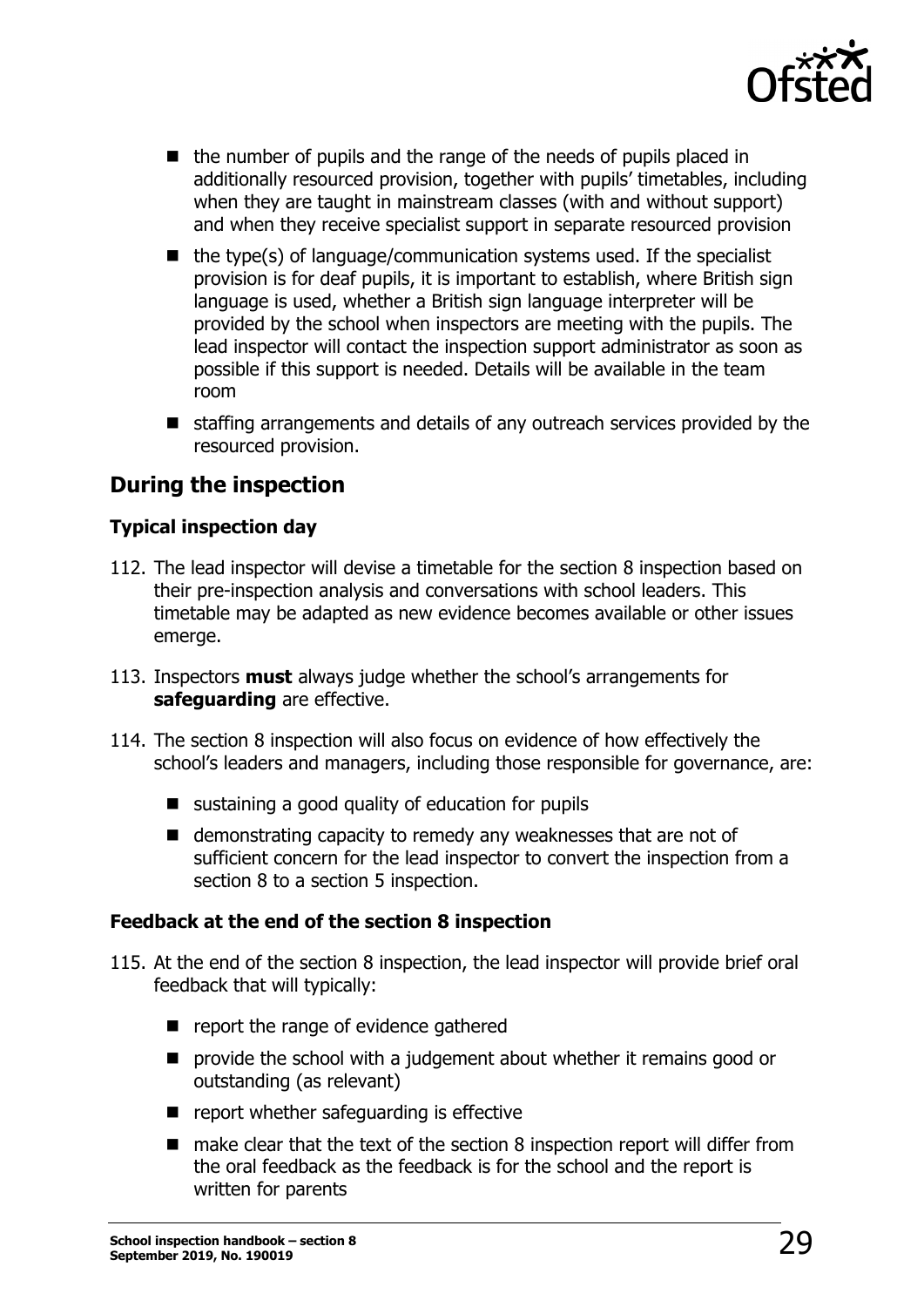- the number of pupils and the range of the needs of pupils placed in additionally resourced provision, together with pupils' timetables, including when they are taught in mainstream classes (with and without support) and when they receive specialist support in separate resourced provision
- the type(s) of language/communication systems used. If the specialist provision is for deaf pupils, it is important to establish, where British sign language is used, whether a British sign language interpreter will be provided by the school when inspectors are meeting with the pupils. The lead inspector will contact the inspection support administrator as soon as possible if this support is needed. Details will be available in the team room
- staffing arrangements and details of any outreach services provided by the resourced provision.

## During the inspection

### Typical inspection day

112. The lead inspector will devise a timetable for the section 8 inspection based on their pre-inspection analysis and conversations with school leaders. This timetable may be adapted as new evidence becomes available or other issues emerge.

113. Inspectors **must** always judge whether the school's arrangements for **safeguarding** are effective.

114. The section 8 inspection will also focus on evidence of how effectively the school's leaders and managers, including those responsible for governance, are:

    - sustaining a good quality of education for pupils
    - demonstrating capacity to remedy any weaknesses that are not of sufficient concern for the lead inspector to convert the inspection from a section 8 to a section 5 inspection.

### Feedback at the end of the section 8 inspection

115. At the end of the section 8 inspection, the lead inspector will provide brief oral feedback that will typically:

    - report the range of evidence gathered
    - provide the school with a judgement about whether it remains good or outstanding (as relevant)
    - report whether safeguarding is effective
    - make clear that the text of the section 8 inspection report will differ from the oral feedback as the feedback is for the school and the report is written for parents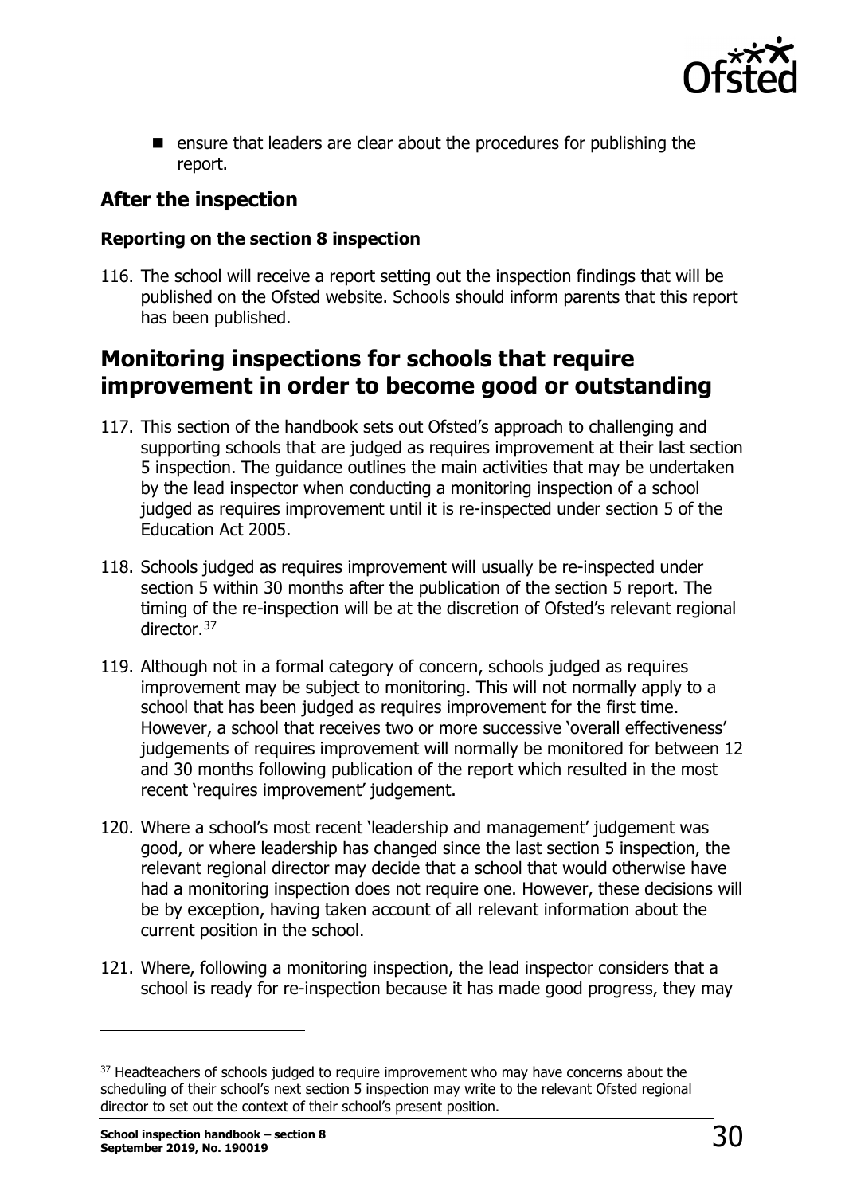- ensure that leaders are clear about the procedures for publishing the report.

## After the inspection

### Reporting on the section 8 inspection

116. The school will receive a report setting out the inspection findings that will be published on the Ofsted website. Schools should inform parents that this report has been published.

# Monitoring inspections for schools that require improvement in order to become good or outstanding

117. This section of the handbook sets out Ofsted's approach to challenging and supporting schools that are judged as requires improvement at their last section 5 inspection. The guidance outlines the main activities that may be undertaken by the lead inspector when conducting a monitoring inspection of a school judged as requires improvement until it is re-inspected under section 5 of the Education Act 2005.

118. Schools judged as requires improvement will usually be re-inspected under section 5 within 30 months after the publication of the section 5 report. The timing of the re-inspection will be at the discretion of Ofsted's relevant regional director.[37]

119. Although not in a formal category of concern, schools judged as requires improvement may be subject to monitoring. This will not normally apply to a school that has been judged as requires improvement for the first time. However, a school that receives two or more successive 'overall effectiveness' judgements of requires improvement will normally be monitored for between 12 and 30 months following publication of the report which resulted in the most recent 'requires improvement' judgement.

120. Where a school's most recent 'leadership and management' judgement was good, or where leadership has changed since the last section 5 inspection, the relevant regional director may decide that a school that would otherwise have had a monitoring inspection does not require one. However, these decisions will be by exception, having taken account of all relevant information about the current position in the school.

121. Where, following a monitoring inspection, the lead inspector considers that a school is ready for re-inspection because it has made good progress, they may

---

[37] Headteachers of schools judged to require improvement who may have concerns about the scheduling of their school's next section 5 inspection may write to the relevant Ofsted regional director to set out the context of their school's present position.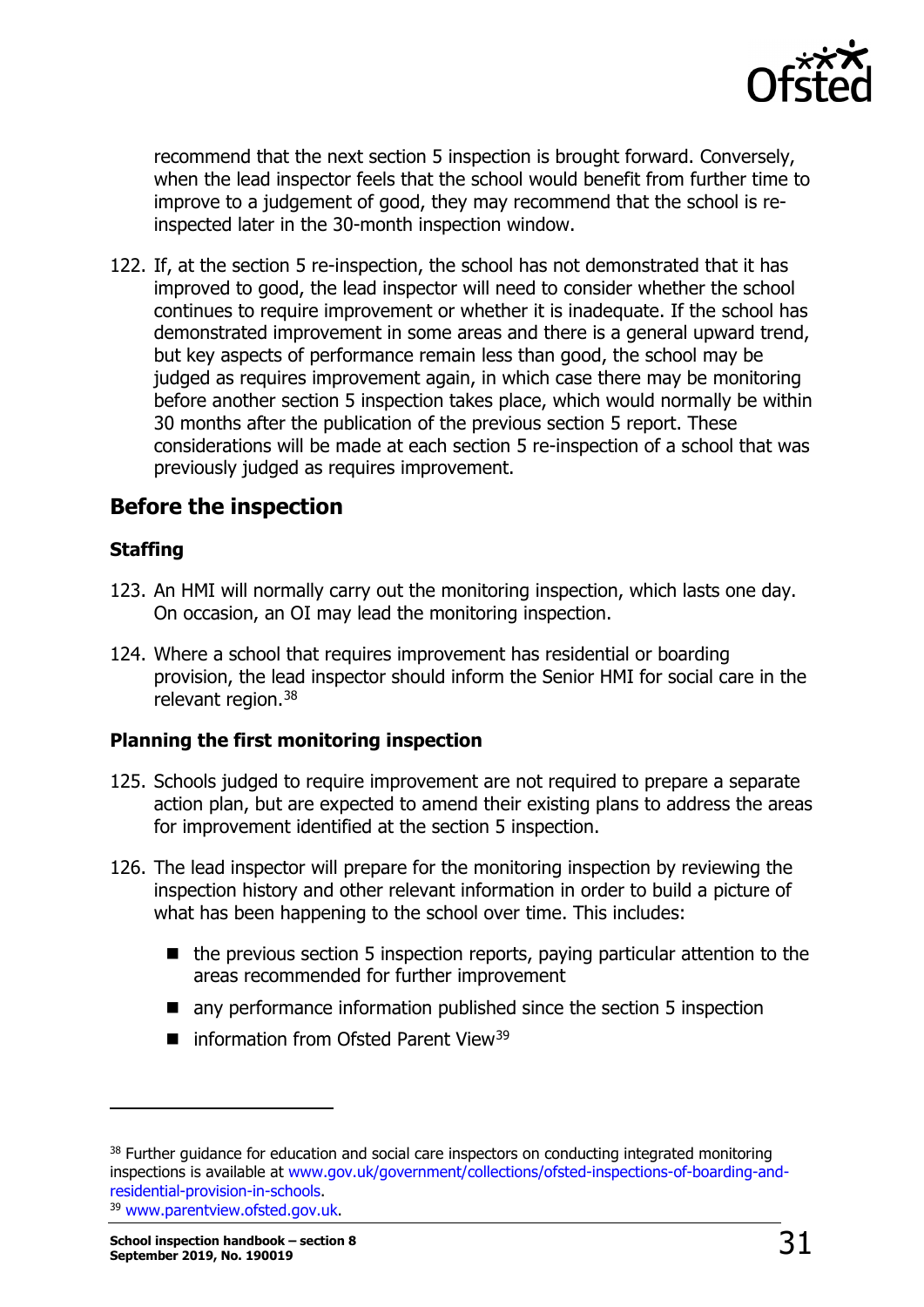recommend that the next section 5 inspection is brought forward. Conversely, when the lead inspector feels that the school would benefit from further time to improve to a judgement of good, they may recommend that the school is re-inspected later in the 30-month inspection window.

122. If, at the section 5 re-inspection, the school has not demonstrated that it has improved to good, the lead inspector will need to consider whether the school continues to require improvement or whether it is inadequate. If the school has demonstrated improvement in some areas and there is a general upward trend, but key aspects of performance remain less than good, the school may be judged as requires improvement again, in which case there may be monitoring before another section 5 inspection takes place, which would normally be within 30 months after the publication of the previous section 5 report. These considerations will be made at each section 5 re-inspection of a school that was previously judged as requires improvement.

## Before the inspection

### Staffing

123. An HMI will normally carry out the monitoring inspection, which lasts one day. On occasion, an OI may lead the monitoring inspection.

124. Where a school that requires improvement has residential or boarding provision, the lead inspector should inform the Senior HMI for social care in the relevant region.[38]

### Planning the first monitoring inspection

125. Schools judged to require improvement are not required to prepare a separate action plan, but are expected to amend their existing plans to address the areas for improvement identified at the section 5 inspection.

126. The lead inspector will prepare for the monitoring inspection by reviewing the inspection history and other relevant information in order to build a picture of what has been happening to the school over time. This includes:

- the previous section 5 inspection reports, paying particular attention to the areas recommended for further improvement
- any performance information published since the section 5 inspection
- information from Ofsted Parent View[39]

---

[38] Further guidance for education and social care inspectors on conducting integrated monitoring inspections is available at www.gov.uk/government/collections/ofsted-inspections-of-boarding-and-residential-provision-in-schools.

[39] www.parentview.ofsted.gov.uk.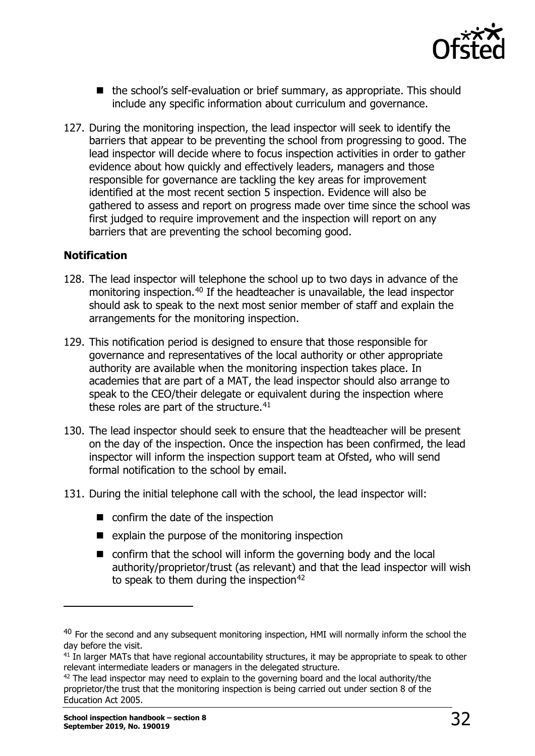- the school's self-evaluation or brief summary, as appropriate. This should include any specific information about curriculum and governance.

127. During the monitoring inspection, the lead inspector will seek to identify the barriers that appear to be preventing the school from progressing to good. The lead inspector will decide where to focus inspection activities in order to gather evidence about how quickly and effectively leaders, managers and those responsible for governance are tackling the key areas for improvement identified at the most recent section 5 inspection. Evidence will also be gathered to assess and report on progress made over time since the school was first judged to require improvement and the inspection will report on any barriers that are preventing the school becoming good.

### Notification

128. The lead inspector will telephone the school up to two days in advance of the monitoring inspection.[40] If the headteacher is unavailable, the lead inspector should ask to speak to the next most senior member of staff and explain the arrangements for the monitoring inspection.

129. This notification period is designed to ensure that those responsible for governance and representatives of the local authority or other appropriate authority are available when the monitoring inspection takes place. In academies that are part of a MAT, the lead inspector should also arrange to speak to the CEO/their delegate or equivalent during the inspection where these roles are part of the structure.[41]

130. The lead inspector should seek to ensure that the headteacher will be present on the day of the inspection. Once the inspection has been confirmed, the lead inspector will inform the inspection support team at Ofsted, who will send formal notification to the school by email.

131. During the initial telephone call with the school, the lead inspector will:

    - confirm the date of the inspection
    - explain the purpose of the monitoring inspection
    - confirm that the school will inform the governing body and the local authority/proprietor/trust (as relevant) and that the lead inspector will wish to speak to them during the inspection[42]

---

[40] For the second and any subsequent monitoring inspection, HMI will normally inform the school the day before the visit.

[41] In larger MATs that have regional accountability structures, it may be appropriate to speak to other relevant intermediate leaders or managers in the delegated structure.

[42] The lead inspector may need to explain to the governing board and the local authority/the proprietor/the trust that the monitoring inspection is being carried out under section 8 of the Education Act 2005.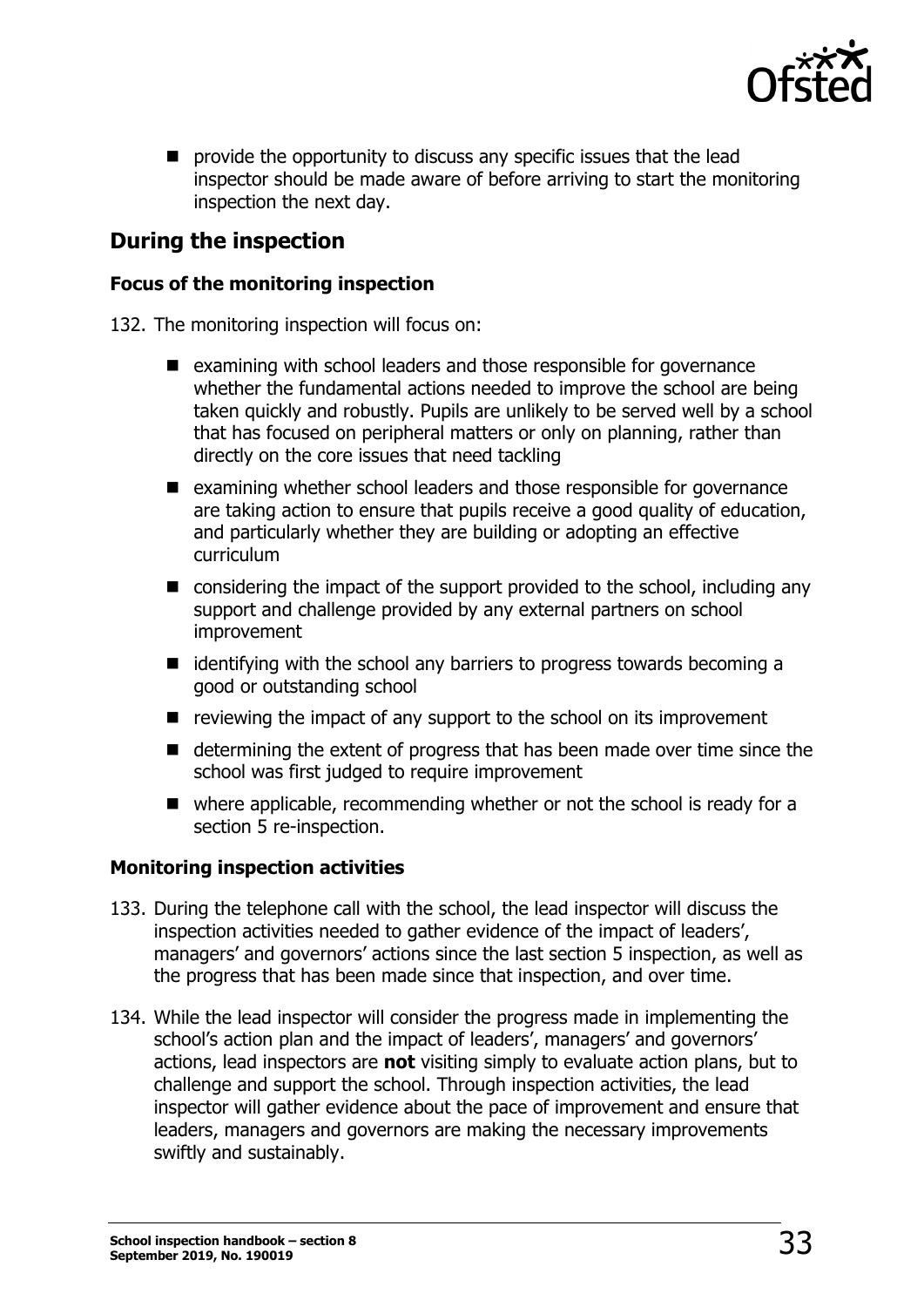- provide the opportunity to discuss any specific issues that the lead inspector should be made aware of before arriving to start the monitoring inspection the next day.

## During the inspection

### Focus of the monitoring inspection

132. The monitoring inspection will focus on:

- examining with school leaders and those responsible for governance whether the fundamental actions needed to improve the school are being taken quickly and robustly. Pupils are unlikely to be served well by a school that has focused on peripheral matters or only on planning, rather than directly on the core issues that need tackling
- examining whether school leaders and those responsible for governance are taking action to ensure that pupils receive a good quality of education, and particularly whether they are building or adopting an effective curriculum
- considering the impact of the support provided to the school, including any support and challenge provided by any external partners on school improvement
- identifying with the school any barriers to progress towards becoming a good or outstanding school
- reviewing the impact of any support to the school on its improvement
- determining the extent of progress that has been made over time since the school was first judged to require improvement
- where applicable, recommending whether or not the school is ready for a section 5 re-inspection.

### Monitoring inspection activities

133. During the telephone call with the school, the lead inspector will discuss the inspection activities needed to gather evidence of the impact of leaders', managers' and governors' actions since the last section 5 inspection, as well as the progress that has been made since that inspection, and over time.

134. While the lead inspector will consider the progress made in implementing the school's action plan and the impact of leaders', managers' and governors' actions, lead inspectors are **not** visiting simply to evaluate action plans, but to challenge and support the school. Through inspection activities, the lead inspector will gather evidence about the pace of improvement and ensure that leaders, managers and governors are making the necessary improvements swiftly and sustainably.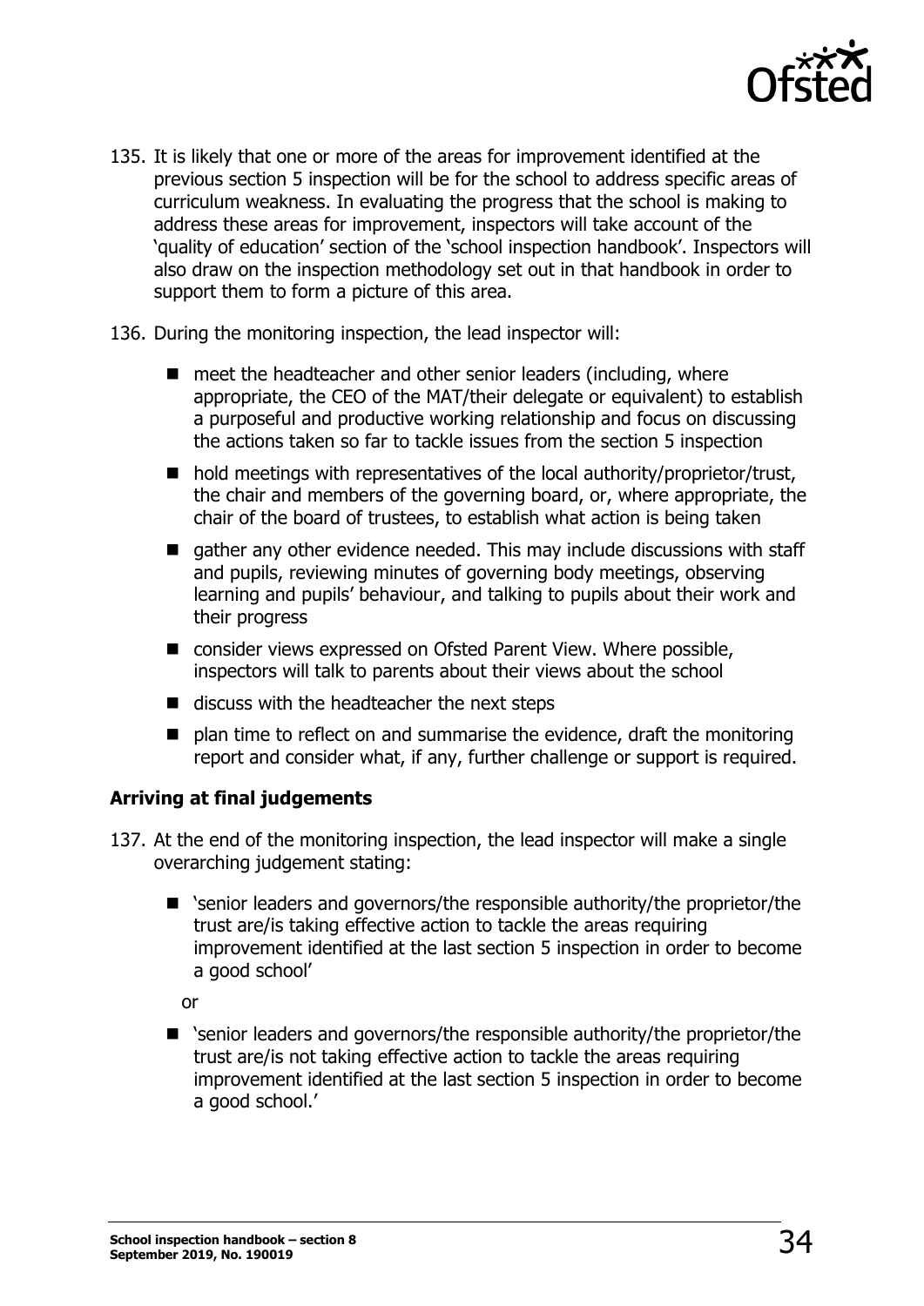135. It is likely that one or more of the areas for improvement identified at the previous section 5 inspection will be for the school to address specific areas of curriculum weakness. In evaluating the progress that the school is making to address these areas for improvement, inspectors will take account of the 'quality of education' section of the 'school inspection handbook'. Inspectors will also draw on the inspection methodology set out in that handbook in order to support them to form a picture of this area.

136. During the monitoring inspection, the lead inspector will:

- meet the headteacher and other senior leaders (including, where appropriate, the CEO of the MAT/their delegate or equivalent) to establish a purposeful and productive working relationship and focus on discussing the actions taken so far to tackle issues from the section 5 inspection
- hold meetings with representatives of the local authority/proprietor/trust, the chair and members of the governing board, or, where appropriate, the chair of the board of trustees, to establish what action is being taken
- gather any other evidence needed. This may include discussions with staff and pupils, reviewing minutes of governing body meetings, observing learning and pupils' behaviour, and talking to pupils about their work and their progress
- consider views expressed on Ofsted Parent View. Where possible, inspectors will talk to parents about their views about the school
- discuss with the headteacher the next steps
- plan time to reflect on and summarise the evidence, draft the monitoring report and consider what, if any, further challenge or support is required.

### Arriving at final judgements

137. At the end of the monitoring inspection, the lead inspector will make a single overarching judgement stating:

- 'senior leaders and governors/the responsible authority/the proprietor/the trust are/is taking effective action to tackle the areas requiring improvement identified at the last section 5 inspection in order to become a good school'

  or

- 'senior leaders and governors/the responsible authority/the proprietor/the trust are/is not taking effective action to tackle the areas requiring improvement identified at the last section 5 inspection in order to become a good school.'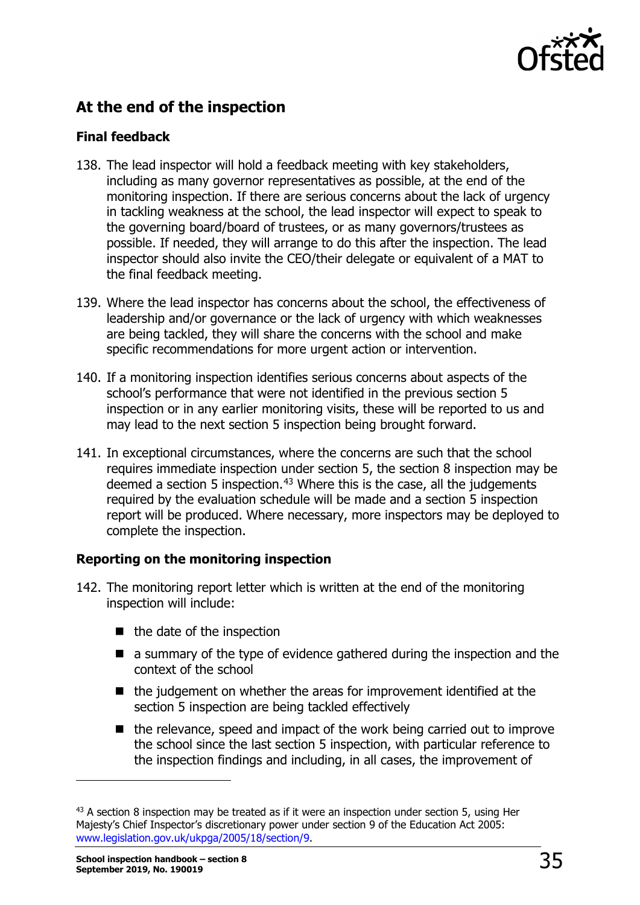## At the end of the inspection

### Final feedback

138. The lead inspector will hold a feedback meeting with key stakeholders, including as many governor representatives as possible, at the end of the monitoring inspection. If there are serious concerns about the lack of urgency in tackling weakness at the school, the lead inspector will expect to speak to the governing board/board of trustees, or as many governors/trustees as possible. If needed, they will arrange to do this after the inspection. The lead inspector should also invite the CEO/their delegate or equivalent of a MAT to the final feedback meeting.

139. Where the lead inspector has concerns about the school, the effectiveness of leadership and/or governance or the lack of urgency with which weaknesses are being tackled, they will share the concerns with the school and make specific recommendations for more urgent action or intervention.

140. If a monitoring inspection identifies serious concerns about aspects of the school's performance that were not identified in the previous section 5 inspection or in any earlier monitoring visits, these will be reported to us and may lead to the next section 5 inspection being brought forward.

141. In exceptional circumstances, where the concerns are such that the school requires immediate inspection under section 5, the section 8 inspection may be deemed a section 5 inspection.[43] Where this is the case, all the judgements required by the evaluation schedule will be made and a section 5 inspection report will be produced. Where necessary, more inspectors may be deployed to complete the inspection.

### Reporting on the monitoring inspection

142. The monitoring report letter which is written at the end of the monitoring inspection will include:

- the date of the inspection
- a summary of the type of evidence gathered during the inspection and the context of the school
- the judgement on whether the areas for improvement identified at the section 5 inspection are being tackled effectively
- the relevance, speed and impact of the work being carried out to improve the school since the last section 5 inspection, with particular reference to the inspection findings and including, in all cases, the improvement of

---

[43] A section 8 inspection may be treated as if it were an inspection under section 5, using Her Majesty's Chief Inspector's discretionary power under section 9 of the Education Act 2005: www.legislation.gov.uk/ukpga/2005/18/section/9.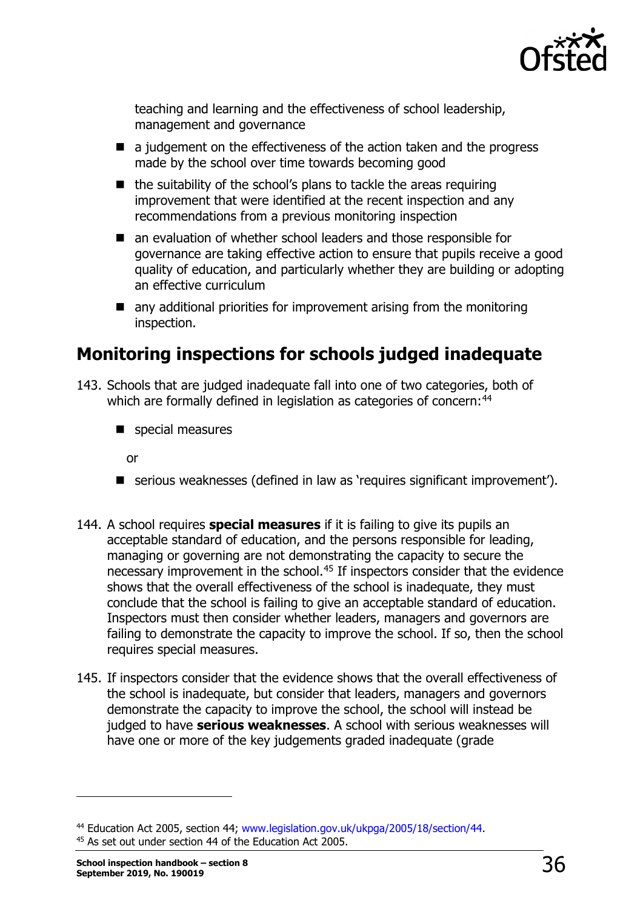teaching and learning and the effectiveness of school leadership, management and governance

- a judgement on the effectiveness of the action taken and the progress made by the school over time towards becoming good
- the suitability of the school's plans to tackle the areas requiring improvement that were identified at the recent inspection and any recommendations from a previous monitoring inspection
- an evaluation of whether school leaders and those responsible for governance are taking effective action to ensure that pupils receive a good quality of education, and particularly whether they are building or adopting an effective curriculum
- any additional priorities for improvement arising from the monitoring inspection.

## Monitoring inspections for schools judged inadequate

143. Schools that are judged inadequate fall into one of two categories, both of which are formally defined in legislation as categories of concern:[44]

   - special measures

   or

   - serious weaknesses (defined in law as 'requires significant improvement').

144. A school requires **special measures** if it is failing to give its pupils an acceptable standard of education, and the persons responsible for leading, managing or governing are not demonstrating the capacity to secure the necessary improvement in the school.[45] If inspectors consider that the evidence shows that the overall effectiveness of the school is inadequate, they must conclude that the school is failing to give an acceptable standard of education. Inspectors must then consider whether leaders, managers and governors are failing to demonstrate the capacity to improve the school. If so, then the school requires special measures.

145. If inspectors consider that the evidence shows that the overall effectiveness of the school is inadequate, but consider that leaders, managers and governors demonstrate the capacity to improve the school, the school will instead be judged to have **serious weaknesses**. A school with serious weaknesses will have one or more of the key judgements graded inadequate (grade

[44] Education Act 2005, section 44; www.legislation.gov.uk/ukpga/2005/18/section/44.

[45] As set out under section 44 of the Education Act 2005.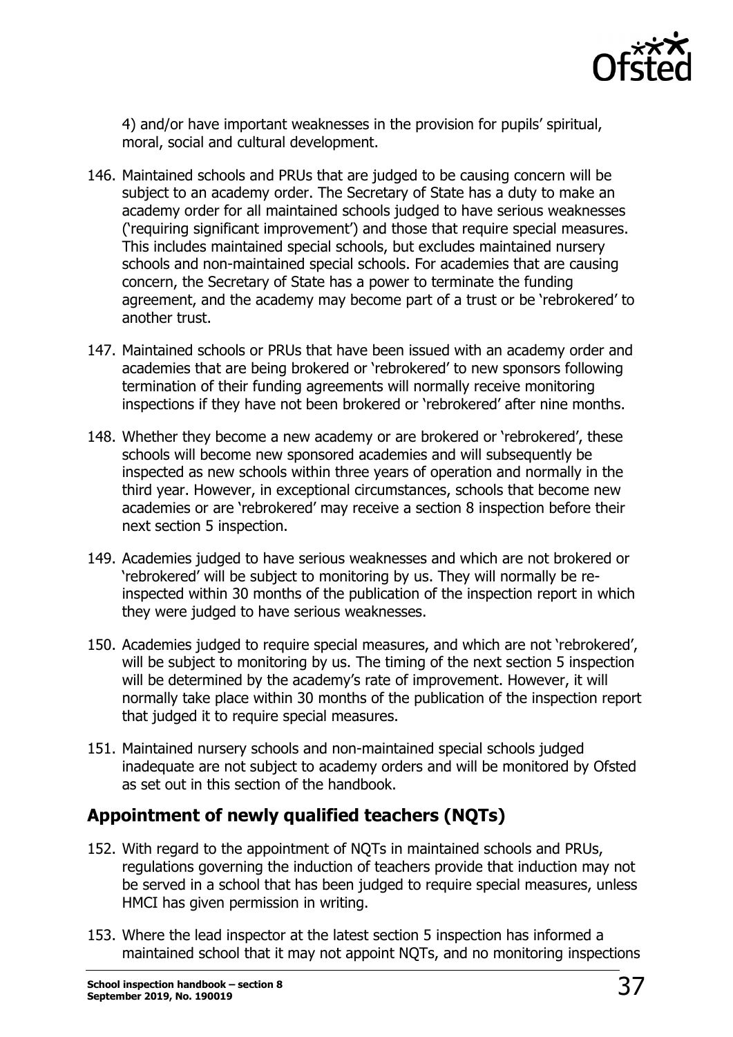4) and/or have important weaknesses in the provision for pupils' spiritual, moral, social and cultural development.

146. Maintained schools and PRUs that are judged to be causing concern will be subject to an academy order. The Secretary of State has a duty to make an academy order for all maintained schools judged to have serious weaknesses ('requiring significant improvement') and those that require special measures. This includes maintained special schools, but excludes maintained nursery schools and non-maintained special schools. For academies that are causing concern, the Secretary of State has a power to terminate the funding agreement, and the academy may become part of a trust or be 'rebrokered' to another trust.

147. Maintained schools or PRUs that have been issued with an academy order and academies that are being brokered or 'rebrokered' to new sponsors following termination of their funding agreements will normally receive monitoring inspections if they have not been brokered or 'rebrokered' after nine months.

148. Whether they become a new academy or are brokered or 'rebrokered', these schools will become new sponsored academies and will subsequently be inspected as new schools within three years of operation and normally in the third year. However, in exceptional circumstances, schools that become new academies or are 'rebrokered' may receive a section 8 inspection before their next section 5 inspection.

149. Academies judged to have serious weaknesses and which are not brokered or 'rebrokered' will be subject to monitoring by us. They will normally be re-inspected within 30 months of the publication of the inspection report in which they were judged to have serious weaknesses.

150. Academies judged to require special measures, and which are not 'rebrokered', will be subject to monitoring by us. The timing of the next section 5 inspection will be determined by the academy's rate of improvement. However, it will normally take place within 30 months of the publication of the inspection report that judged it to require special measures.

151. Maintained nursery schools and non-maintained special schools judged inadequate are not subject to academy orders and will be monitored by Ofsted as set out in this section of the handbook.

## Appointment of newly qualified teachers (NQTs)

152. With regard to the appointment of NQTs in maintained schools and PRUs, regulations governing the induction of teachers provide that induction may not be served in a school that has been judged to require special measures, unless HMCI has given permission in writing.

153. Where the lead inspector at the latest section 5 inspection has informed a maintained school that it may not appoint NQTs, and no monitoring inspections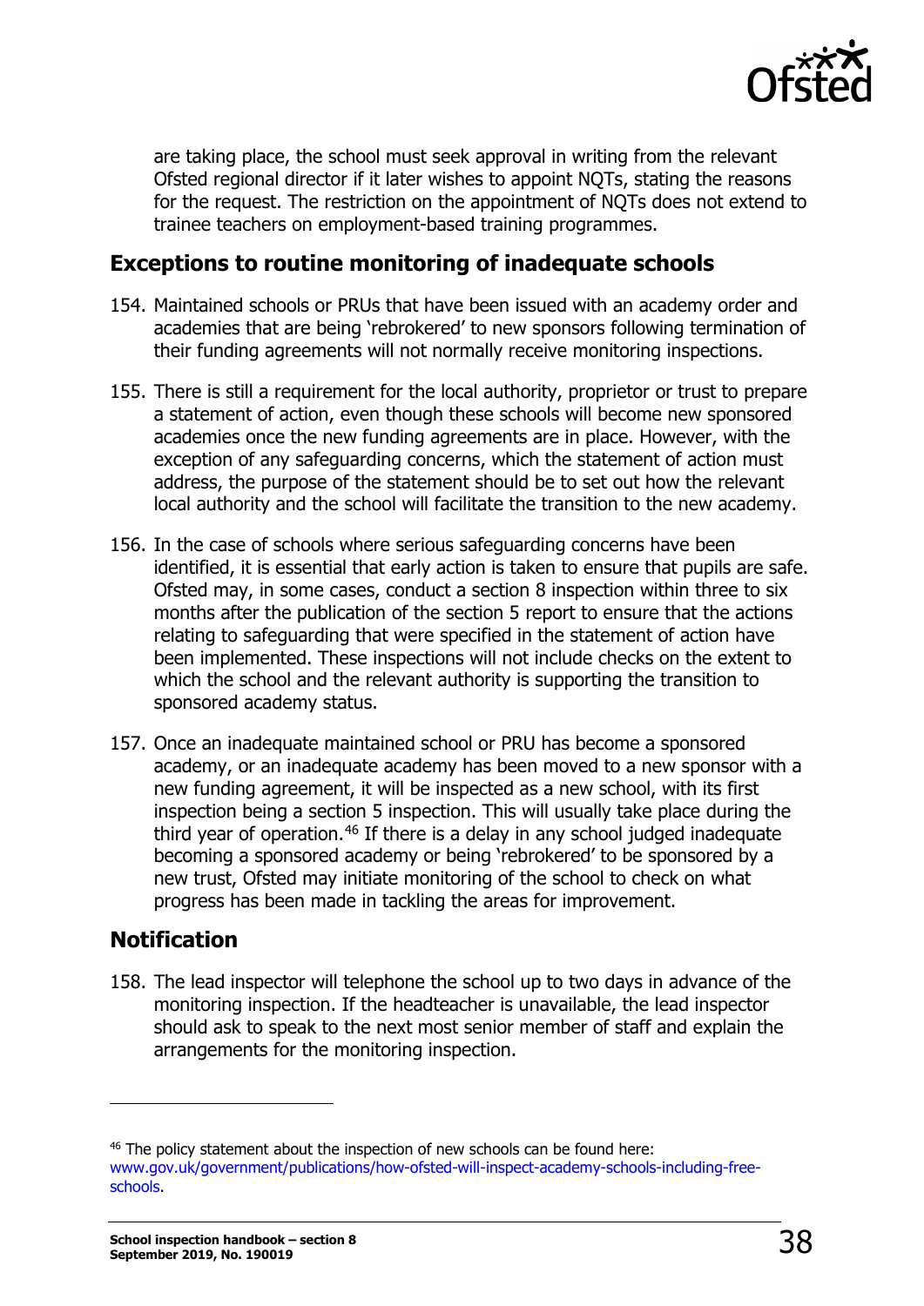are taking place, the school must seek approval in writing from the relevant Ofsted regional director if it later wishes to appoint NQTs, stating the reasons for the request. The restriction on the appointment of NQTs does not extend to trainee teachers on employment-based training programmes.

## Exceptions to routine monitoring of inadequate schools

154. Maintained schools or PRUs that have been issued with an academy order and academies that are being 'rebrokered' to new sponsors following termination of their funding agreements will not normally receive monitoring inspections.

155. There is still a requirement for the local authority, proprietor or trust to prepare a statement of action, even though these schools will become new sponsored academies once the new funding agreements are in place. However, with the exception of any safeguarding concerns, which the statement of action must address, the purpose of the statement should be to set out how the relevant local authority and the school will facilitate the transition to the new academy.

156. In the case of schools where serious safeguarding concerns have been identified, it is essential that early action is taken to ensure that pupils are safe. Ofsted may, in some cases, conduct a section 8 inspection within three to six months after the publication of the section 5 report to ensure that the actions relating to safeguarding that were specified in the statement of action have been implemented. These inspections will not include checks on the extent to which the school and the relevant authority is supporting the transition to sponsored academy status.

157. Once an inadequate maintained school or PRU has become a sponsored academy, or an inadequate academy has been moved to a new sponsor with a new funding agreement, it will be inspected as a new school, with its first inspection being a section 5 inspection. This will usually take place during the third year of operation.[46] If there is a delay in any school judged inadequate becoming a sponsored academy or being 'rebrokered' to be sponsored by a new trust, Ofsted may initiate monitoring of the school to check on what progress has been made in tackling the areas for improvement.

## Notification

158. The lead inspector will telephone the school up to two days in advance of the monitoring inspection. If the headteacher is unavailable, the lead inspector should ask to speak to the next most senior member of staff and explain the arrangements for the monitoring inspection.

---

[46] The policy statement about the inspection of new schools can be found here: www.gov.uk/government/publications/how-ofsted-will-inspect-academy-schools-including-free-schools.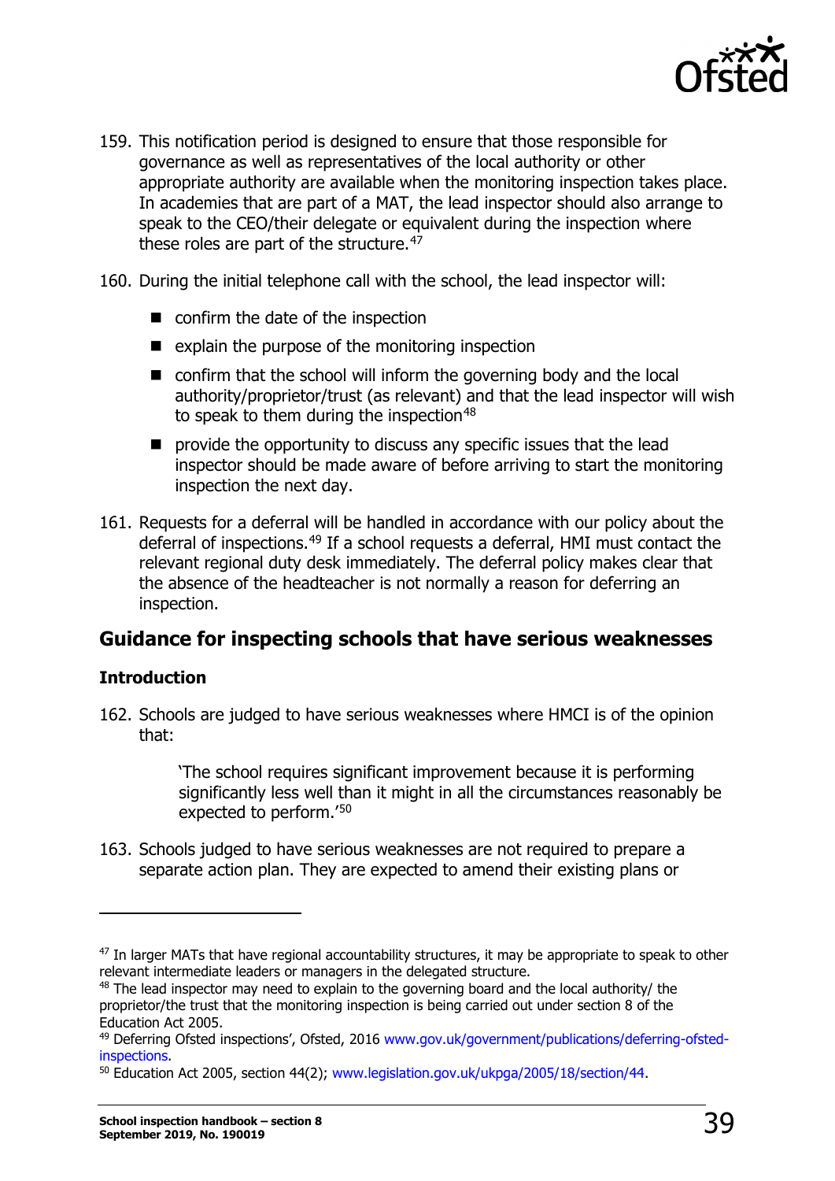159. This notification period is designed to ensure that those responsible for governance as well as representatives of the local authority or other appropriate authority are available when the monitoring inspection takes place. In academies that are part of a MAT, the lead inspector should also arrange to speak to the CEO/their delegate or equivalent during the inspection where these roles are part of the structure.[47]

160. During the initial telephone call with the school, the lead inspector will:

- confirm the date of the inspection
- explain the purpose of the monitoring inspection
- confirm that the school will inform the governing body and the local authority/proprietor/trust (as relevant) and that the lead inspector will wish to speak to them during the inspection[48]
- provide the opportunity to discuss any specific issues that the lead inspector should be made aware of before arriving to start the monitoring inspection the next day.

161. Requests for a deferral will be handled in accordance with our policy about the deferral of inspections.[49] If a school requests a deferral, HMI must contact the relevant regional duty desk immediately. The deferral policy makes clear that the absence of the headteacher is not normally a reason for deferring an inspection.

## Guidance for inspecting schools that have serious weaknesses

### Introduction

162. Schools are judged to have serious weaknesses where HMCI is of the opinion that:

> 'The school requires significant improvement because it is performing significantly less well than it might in all the circumstances reasonably be expected to perform.'[50]

163. Schools judged to have serious weaknesses are not required to prepare a separate action plan. They are expected to amend their existing plans or

---

[47] In larger MATs that have regional accountability structures, it may be appropriate to speak to other relevant intermediate leaders or managers in the delegated structure.

[48] The lead inspector may need to explain to the governing board and the local authority/ the proprietor/the trust that the monitoring inspection is being carried out under section 8 of the Education Act 2005.

[49] 'Deferring Ofsted inspections', Ofsted, 2016 www.gov.uk/government/publications/deferring-ofsted-inspections.

[50] Education Act 2005, section 44(2); www.legislation.gov.uk/ukpga/2005/18/section/44.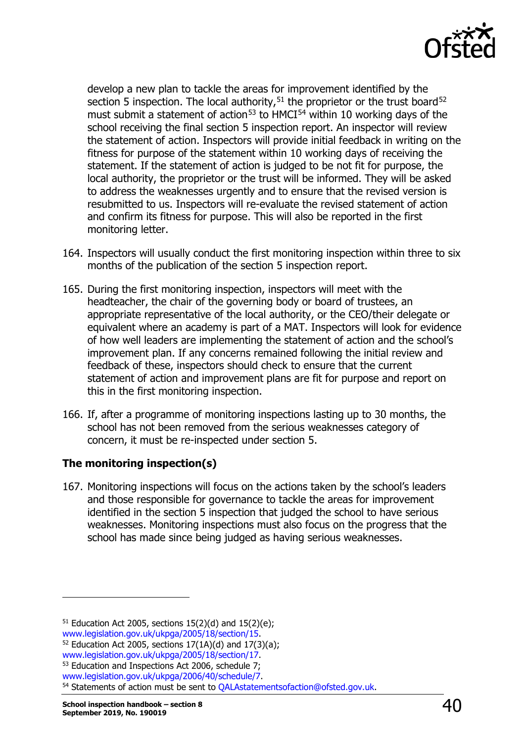develop a new plan to tackle the areas for improvement identified by the section 5 inspection. The local authority,[51] the proprietor or the trust board[52] must submit a statement of action[53] to HMCI[54] within 10 working days of the school receiving the final section 5 inspection report. An inspector will review the statement of action. Inspectors will provide initial feedback in writing on the fitness for purpose of the statement within 10 working days of receiving the statement. If the statement of action is judged to be not fit for purpose, the local authority, the proprietor or the trust will be informed. They will be asked to address the weaknesses urgently and to ensure that the revised version is resubmitted to us. Inspectors will re-evaluate the revised statement of action and confirm its fitness for purpose. This will also be reported in the first monitoring letter.

164. Inspectors will usually conduct the first monitoring inspection within three to six months of the publication of the section 5 inspection report.

165. During the first monitoring inspection, inspectors will meet with the headteacher, the chair of the governing body or board of trustees, an appropriate representative of the local authority, or the CEO/their delegate or equivalent where an academy is part of a MAT. Inspectors will look for evidence of how well leaders are implementing the statement of action and the school's improvement plan. If any concerns remained following the initial review and feedback of these, inspectors should check to ensure that the current statement of action and improvement plans are fit for purpose and report on this in the first monitoring inspection.

166. If, after a programme of monitoring inspections lasting up to 30 months, the school has not been removed from the serious weaknesses category of concern, it must be re-inspected under section 5.

### The monitoring inspection(s)

167. Monitoring inspections will focus on the actions taken by the school's leaders and those responsible for governance to tackle the areas for improvement identified in the section 5 inspection that judged the school to have serious weaknesses. Monitoring inspections must also focus on the progress that the school has made since being judged as having serious weaknesses.

---

[51] Education Act 2005, sections 15(2)(d) and 15(2)(e); www.legislation.gov.uk/ukpga/2005/18/section/15.

[52] Education Act 2005, sections 17(1A)(d) and 17(3)(a); www.legislation.gov.uk/ukpga/2005/18/section/17.

[53] Education and Inspections Act 2006, schedule 7; www.legislation.gov.uk/ukpga/2006/40/schedule/7.

[54] Statements of action must be sent to QALAstatementsofaction@ofsted.gov.uk.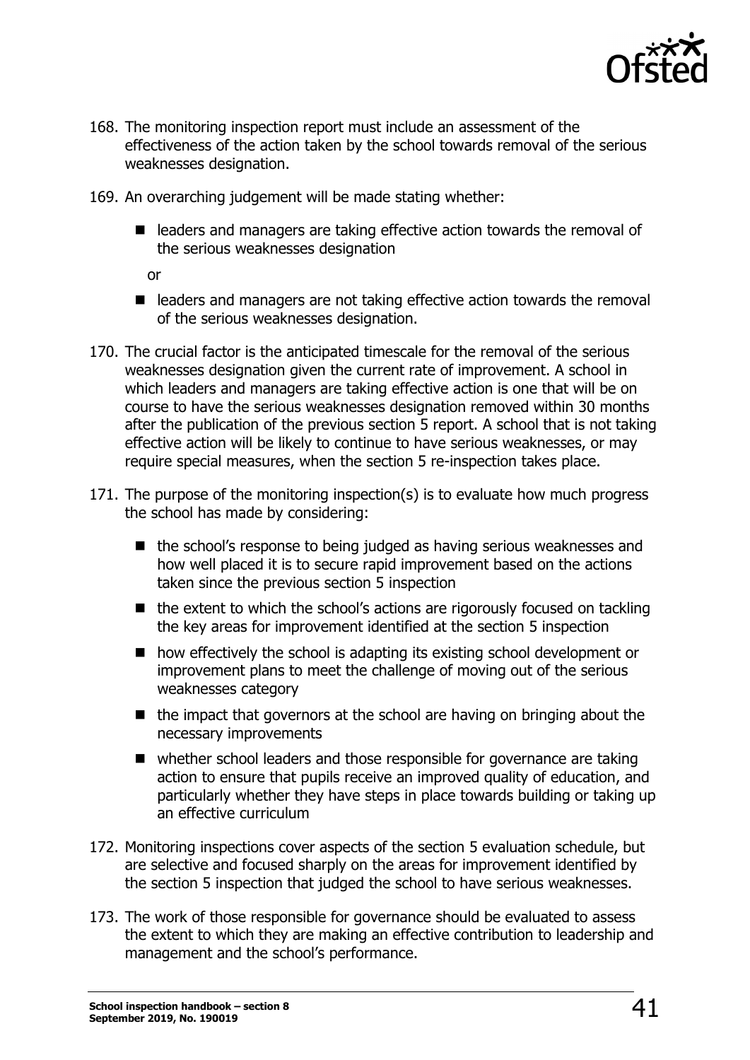168. The monitoring inspection report must include an assessment of the effectiveness of the action taken by the school towards removal of the serious weaknesses designation.

169. An overarching judgement will be made stating whether:

   - leaders and managers are taking effective action towards the removal of the serious weaknesses designation

   or

   - leaders and managers are not taking effective action towards the removal of the serious weaknesses designation.

170. The crucial factor is the anticipated timescale for the removal of the serious weaknesses designation given the current rate of improvement. A school in which leaders and managers are taking effective action is one that will be on course to have the serious weaknesses designation removed within 30 months after the publication of the previous section 5 report. A school that is not taking effective action will be likely to continue to have serious weaknesses, or may require special measures, when the section 5 re-inspection takes place.

171. The purpose of the monitoring inspection(s) is to evaluate how much progress the school has made by considering:

   - the school's response to being judged as having serious weaknesses and how well placed it is to secure rapid improvement based on the actions taken since the previous section 5 inspection
   - the extent to which the school's actions are rigorously focused on tackling the key areas for improvement identified at the section 5 inspection
   - how effectively the school is adapting its existing school development or improvement plans to meet the challenge of moving out of the serious weaknesses category
   - the impact that governors at the school are having on bringing about the necessary improvements
   - whether school leaders and those responsible for governance are taking action to ensure that pupils receive an improved quality of education, and particularly whether they have steps in place towards building or taking up an effective curriculum

172. Monitoring inspections cover aspects of the section 5 evaluation schedule, but are selective and focused sharply on the areas for improvement identified by the section 5 inspection that judged the school to have serious weaknesses.

173. The work of those responsible for governance should be evaluated to assess the extent to which they are making an effective contribution to leadership and management and the school's performance.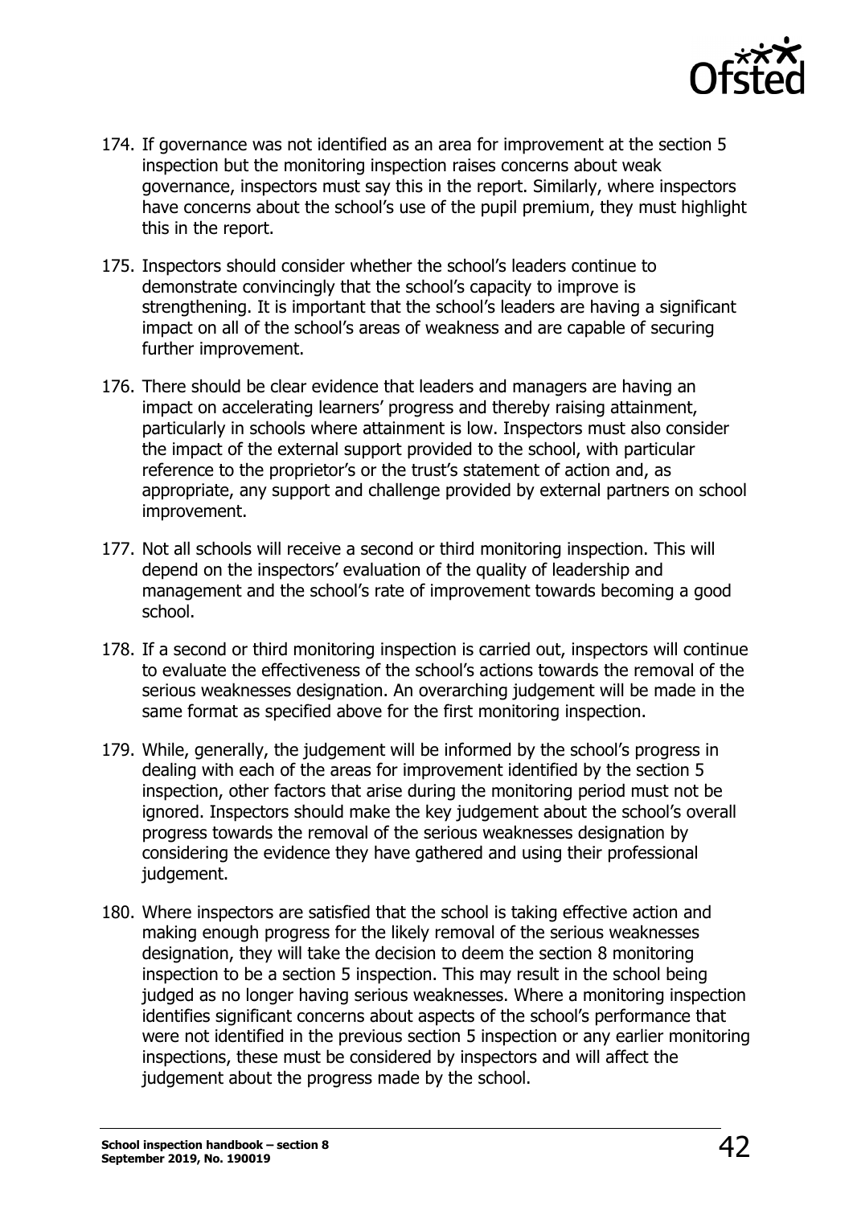174. If governance was not identified as an area for improvement at the section 5 inspection but the monitoring inspection raises concerns about weak governance, inspectors must say this in the report. Similarly, where inspectors have concerns about the school's use of the pupil premium, they must highlight this in the report.

175. Inspectors should consider whether the school's leaders continue to demonstrate convincingly that the school's capacity to improve is strengthening. It is important that the school's leaders are having a significant impact on all of the school's areas of weakness and are capable of securing further improvement.

176. There should be clear evidence that leaders and managers are having an impact on accelerating learners' progress and thereby raising attainment, particularly in schools where attainment is low. Inspectors must also consider the impact of the external support provided to the school, with particular reference to the proprietor's or the trust's statement of action and, as appropriate, any support and challenge provided by external partners on school improvement.

177. Not all schools will receive a second or third monitoring inspection. This will depend on the inspectors' evaluation of the quality of leadership and management and the school's rate of improvement towards becoming a good school.

178. If a second or third monitoring inspection is carried out, inspectors will continue to evaluate the effectiveness of the school's actions towards the removal of the serious weaknesses designation. An overarching judgement will be made in the same format as specified above for the first monitoring inspection.

179. While, generally, the judgement will be informed by the school's progress in dealing with each of the areas for improvement identified by the section 5 inspection, other factors that arise during the monitoring period must not be ignored. Inspectors should make the key judgement about the school's overall progress towards the removal of the serious weaknesses designation by considering the evidence they have gathered and using their professional judgement.

180. Where inspectors are satisfied that the school is taking effective action and making enough progress for the likely removal of the serious weaknesses designation, they will take the decision to deem the section 8 monitoring inspection to be a section 5 inspection. This may result in the school being judged as no longer having serious weaknesses. Where a monitoring inspection identifies significant concerns about aspects of the school's performance that were not identified in the previous section 5 inspection or any earlier monitoring inspections, these must be considered by inspectors and will affect the judgement about the progress made by the school.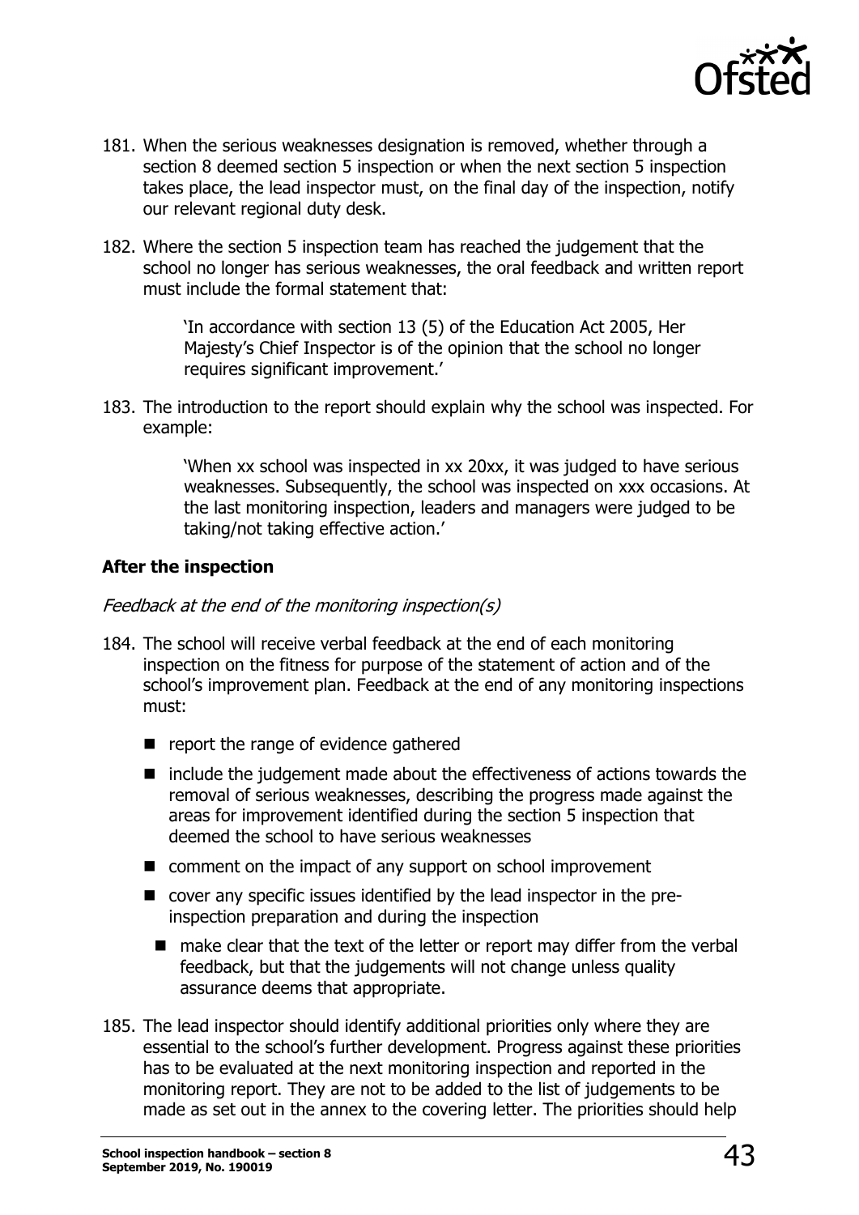181. When the serious weaknesses designation is removed, whether through a section 8 deemed section 5 inspection or when the next section 5 inspection takes place, the lead inspector must, on the final day of the inspection, notify our relevant regional duty desk.

182. Where the section 5 inspection team has reached the judgement that the school no longer has serious weaknesses, the oral feedback and written report must include the formal statement that:

> 'In accordance with section 13 (5) of the Education Act 2005, Her Majesty's Chief Inspector is of the opinion that the school no longer requires significant improvement.'

183. The introduction to the report should explain why the school was inspected. For example:

> 'When xx school was inspected in xx 20xx, it was judged to have serious weaknesses. Subsequently, the school was inspected on xxx occasions. At the last monitoring inspection, leaders and managers were judged to be taking/not taking effective action.'

**After the inspection**

*Feedback at the end of the monitoring inspection(s)*

184. The school will receive verbal feedback at the end of each monitoring inspection on the fitness for purpose of the statement of action and of the school's improvement plan. Feedback at the end of any monitoring inspections must:

- report the range of evidence gathered
- include the judgement made about the effectiveness of actions towards the removal of serious weaknesses, describing the progress made against the areas for improvement identified during the section 5 inspection that deemed the school to have serious weaknesses
- comment on the impact of any support on school improvement
- cover any specific issues identified by the lead inspector in the pre-inspection preparation and during the inspection
- make clear that the text of the letter or report may differ from the verbal feedback, but that the judgements will not change unless quality assurance deems that appropriate.

185. The lead inspector should identify additional priorities only where they are essential to the school's further development. Progress against these priorities has to be evaluated at the next monitoring inspection and reported in the monitoring report. They are not to be added to the list of judgements to be made as set out in the annex to the covering letter. The priorities should help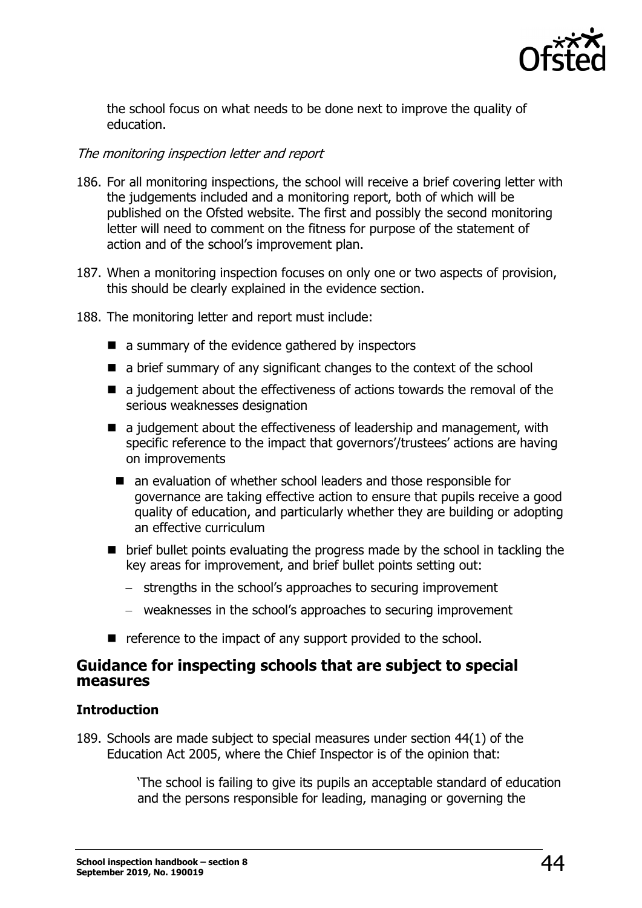the school focus on what needs to be done next to improve the quality of education.

*The monitoring inspection letter and report*

186. For all monitoring inspections, the school will receive a brief covering letter with the judgements included and a monitoring report, both of which will be published on the Ofsted website. The first and possibly the second monitoring letter will need to comment on the fitness for purpose of the statement of action and of the school's improvement plan.

187. When a monitoring inspection focuses on only one or two aspects of provision, this should be clearly explained in the evidence section.

188. The monitoring letter and report must include:

- a summary of the evidence gathered by inspectors
- a brief summary of any significant changes to the context of the school
- a judgement about the effectiveness of actions towards the removal of the serious weaknesses designation
- a judgement about the effectiveness of leadership and management, with specific reference to the impact that governors'/trustees' actions are having on improvements
  - an evaluation of whether school leaders and those responsible for governance are taking effective action to ensure that pupils receive a good quality of education, and particularly whether they are building or adopting an effective curriculum
- brief bullet points evaluating the progress made by the school in tackling the key areas for improvement, and brief bullet points setting out:
  - strengths in the school's approaches to securing improvement
  - weaknesses in the school's approaches to securing improvement
- reference to the impact of any support provided to the school.

## Guidance for inspecting schools that are subject to special measures

### Introduction

189. Schools are made subject to special measures under section 44(1) of the Education Act 2005, where the Chief Inspector is of the opinion that:

> 'The school is failing to give its pupils an acceptable standard of education and the persons responsible for leading, managing or governing the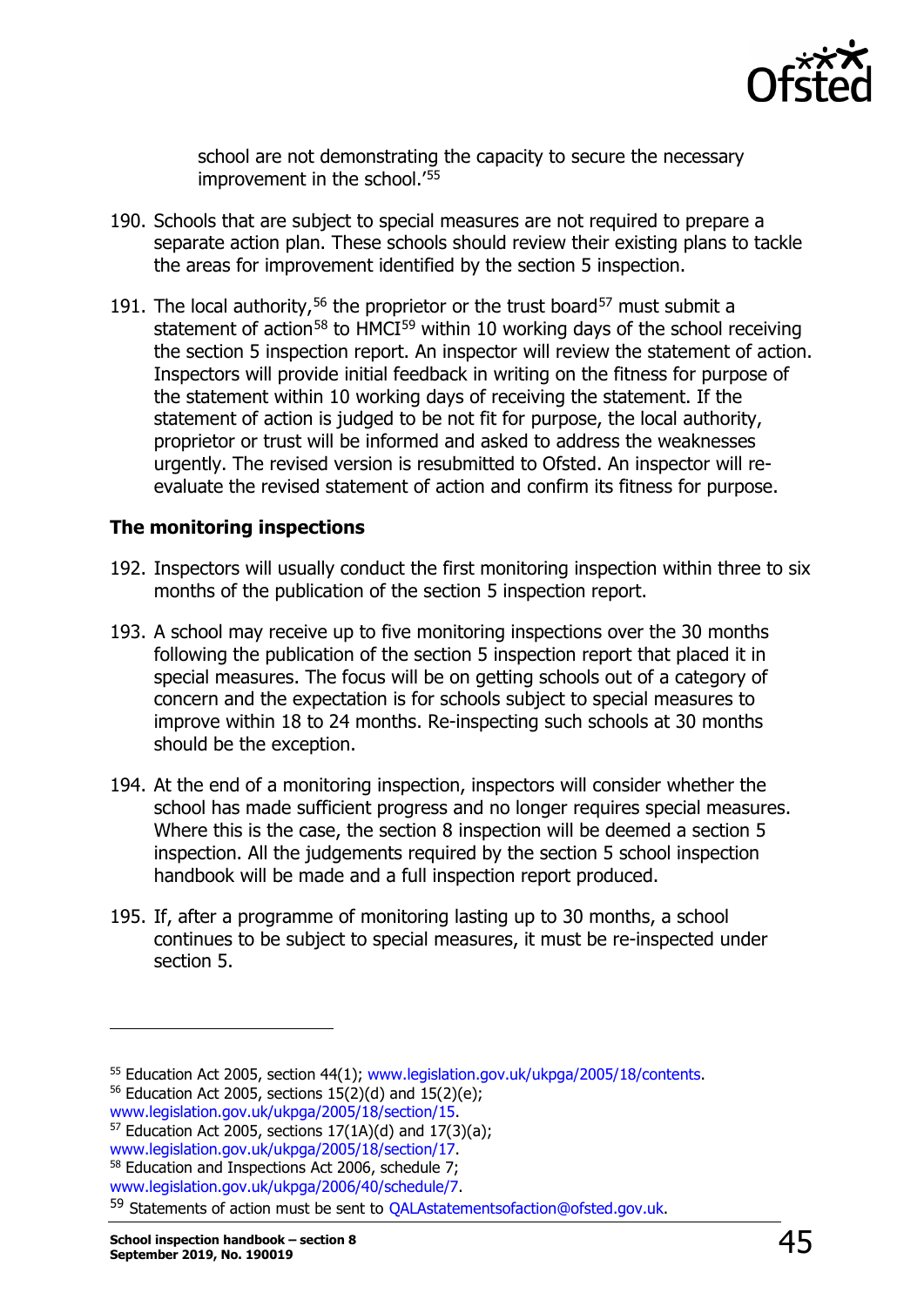school are not demonstrating the capacity to secure the necessary improvement in the school.'[55]

190. Schools that are subject to special measures are not required to prepare a separate action plan. These schools should review their existing plans to tackle the areas for improvement identified by the section 5 inspection.

191. The local authority,[56] the proprietor or the trust board[57] must submit a statement of action[58] to HMCI[59] within 10 working days of the school receiving the section 5 inspection report. An inspector will review the statement of action. Inspectors will provide initial feedback in writing on the fitness for purpose of the statement within 10 working days of receiving the statement. If the statement of action is judged to be not fit for purpose, the local authority, proprietor or trust will be informed and asked to address the weaknesses urgently. The revised version is resubmitted to Ofsted. An inspector will re-evaluate the revised statement of action and confirm its fitness for purpose.

### The monitoring inspections

192. Inspectors will usually conduct the first monitoring inspection within three to six months of the publication of the section 5 inspection report.

193. A school may receive up to five monitoring inspections over the 30 months following the publication of the section 5 inspection report that placed it in special measures. The focus will be on getting schools out of a category of concern and the expectation is for schools subject to special measures to improve within 18 to 24 months. Re-inspecting such schools at 30 months should be the exception.

194. At the end of a monitoring inspection, inspectors will consider whether the school has made sufficient progress and no longer requires special measures. Where this is the case, the section 8 inspection will be deemed a section 5 inspection. All the judgements required by the section 5 school inspection handbook will be made and a full inspection report produced.

195. If, after a programme of monitoring lasting up to 30 months, a school continues to be subject to special measures, it must be re-inspected under section 5.

---

[55] Education Act 2005, section 44(1); www.legislation.gov.uk/ukpga/2005/18/contents.

[56] Education Act 2005, sections 15(2)(d) and 15(2)(e); www.legislation.gov.uk/ukpga/2005/18/section/15.

[57] Education Act 2005, sections 17(1A)(d) and 17(3)(a); www.legislation.gov.uk/ukpga/2005/18/section/17.

[58] Education and Inspections Act 2006, schedule 7; www.legislation.gov.uk/ukpga/2006/40/schedule/7.

[59] Statements of action must be sent to QALAstatementsofaction@ofsted.gov.uk.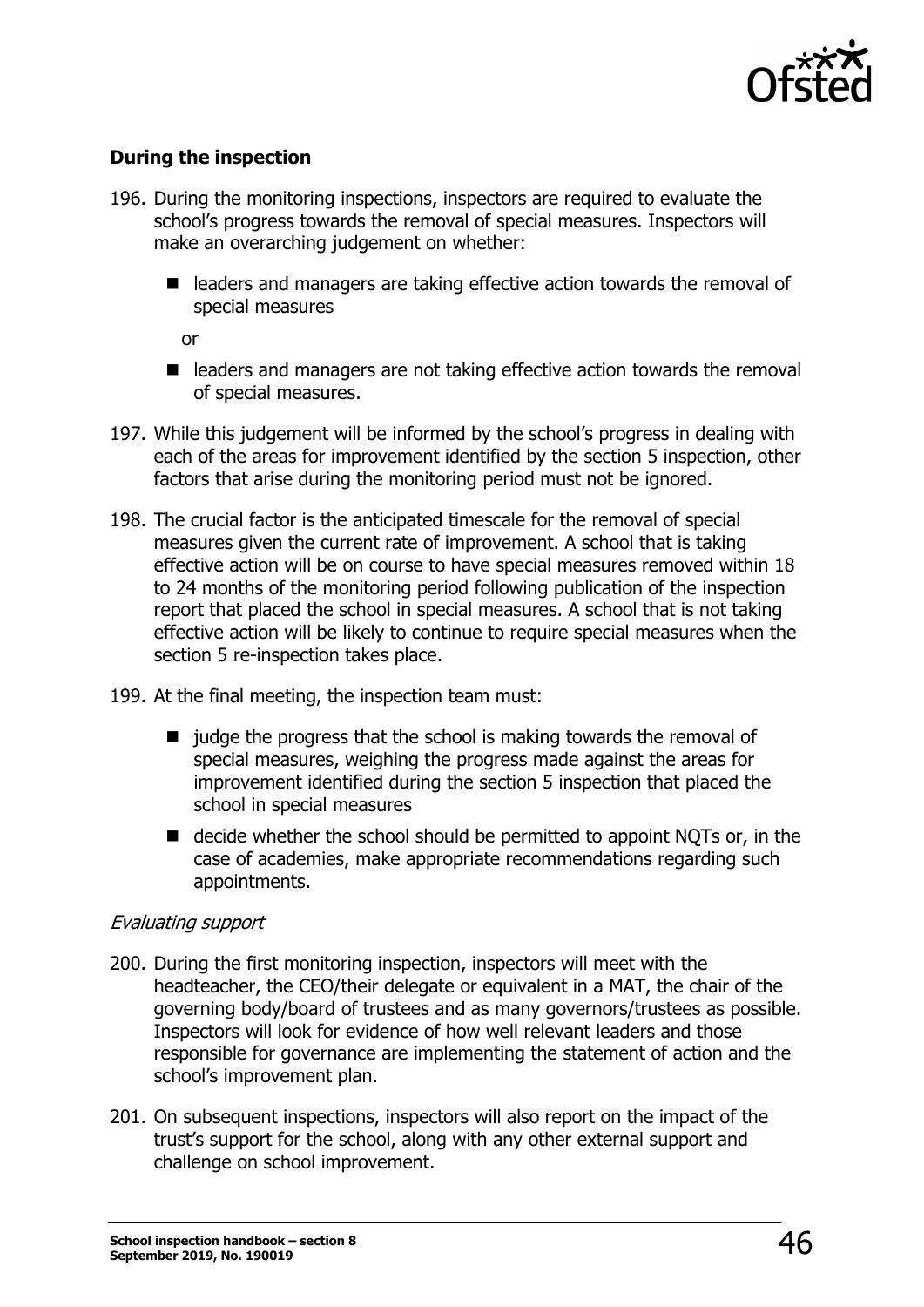### During the inspection

196. During the monitoring inspections, inspectors are required to evaluate the school's progress towards the removal of special measures. Inspectors will make an overarching judgement on whether:

   - leaders and managers are taking effective action towards the removal of special measures

   or

   - leaders and managers are not taking effective action towards the removal of special measures.

197. While this judgement will be informed by the school's progress in dealing with each of the areas for improvement identified by the section 5 inspection, other factors that arise during the monitoring period must not be ignored.

198. The crucial factor is the anticipated timescale for the removal of special measures given the current rate of improvement. A school that is taking effective action will be on course to have special measures removed within 18 to 24 months of the monitoring period following publication of the inspection report that placed the school in special measures. A school that is not taking effective action will be likely to continue to require special measures when the section 5 re-inspection takes place.

199. At the final meeting, the inspection team must:

   - judge the progress that the school is making towards the removal of special measures, weighing the progress made against the areas for improvement identified during the section 5 inspection that placed the school in special measures
   - decide whether the school should be permitted to appoint NQTs or, in the case of academies, make appropriate recommendations regarding such appointments.

*Evaluating support*

200. During the first monitoring inspection, inspectors will meet with the headteacher, the CEO/their delegate or equivalent in a MAT, the chair of the governing body/board of trustees and as many governors/trustees as possible. Inspectors will look for evidence of how well relevant leaders and those responsible for governance are implementing the statement of action and the school's improvement plan.

201. On subsequent inspections, inspectors will also report on the impact of the trust's support for the school, along with any other external support and challenge on school improvement.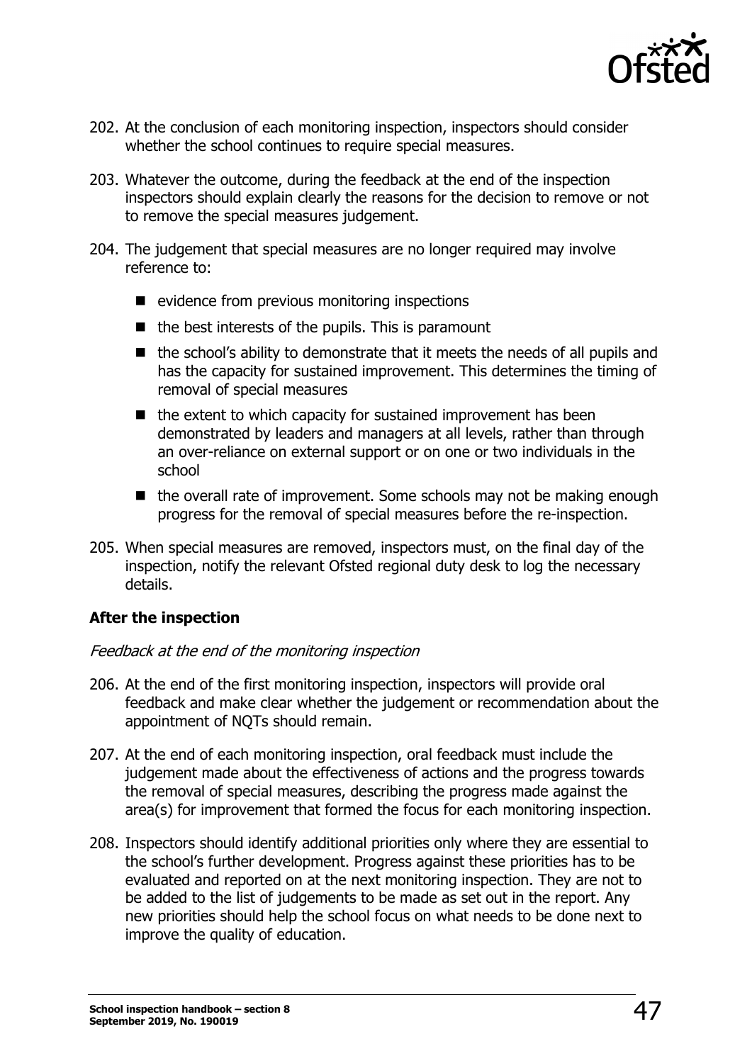202. At the conclusion of each monitoring inspection, inspectors should consider whether the school continues to require special measures.

203. Whatever the outcome, during the feedback at the end of the inspection inspectors should explain clearly the reasons for the decision to remove or not to remove the special measures judgement.

204. The judgement that special measures are no longer required may involve reference to:

    - evidence from previous monitoring inspections
    - the best interests of the pupils. This is paramount
    - the school's ability to demonstrate that it meets the needs of all pupils and has the capacity for sustained improvement. This determines the timing of removal of special measures
    - the extent to which capacity for sustained improvement has been demonstrated by leaders and managers at all levels, rather than through an over-reliance on external support or on one or two individuals in the school
    - the overall rate of improvement. Some schools may not be making enough progress for the removal of special measures before the re-inspection.

205. When special measures are removed, inspectors must, on the final day of the inspection, notify the relevant Ofsted regional duty desk to log the necessary details.

**After the inspection**

*Feedback at the end of the monitoring inspection*

206. At the end of the first monitoring inspection, inspectors will provide oral feedback and make clear whether the judgement or recommendation about the appointment of NQTs should remain.

207. At the end of each monitoring inspection, oral feedback must include the judgement made about the effectiveness of actions and the progress towards the removal of special measures, describing the progress made against the area(s) for improvement that formed the focus for each monitoring inspection.

208. Inspectors should identify additional priorities only where they are essential to the school's further development. Progress against these priorities has to be evaluated and reported on at the next monitoring inspection. They are not to be added to the list of judgements to be made as set out in the report. Any new priorities should help the school focus on what needs to be done next to improve the quality of education.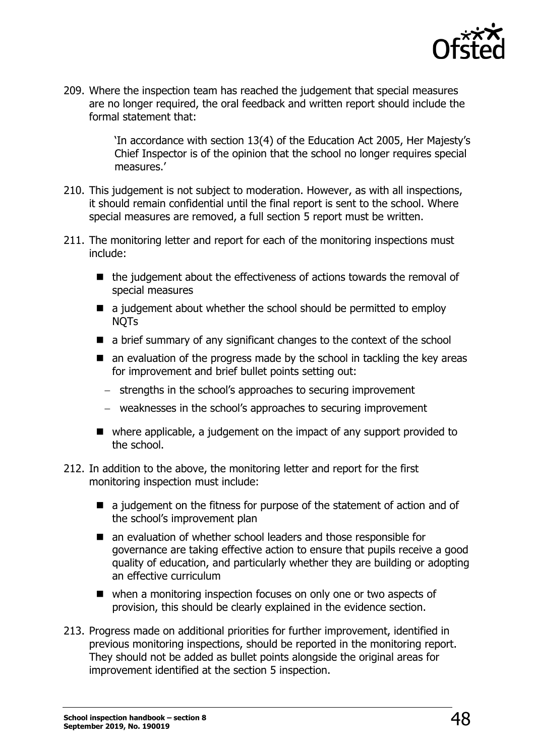209. Where the inspection team has reached the judgement that special measures are no longer required, the oral feedback and written report should include the formal statement that:

> 'In accordance with section 13(4) of the Education Act 2005, Her Majesty's Chief Inspector is of the opinion that the school no longer requires special measures.'

210. This judgement is not subject to moderation. However, as with all inspections, it should remain confidential until the final report is sent to the school. Where special measures are removed, a full section 5 report must be written.

211. The monitoring letter and report for each of the monitoring inspections must include:

   - the judgement about the effectiveness of actions towards the removal of special measures
   - a judgement about whether the school should be permitted to employ NQTs
   - a brief summary of any significant changes to the context of the school
   - an evaluation of the progress made by the school in tackling the key areas for improvement and brief bullet points setting out:
     - strengths in the school's approaches to securing improvement
     - weaknesses in the school's approaches to securing improvement
   - where applicable, a judgement on the impact of any support provided to the school.

212. In addition to the above, the monitoring letter and report for the first monitoring inspection must include:

   - a judgement on the fitness for purpose of the statement of action and of the school's improvement plan
   - an evaluation of whether school leaders and those responsible for governance are taking effective action to ensure that pupils receive a good quality of education, and particularly whether they are building or adopting an effective curriculum
   - when a monitoring inspection focuses on only one or two aspects of provision, this should be clearly explained in the evidence section.

213. Progress made on additional priorities for further improvement, identified in previous monitoring inspections, should be reported in the monitoring report. They should not be added as bullet points alongside the original areas for improvement identified at the section 5 inspection.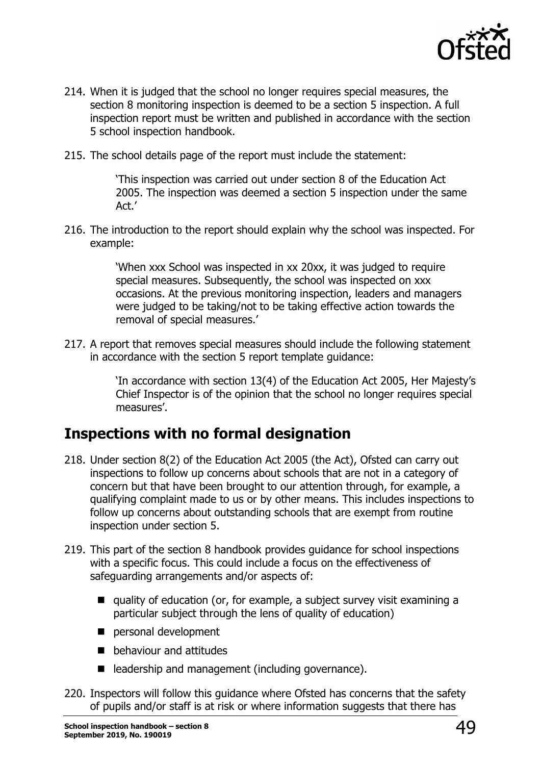214. When it is judged that the school no longer requires special measures, the section 8 monitoring inspection is deemed to be a section 5 inspection. A full inspection report must be written and published in accordance with the section 5 school inspection handbook.

215. The school details page of the report must include the statement:

> 'This inspection was carried out under section 8 of the Education Act 2005. The inspection was deemed a section 5 inspection under the same Act.'

216. The introduction to the report should explain why the school was inspected. For example:

> 'When xxx School was inspected in xx 20xx, it was judged to require special measures. Subsequently, the school was inspected on xxx occasions. At the previous monitoring inspection, leaders and managers were judged to be taking/not to be taking effective action towards the removal of special measures.'

217. A report that removes special measures should include the following statement in accordance with the section 5 report template guidance:

> 'In accordance with section 13(4) of the Education Act 2005, Her Majesty's Chief Inspector is of the opinion that the school no longer requires special measures'.

## Inspections with no formal designation

218. Under section 8(2) of the Education Act 2005 (the Act), Ofsted can carry out inspections to follow up concerns about schools that are not in a category of concern but that have been brought to our attention through, for example, a qualifying complaint made to us or by other means. This includes inspections to follow up concerns about outstanding schools that are exempt from routine inspection under section 5.

219. This part of the section 8 handbook provides guidance for school inspections with a specific focus. This could include a focus on the effectiveness of safeguarding arrangements and/or aspects of:

   - quality of education (or, for example, a subject survey visit examining a particular subject through the lens of quality of education)
   - personal development
   - behaviour and attitudes
   - leadership and management (including governance).

220. Inspectors will follow this guidance where Ofsted has concerns that the safety of pupils and/or staff is at risk or where information suggests that there has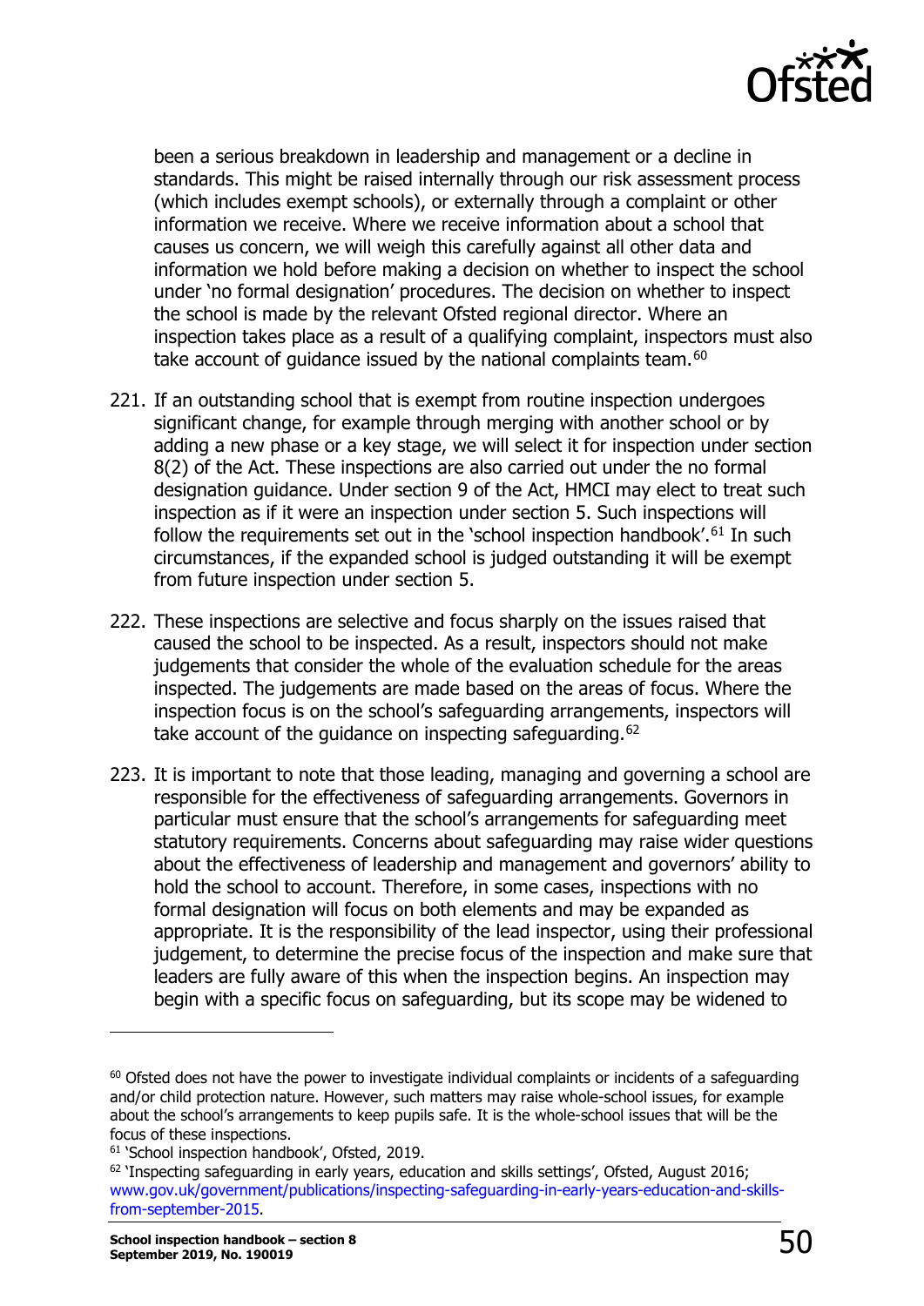been a serious breakdown in leadership and management or a decline in standards. This might be raised internally through our risk assessment process (which includes exempt schools), or externally through a complaint or other information we receive. Where we receive information about a school that causes us concern, we will weigh this carefully against all other data and information we hold before making a decision on whether to inspect the school under 'no formal designation' procedures. The decision on whether to inspect the school is made by the relevant Ofsted regional director. Where an inspection takes place as a result of a qualifying complaint, inspectors must also take account of guidance issued by the national complaints team.[60]

221. If an outstanding school that is exempt from routine inspection undergoes significant change, for example through merging with another school or by adding a new phase or a key stage, we will select it for inspection under section 8(2) of the Act. These inspections are also carried out under the no formal designation guidance. Under section 9 of the Act, HMCI may elect to treat such inspection as if it were an inspection under section 5. Such inspections will follow the requirements set out in the 'school inspection handbook'.[61] In such circumstances, if the expanded school is judged outstanding it will be exempt from future inspection under section 5.

222. These inspections are selective and focus sharply on the issues raised that caused the school to be inspected. As a result, inspectors should not make judgements that consider the whole of the evaluation schedule for the areas inspected. The judgements are made based on the areas of focus. Where the inspection focus is on the school's safeguarding arrangements, inspectors will take account of the guidance on inspecting safeguarding.[62]

223. It is important to note that those leading, managing and governing a school are responsible for the effectiveness of safeguarding arrangements. Governors in particular must ensure that the school's arrangements for safeguarding meet statutory requirements. Concerns about safeguarding may raise wider questions about the effectiveness of leadership and management and governors' ability to hold the school to account. Therefore, in some cases, inspections with no formal designation will focus on both elements and may be expanded as appropriate. It is the responsibility of the lead inspector, using their professional judgement, to determine the precise focus of the inspection and make sure that leaders are fully aware of this when the inspection begins. An inspection may begin with a specific focus on safeguarding, but its scope may be widened to

---

[60] Ofsted does not have the power to investigate individual complaints or incidents of a safeguarding and/or child protection nature. However, such matters may raise whole-school issues, for example about the school's arrangements to keep pupils safe. It is the whole-school issues that will be the focus of these inspections.

[61] 'School inspection handbook', Ofsted, 2019.

[62] 'Inspecting safeguarding in early years, education and skills settings', Ofsted, August 2016; www.gov.uk/government/publications/inspecting-safeguarding-in-early-years-education-and-skills-from-september-2015.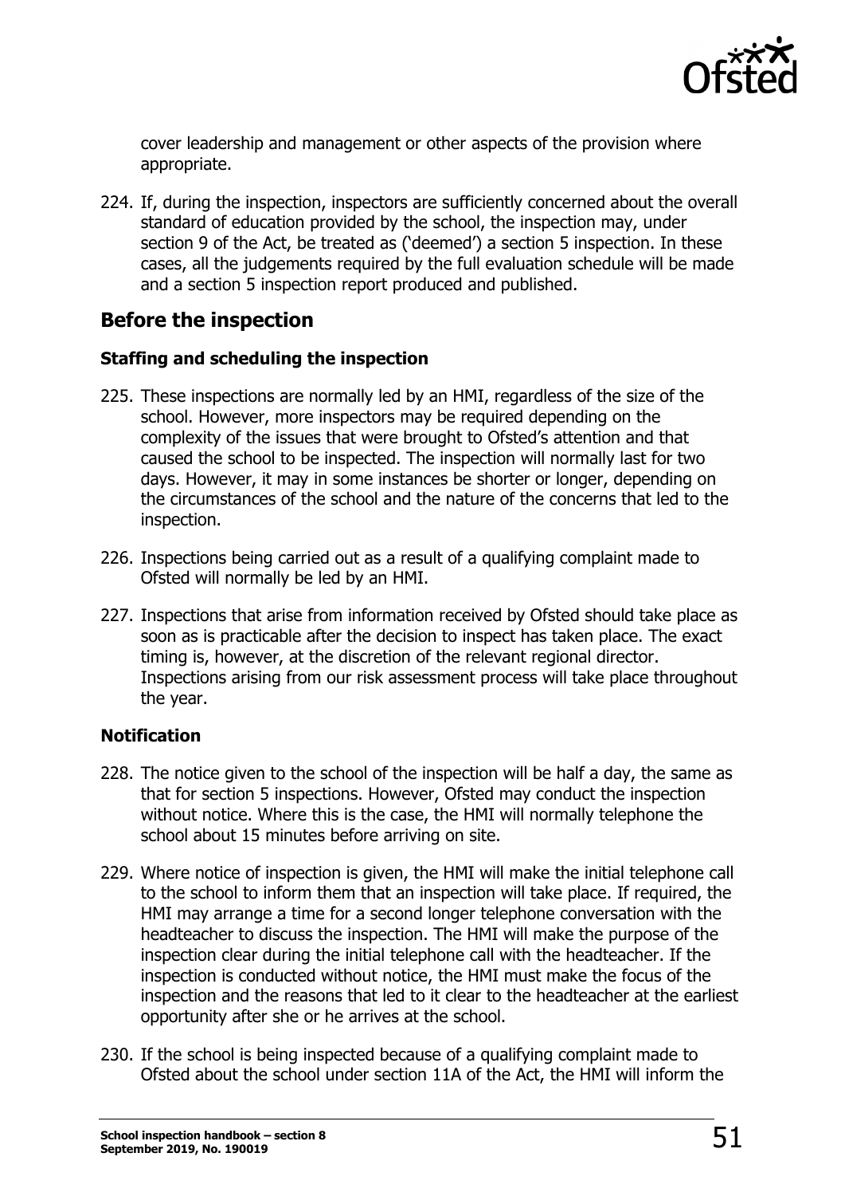cover leadership and management or other aspects of the provision where appropriate.

224. If, during the inspection, inspectors are sufficiently concerned about the overall standard of education provided by the school, the inspection may, under section 9 of the Act, be treated as ('deemed') a section 5 inspection. In these cases, all the judgements required by the full evaluation schedule will be made and a section 5 inspection report produced and published.

## Before the inspection

### Staffing and scheduling the inspection

225. These inspections are normally led by an HMI, regardless of the size of the school. However, more inspectors may be required depending on the complexity of the issues that were brought to Ofsted's attention and that caused the school to be inspected. The inspection will normally last for two days. However, it may in some instances be shorter or longer, depending on the circumstances of the school and the nature of the concerns that led to the inspection.

226. Inspections being carried out as a result of a qualifying complaint made to Ofsted will normally be led by an HMI.

227. Inspections that arise from information received by Ofsted should take place as soon as is practicable after the decision to inspect has taken place. The exact timing is, however, at the discretion of the relevant regional director. Inspections arising from our risk assessment process will take place throughout the year.

### Notification

228. The notice given to the school of the inspection will be half a day, the same as that for section 5 inspections. However, Ofsted may conduct the inspection without notice. Where this is the case, the HMI will normally telephone the school about 15 minutes before arriving on site.

229. Where notice of inspection is given, the HMI will make the initial telephone call to the school to inform them that an inspection will take place. If required, the HMI may arrange a time for a second longer telephone conversation with the headteacher to discuss the inspection. The HMI will make the purpose of the inspection clear during the initial telephone call with the headteacher. If the inspection is conducted without notice, the HMI must make the focus of the inspection and the reasons that led to it clear to the headteacher at the earliest opportunity after she or he arrives at the school.

230. If the school is being inspected because of a qualifying complaint made to Ofsted about the school under section 11A of the Act, the HMI will inform the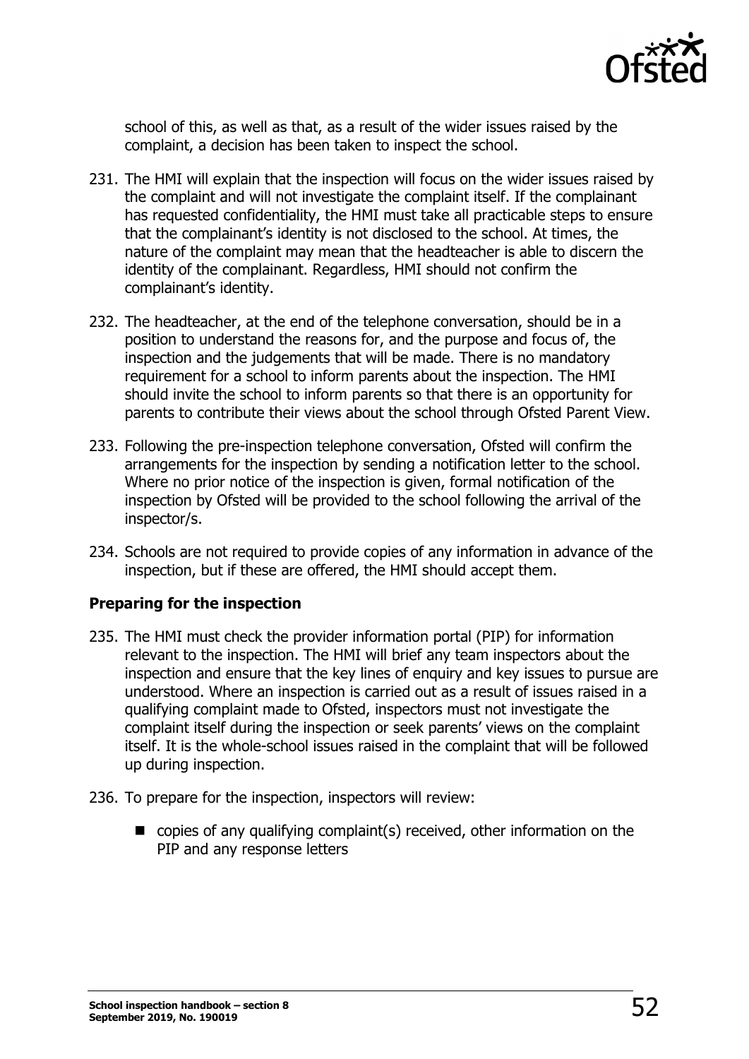school of this, as well as that, as a result of the wider issues raised by the complaint, a decision has been taken to inspect the school.

231. The HMI will explain that the inspection will focus on the wider issues raised by the complaint and will not investigate the complaint itself. If the complainant has requested confidentiality, the HMI must take all practicable steps to ensure that the complainant's identity is not disclosed to the school. At times, the nature of the complaint may mean that the headteacher is able to discern the identity of the complainant. Regardless, HMI should not confirm the complainant's identity.

232. The headteacher, at the end of the telephone conversation, should be in a position to understand the reasons for, and the purpose and focus of, the inspection and the judgements that will be made. There is no mandatory requirement for a school to inform parents about the inspection. The HMI should invite the school to inform parents so that there is an opportunity for parents to contribute their views about the school through Ofsted Parent View.

233. Following the pre-inspection telephone conversation, Ofsted will confirm the arrangements for the inspection by sending a notification letter to the school. Where no prior notice of the inspection is given, formal notification of the inspection by Ofsted will be provided to the school following the arrival of the inspector/s.

234. Schools are not required to provide copies of any information in advance of the inspection, but if these are offered, the HMI should accept them.

### Preparing for the inspection

235. The HMI must check the provider information portal (PIP) for information relevant to the inspection. The HMI will brief any team inspectors about the inspection and ensure that the key lines of enquiry and key issues to pursue are understood. Where an inspection is carried out as a result of issues raised in a qualifying complaint made to Ofsted, inspectors must not investigate the complaint itself during the inspection or seek parents' views on the complaint itself. It is the whole-school issues raised in the complaint that will be followed up during inspection.

236. To prepare for the inspection, inspectors will review:

- copies of any qualifying complaint(s) received, other information on the PIP and any response letters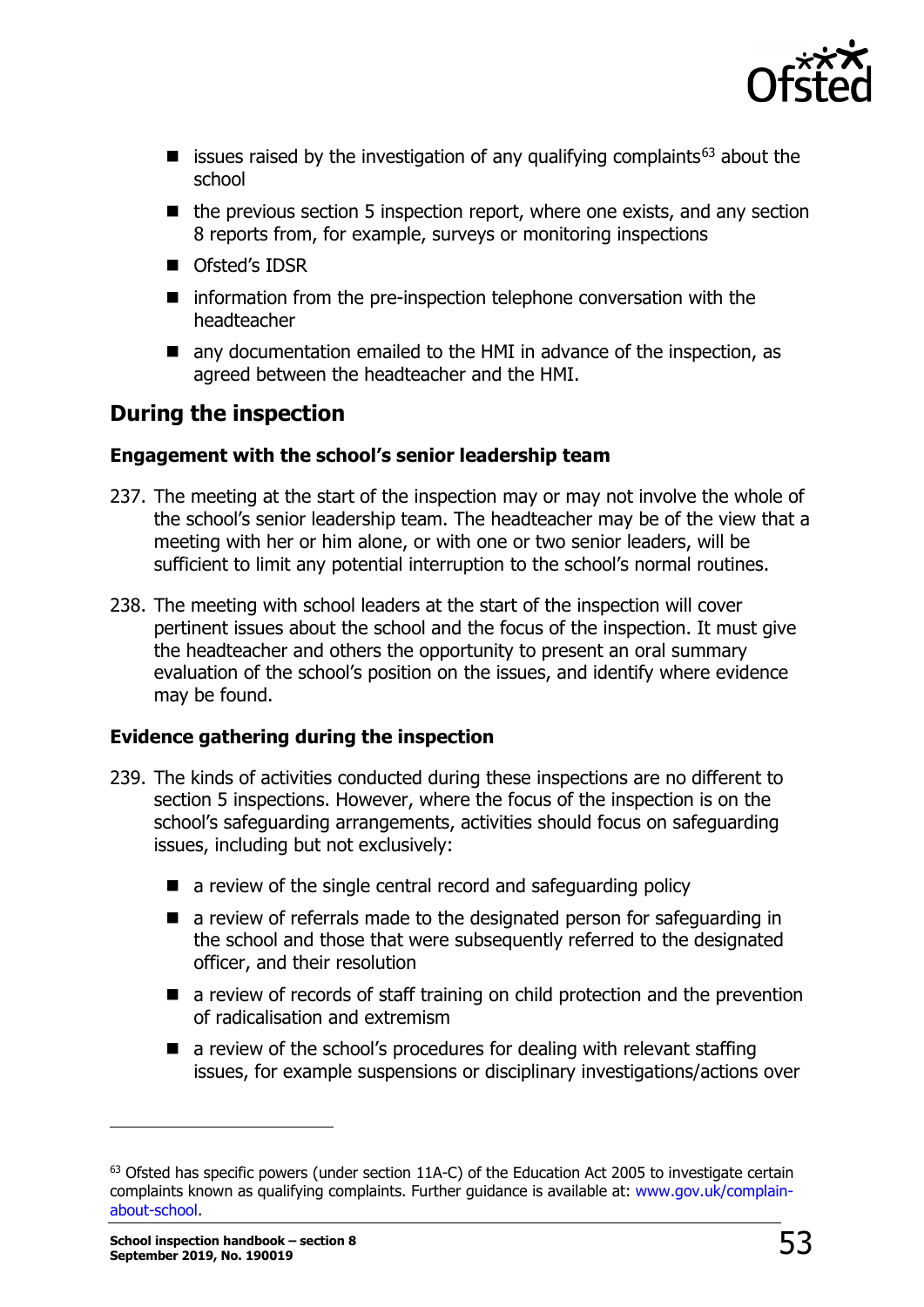- issues raised by the investigation of any qualifying complaints[63] about the school
- the previous section 5 inspection report, where one exists, and any section 8 reports from, for example, surveys or monitoring inspections
- Ofsted's IDSR
- information from the pre-inspection telephone conversation with the headteacher
- any documentation emailed to the HMI in advance of the inspection, as agreed between the headteacher and the HMI.

## During the inspection

### Engagement with the school's senior leadership team

237. The meeting at the start of the inspection may or may not involve the whole of the school's senior leadership team. The headteacher may be of the view that a meeting with her or him alone, or with one or two senior leaders, will be sufficient to limit any potential interruption to the school's normal routines.

238. The meeting with school leaders at the start of the inspection will cover pertinent issues about the school and the focus of the inspection. It must give the headteacher and others the opportunity to present an oral summary evaluation of the school's position on the issues, and identify where evidence may be found.

### Evidence gathering during the inspection

239. The kinds of activities conducted during these inspections are no different to section 5 inspections. However, where the focus of the inspection is on the school's safeguarding arrangements, activities should focus on safeguarding issues, including but not exclusively:

    - a review of the single central record and safeguarding policy
    - a review of referrals made to the designated person for safeguarding in the school and those that were subsequently referred to the designated officer, and their resolution
    - a review of records of staff training on child protection and the prevention of radicalisation and extremism
    - a review of the school's procedures for dealing with relevant staffing issues, for example suspensions or disciplinary investigations/actions over

---

[63] Ofsted has specific powers (under section 11A-C) of the Education Act 2005 to investigate certain complaints known as qualifying complaints. Further guidance is available at: www.gov.uk/complain-about-school.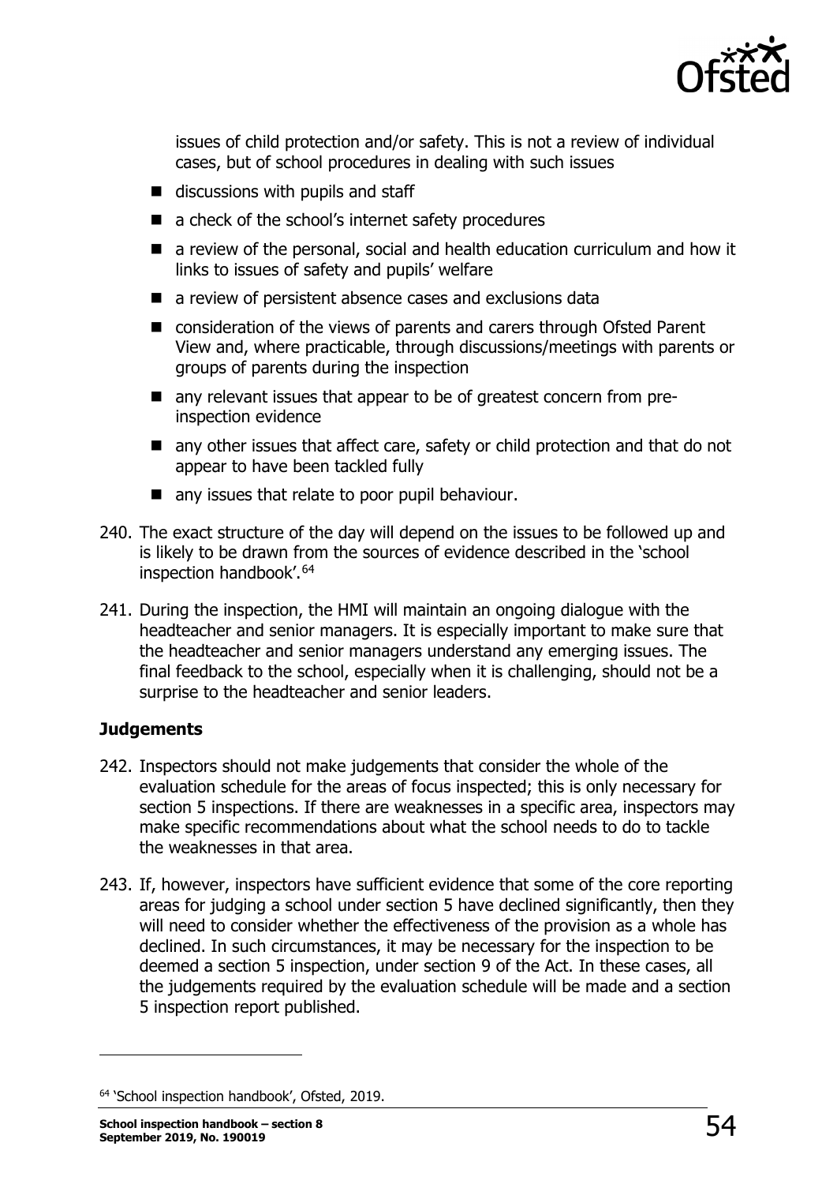issues of child protection and/or safety. This is not a review of individual cases, but of school procedures in dealing with such issues

- discussions with pupils and staff
- a check of the school's internet safety procedures
- a review of the personal, social and health education curriculum and how it links to issues of safety and pupils' welfare
- a review of persistent absence cases and exclusions data
- consideration of the views of parents and carers through Ofsted Parent View and, where practicable, through discussions/meetings with parents or groups of parents during the inspection
- any relevant issues that appear to be of greatest concern from pre-inspection evidence
- any other issues that affect care, safety or child protection and that do not appear to have been tackled fully
- any issues that relate to poor pupil behaviour.

240. The exact structure of the day will depend on the issues to be followed up and is likely to be drawn from the sources of evidence described in the 'school inspection handbook'.[64]

241. During the inspection, the HMI will maintain an ongoing dialogue with the headteacher and senior managers. It is especially important to make sure that the headteacher and senior managers understand any emerging issues. The final feedback to the school, especially when it is challenging, should not be a surprise to the headteacher and senior leaders.

### Judgements

242. Inspectors should not make judgements that consider the whole of the evaluation schedule for the areas of focus inspected; this is only necessary for section 5 inspections. If there are weaknesses in a specific area, inspectors may make specific recommendations about what the school needs to do to tackle the weaknesses in that area.

243. If, however, inspectors have sufficient evidence that some of the core reporting areas for judging a school under section 5 have declined significantly, then they will need to consider whether the effectiveness of the provision as a whole has declined. In such circumstances, it may be necessary for the inspection to be deemed a section 5 inspection, under section 9 of the Act. In these cases, all the judgements required by the evaluation schedule will be made and a section 5 inspection report published.

---

[64] 'School inspection handbook', Ofsted, 2019.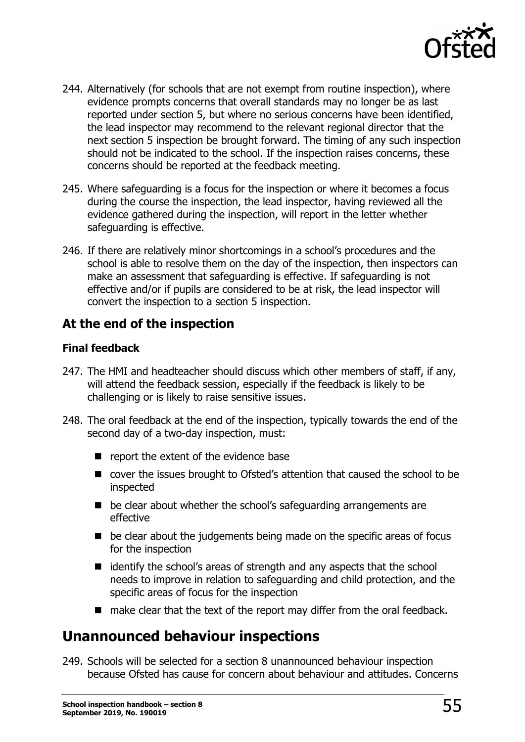244. Alternatively (for schools that are not exempt from routine inspection), where evidence prompts concerns that overall standards may no longer be as last reported under section 5, but where no serious concerns have been identified, the lead inspector may recommend to the relevant regional director that the next section 5 inspection be brought forward. The timing of any such inspection should not be indicated to the school. If the inspection raises concerns, these concerns should be reported at the feedback meeting.

245. Where safeguarding is a focus for the inspection or where it becomes a focus during the course the inspection, the lead inspector, having reviewed all the evidence gathered during the inspection, will report in the letter whether safeguarding is effective.

246. If there are relatively minor shortcomings in a school's procedures and the school is able to resolve them on the day of the inspection, then inspectors can make an assessment that safeguarding is effective. If safeguarding is not effective and/or if pupils are considered to be at risk, the lead inspector will convert the inspection to a section 5 inspection.

### At the end of the inspection

#### Final feedback

247. The HMI and headteacher should discuss which other members of staff, if any, will attend the feedback session, especially if the feedback is likely to be challenging or is likely to raise sensitive issues.

248. The oral feedback at the end of the inspection, typically towards the end of the second day of a two-day inspection, must:

- report the extent of the evidence base
- cover the issues brought to Ofsted's attention that caused the school to be inspected
- be clear about whether the school's safeguarding arrangements are effective
- be clear about the judgements being made on the specific areas of focus for the inspection
- identify the school's areas of strength and any aspects that the school needs to improve in relation to safeguarding and child protection, and the specific areas of focus for the inspection
- make clear that the text of the report may differ from the oral feedback.

## Unannounced behaviour inspections

249. Schools will be selected for a section 8 unannounced behaviour inspection because Ofsted has cause for concern about behaviour and attitudes. Concerns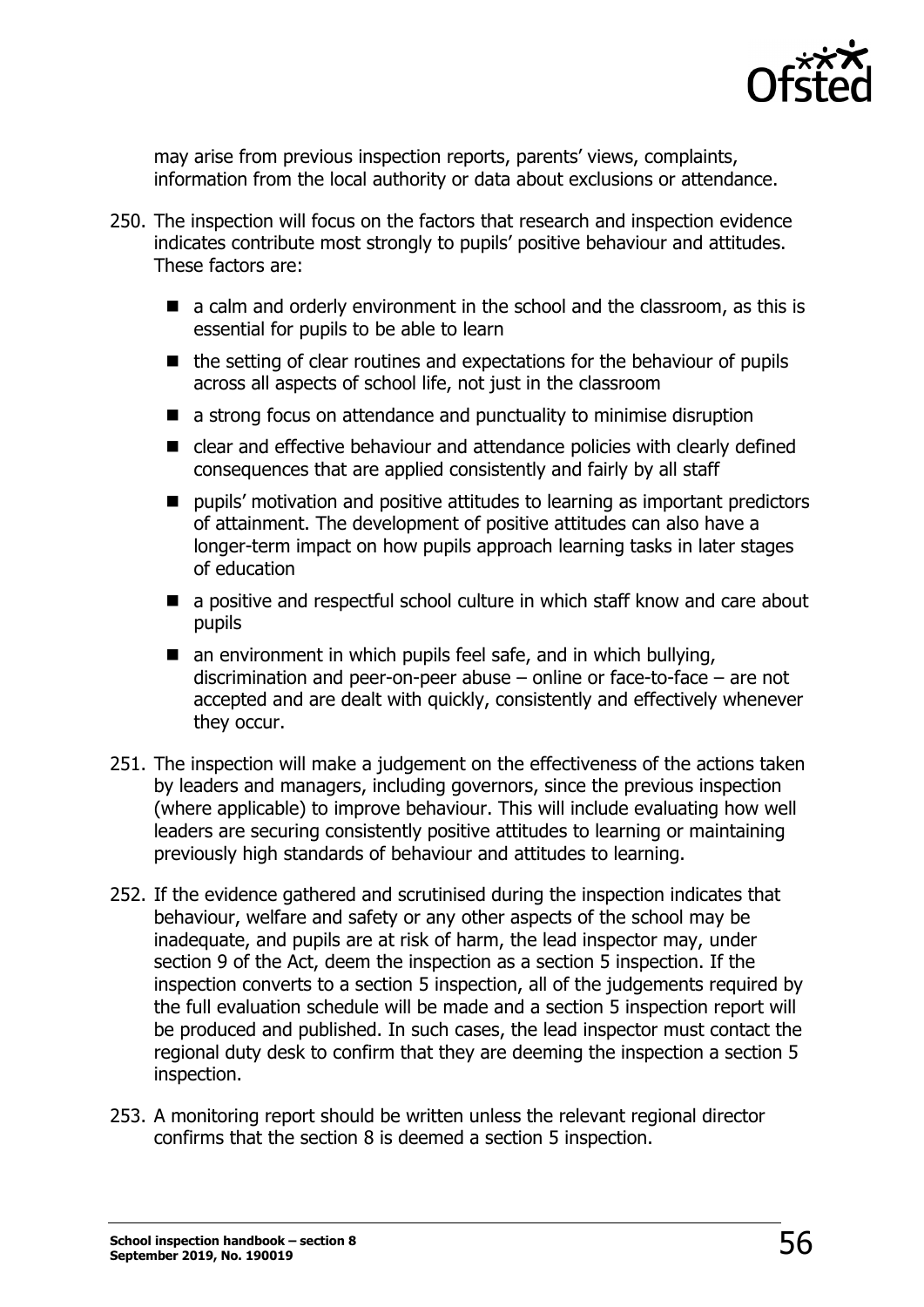may arise from previous inspection reports, parents' views, complaints, information from the local authority or data about exclusions or attendance.

250. The inspection will focus on the factors that research and inspection evidence indicates contribute most strongly to pupils' positive behaviour and attitudes. These factors are:

    - a calm and orderly environment in the school and the classroom, as this is essential for pupils to be able to learn
    - the setting of clear routines and expectations for the behaviour of pupils across all aspects of school life, not just in the classroom
    - a strong focus on attendance and punctuality to minimise disruption
    - clear and effective behaviour and attendance policies with clearly defined consequences that are applied consistently and fairly by all staff
    - pupils' motivation and positive attitudes to learning as important predictors of attainment. The development of positive attitudes can also have a longer-term impact on how pupils approach learning tasks in later stages of education
    - a positive and respectful school culture in which staff know and care about pupils
    - an environment in which pupils feel safe, and in which bullying, discrimination and peer-on-peer abuse – online or face-to-face – are not accepted and are dealt with quickly, consistently and effectively whenever they occur.

251. The inspection will make a judgement on the effectiveness of the actions taken by leaders and managers, including governors, since the previous inspection (where applicable) to improve behaviour. This will include evaluating how well leaders are securing consistently positive attitudes to learning or maintaining previously high standards of behaviour and attitudes to learning.

252. If the evidence gathered and scrutinised during the inspection indicates that behaviour, welfare and safety or any other aspects of the school may be inadequate, and pupils are at risk of harm, the lead inspector may, under section 9 of the Act, deem the inspection as a section 5 inspection. If the inspection converts to a section 5 inspection, all of the judgements required by the full evaluation schedule will be made and a section 5 inspection report will be produced and published. In such cases, the lead inspector must contact the regional duty desk to confirm that they are deeming the inspection a section 5 inspection.

253. A monitoring report should be written unless the relevant regional director confirms that the section 8 is deemed a section 5 inspection.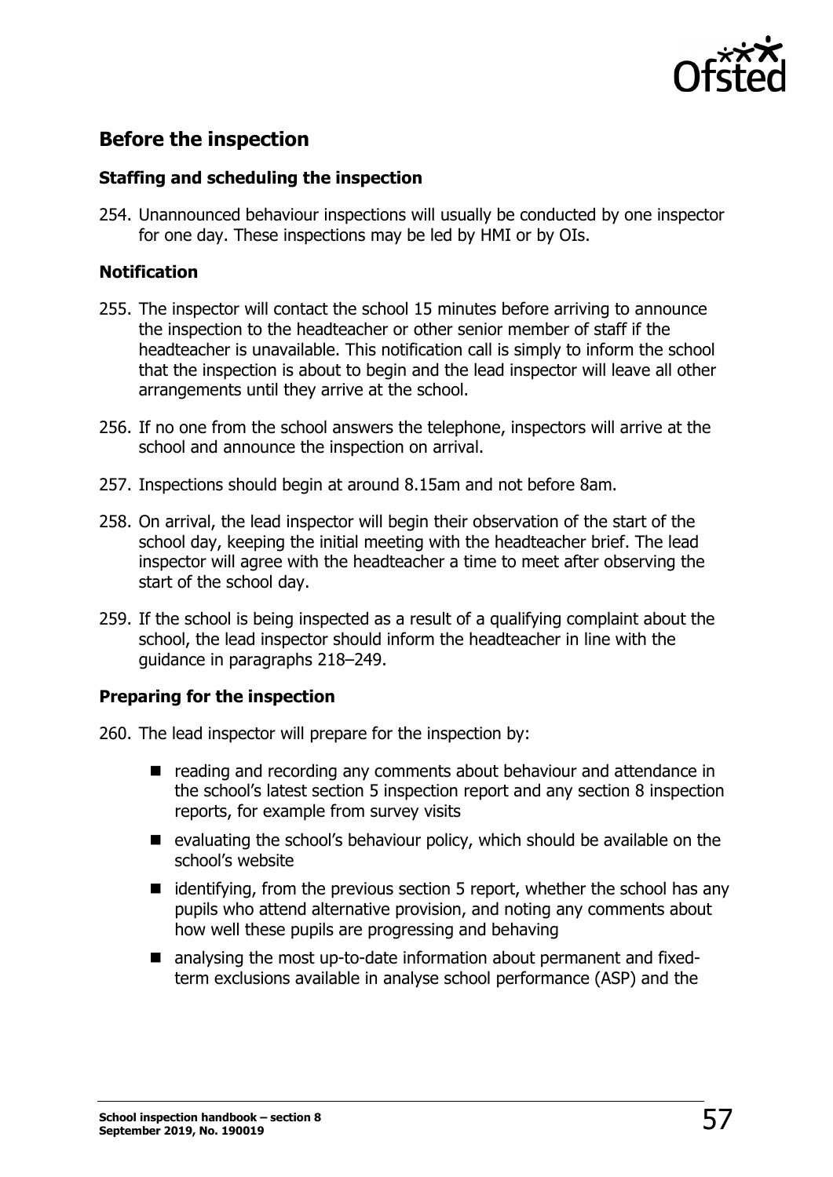## Before the inspection

### Staffing and scheduling the inspection

254. Unannounced behaviour inspections will usually be conducted by one inspector for one day. These inspections may be led by HMI or by OIs.

### Notification

255. The inspector will contact the school 15 minutes before arriving to announce the inspection to the headteacher or other senior member of staff if the headteacher is unavailable. This notification call is simply to inform the school that the inspection is about to begin and the lead inspector will leave all other arrangements until they arrive at the school.

256. If no one from the school answers the telephone, inspectors will arrive at the school and announce the inspection on arrival.

257. Inspections should begin at around 8.15am and not before 8am.

258. On arrival, the lead inspector will begin their observation of the start of the school day, keeping the initial meeting with the headteacher brief. The lead inspector will agree with the headteacher a time to meet after observing the start of the school day.

259. If the school is being inspected as a result of a qualifying complaint about the school, the lead inspector should inform the headteacher in line with the guidance in paragraphs 218–249.

### Preparing for the inspection

260. The lead inspector will prepare for the inspection by:

- reading and recording any comments about behaviour and attendance in the school's latest section 5 inspection report and any section 8 inspection reports, for example from survey visits
- evaluating the school's behaviour policy, which should be available on the school's website
- identifying, from the previous section 5 report, whether the school has any pupils who attend alternative provision, and noting any comments about how well these pupils are progressing and behaving
- analysing the most up-to-date information about permanent and fixed-term exclusions available in analyse school performance (ASP) and the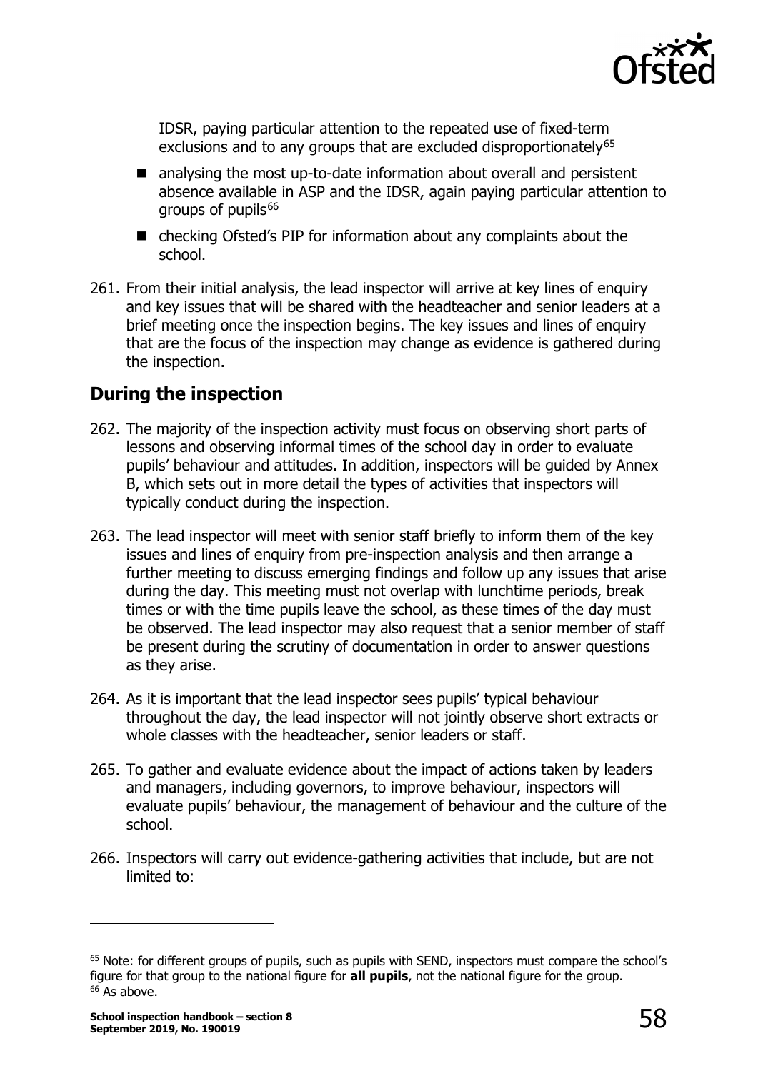IDSR, paying particular attention to the repeated use of fixed-term exclusions and to any groups that are excluded disproportionately[65]

- analysing the most up-to-date information about overall and persistent absence available in ASP and the IDSR, again paying particular attention to groups of pupils[66]
- checking Ofsted's PIP for information about any complaints about the school.

261. From their initial analysis, the lead inspector will arrive at key lines of enquiry and key issues that will be shared with the headteacher and senior leaders at a brief meeting once the inspection begins. The key issues and lines of enquiry that are the focus of the inspection may change as evidence is gathered during the inspection.

## During the inspection

262. The majority of the inspection activity must focus on observing short parts of lessons and observing informal times of the school day in order to evaluate pupils' behaviour and attitudes. In addition, inspectors will be guided by Annex B, which sets out in more detail the types of activities that inspectors will typically conduct during the inspection.

263. The lead inspector will meet with senior staff briefly to inform them of the key issues and lines of enquiry from pre-inspection analysis and then arrange a further meeting to discuss emerging findings and follow up any issues that arise during the day. This meeting must not overlap with lunchtime periods, break times or with the time pupils leave the school, as these times of the day must be observed. The lead inspector may also request that a senior member of staff be present during the scrutiny of documentation in order to answer questions as they arise.

264. As it is important that the lead inspector sees pupils' typical behaviour throughout the day, the lead inspector will not jointly observe short extracts or whole classes with the headteacher, senior leaders or staff.

265. To gather and evaluate evidence about the impact of actions taken by leaders and managers, including governors, to improve behaviour, inspectors will evaluate pupils' behaviour, the management of behaviour and the culture of the school.

266. Inspectors will carry out evidence-gathering activities that include, but are not limited to:

---

[65] Note: for different groups of pupils, such as pupils with SEND, inspectors must compare the school's figure for that group to the national figure for **all pupils**, not the national figure for the group.

[66] As above.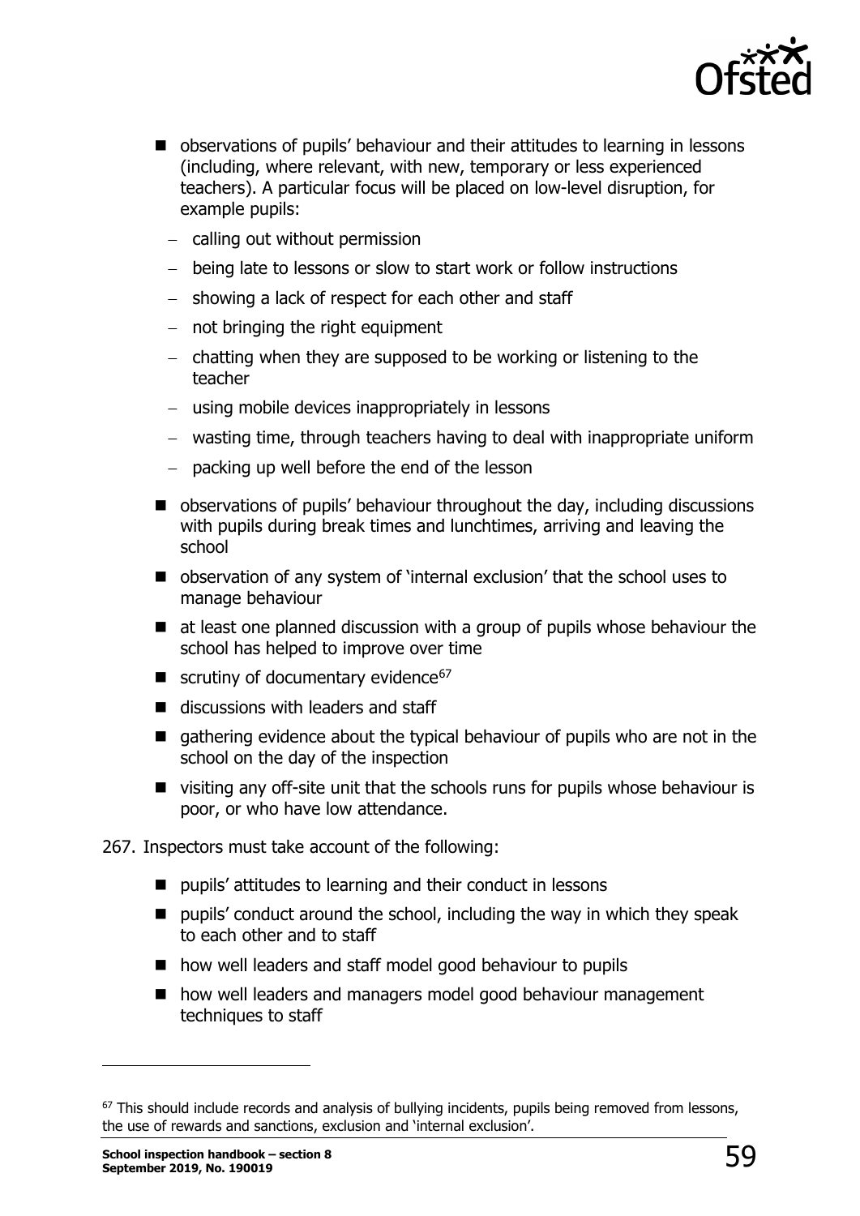- observations of pupils' behaviour and their attitudes to learning in lessons (including, where relevant, with new, temporary or less experienced teachers). A particular focus will be placed on low-level disruption, for example pupils:
  - calling out without permission
  - being late to lessons or slow to start work or follow instructions
  - showing a lack of respect for each other and staff
  - not bringing the right equipment
  - chatting when they are supposed to be working or listening to the teacher
  - using mobile devices inappropriately in lessons
  - wasting time, through teachers having to deal with inappropriate uniform
  - packing up well before the end of the lesson
- observations of pupils' behaviour throughout the day, including discussions with pupils during break times and lunchtimes, arriving and leaving the school
- observation of any system of 'internal exclusion' that the school uses to manage behaviour
- at least one planned discussion with a group of pupils whose behaviour the school has helped to improve over time
- scrutiny of documentary evidence[67]
- discussions with leaders and staff
- gathering evidence about the typical behaviour of pupils who are not in the school on the day of the inspection
- visiting any off-site unit that the schools runs for pupils whose behaviour is poor, or who have low attendance.

267. Inspectors must take account of the following:

- pupils' attitudes to learning and their conduct in lessons
- pupils' conduct around the school, including the way in which they speak to each other and to staff
- how well leaders and staff model good behaviour to pupils
- how well leaders and managers model good behaviour management techniques to staff

[67] This should include records and analysis of bullying incidents, pupils being removed from lessons, the use of rewards and sanctions, exclusion and 'internal exclusion'.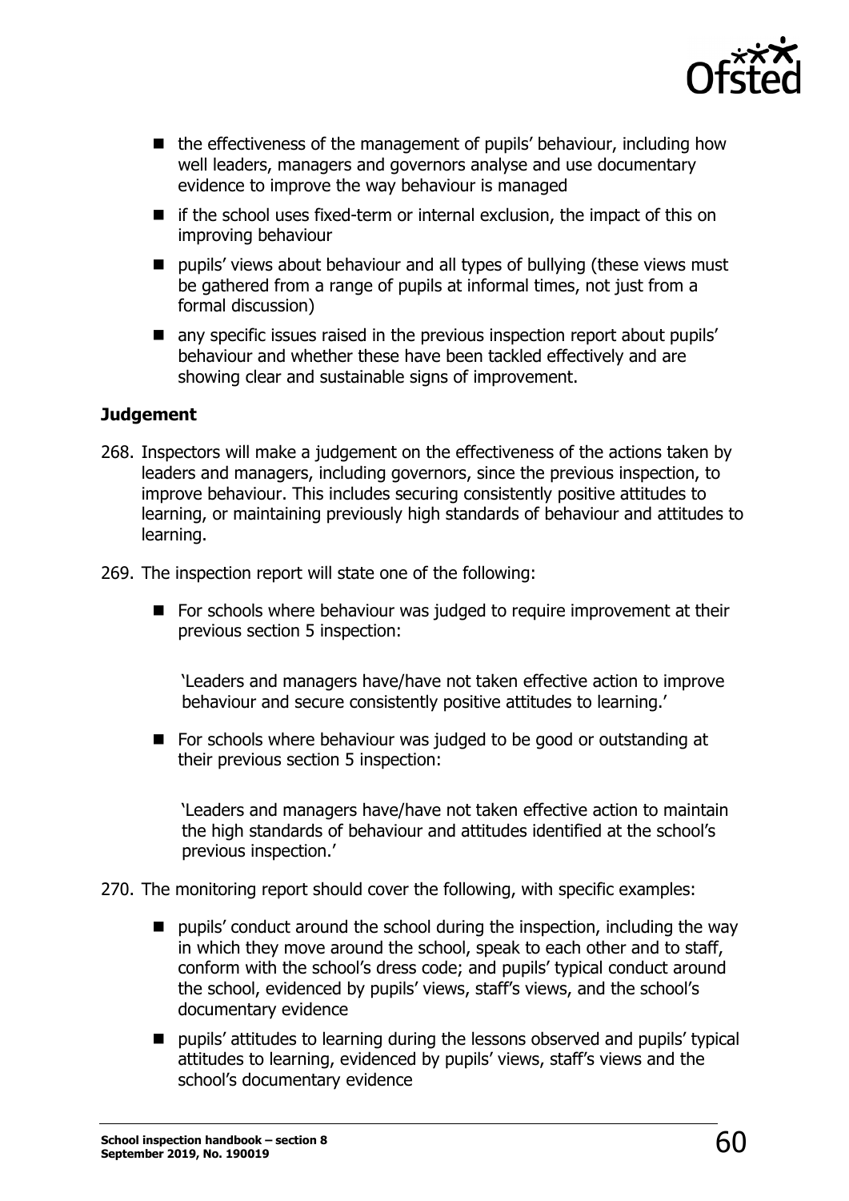- the effectiveness of the management of pupils' behaviour, including how well leaders, managers and governors analyse and use documentary evidence to improve the way behaviour is managed
- if the school uses fixed-term or internal exclusion, the impact of this on improving behaviour
- pupils' views about behaviour and all types of bullying (these views must be gathered from a range of pupils at informal times, not just from a formal discussion)
- any specific issues raised in the previous inspection report about pupils' behaviour and whether these have been tackled effectively and are showing clear and sustainable signs of improvement.

**Judgement**

268. Inspectors will make a judgement on the effectiveness of the actions taken by leaders and managers, including governors, since the previous inspection, to improve behaviour. This includes securing consistently positive attitudes to learning, or maintaining previously high standards of behaviour and attitudes to learning.

269. The inspection report will state one of the following:

   - For schools where behaviour was judged to require improvement at their previous section 5 inspection:

     'Leaders and managers have/have not taken effective action to improve behaviour and secure consistently positive attitudes to learning.'

   - For schools where behaviour was judged to be good or outstanding at their previous section 5 inspection:

     'Leaders and managers have/have not taken effective action to maintain the high standards of behaviour and attitudes identified at the school's previous inspection.'

270. The monitoring report should cover the following, with specific examples:

   - pupils' conduct around the school during the inspection, including the way in which they move around the school, speak to each other and to staff, conform with the school's dress code; and pupils' typical conduct around the school, evidenced by pupils' views, staff's views, and the school's documentary evidence
   - pupils' attitudes to learning during the lessons observed and pupils' typical attitudes to learning, evidenced by pupils' views, staff's views and the school's documentary evidence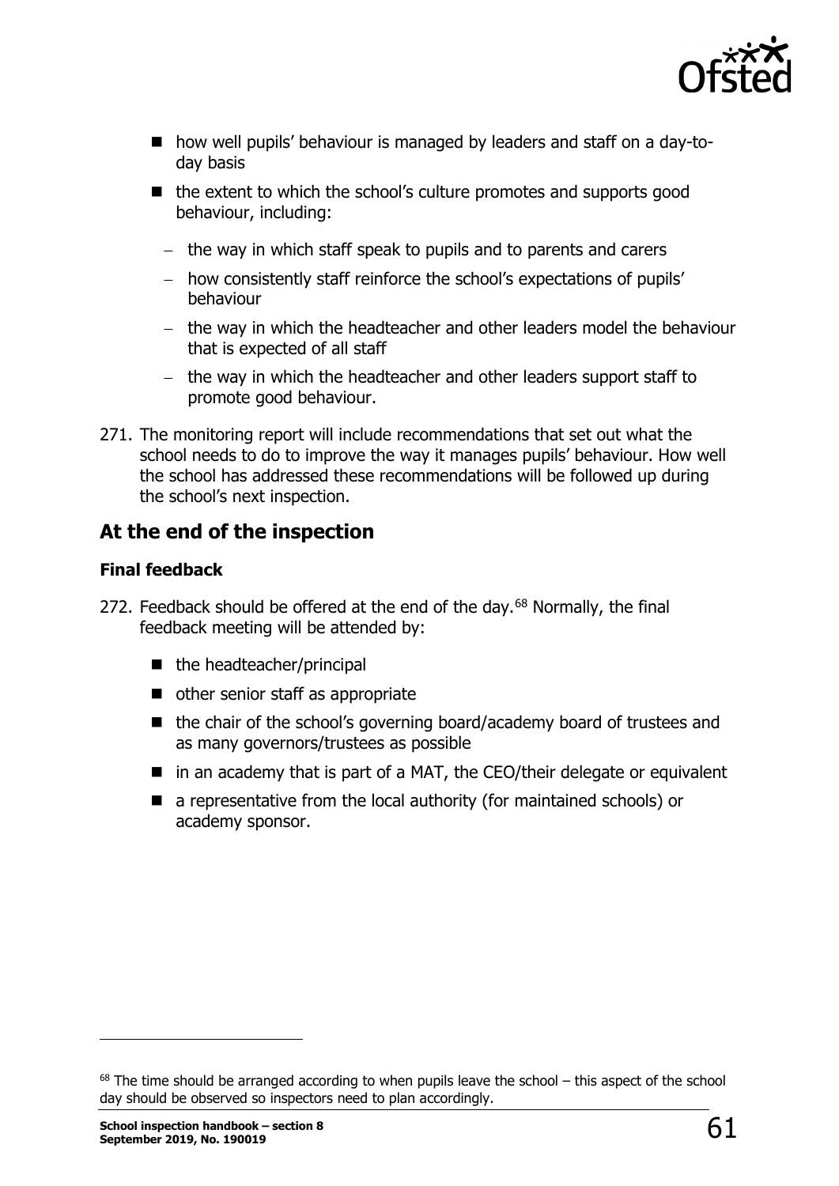- how well pupils' behaviour is managed by leaders and staff on a day-to-day basis
- the extent to which the school's culture promotes and supports good behaviour, including:
  - the way in which staff speak to pupils and to parents and carers
  - how consistently staff reinforce the school's expectations of pupils' behaviour
  - the way in which the headteacher and other leaders model the behaviour that is expected of all staff
  - the way in which the headteacher and other leaders support staff to promote good behaviour.

271. The monitoring report will include recommendations that set out what the school needs to do to improve the way it manages pupils' behaviour. How well the school has addressed these recommendations will be followed up during the school's next inspection.

## At the end of the inspection

### Final feedback

272. Feedback should be offered at the end of the day.[68] Normally, the final feedback meeting will be attended by:

- the headteacher/principal
- other senior staff as appropriate
- the chair of the school's governing board/academy board of trustees and as many governors/trustees as possible
- in an academy that is part of a MAT, the CEO/their delegate or equivalent
- a representative from the local authority (for maintained schools) or academy sponsor.

[68] The time should be arranged according to when pupils leave the school – this aspect of the school day should be observed so inspectors need to plan accordingly.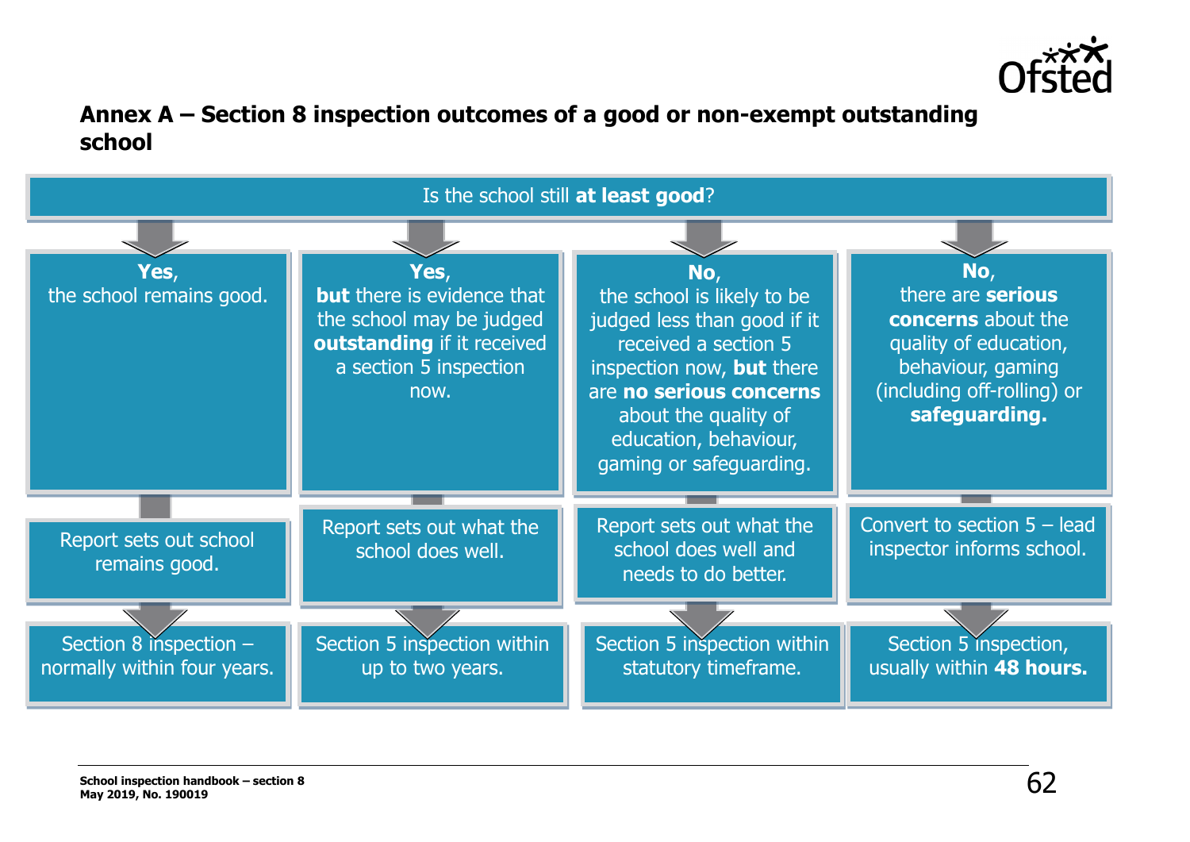## Annex A – Section 8 inspection outcomes of a good or non-exempt outstanding school

Is the school still **at least good**?

| **Yes**, the school remains good. | **Yes**, **but** there is evidence that the school may be judged **outstanding** if it received a section 5 inspection now. | **No**, the school is likely to be judged less than good if it received a section 5 inspection now, **but** there are **no serious concerns** about the quality of education, behaviour, gaming or safeguarding. | **No**, there are **serious concerns** about the quality of education, behaviour, gaming (including off-rolling) or **safeguarding.** |
| --- | --- | --- | --- |
| Report sets out school remains good. | Report sets out what the school does well. | Report sets out what the school does well and needs to do better. | Convert to section 5 – lead inspector informs school. |
| Section 8 inspection – normally within four years. | Section 5 inspection within up to two years. | Section 5 inspection within statutory timeframe. | Section 5 inspection, usually within **48 hours.** |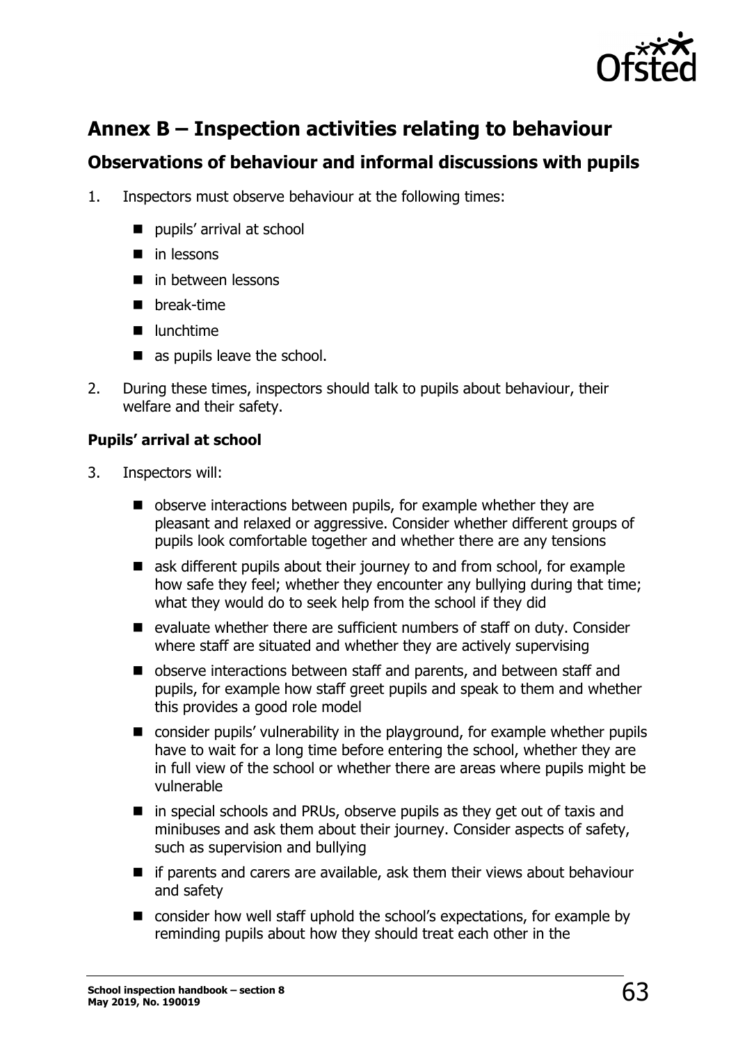# Annex B – Inspection activities relating to behaviour

## Observations of behaviour and informal discussions with pupils

1. Inspectors must observe behaviour at the following times:
   - pupils' arrival at school
   - in lessons
   - in between lessons
   - break-time
   - lunchtime
   - as pupils leave the school.
2. During these times, inspectors should talk to pupils about behaviour, their welfare and their safety.

### Pupils' arrival at school

3. Inspectors will:
   - observe interactions between pupils, for example whether they are pleasant and relaxed or aggressive. Consider whether different groups of pupils look comfortable together and whether there are any tensions
   - ask different pupils about their journey to and from school, for example how safe they feel; whether they encounter any bullying during that time; what they would do to seek help from the school if they did
   - evaluate whether there are sufficient numbers of staff on duty. Consider where staff are situated and whether they are actively supervising
   - observe interactions between staff and parents, and between staff and pupils, for example how staff greet pupils and speak to them and whether this provides a good role model
   - consider pupils' vulnerability in the playground, for example whether pupils have to wait for a long time before entering the school, whether they are in full view of the school or whether there are areas where pupils might be vulnerable
   - in special schools and PRUs, observe pupils as they get out of taxis and minibuses and ask them about their journey. Consider aspects of safety, such as supervision and bullying
   - if parents and carers are available, ask them their views about behaviour and safety
   - consider how well staff uphold the school's expectations, for example by reminding pupils about how they should treat each other in the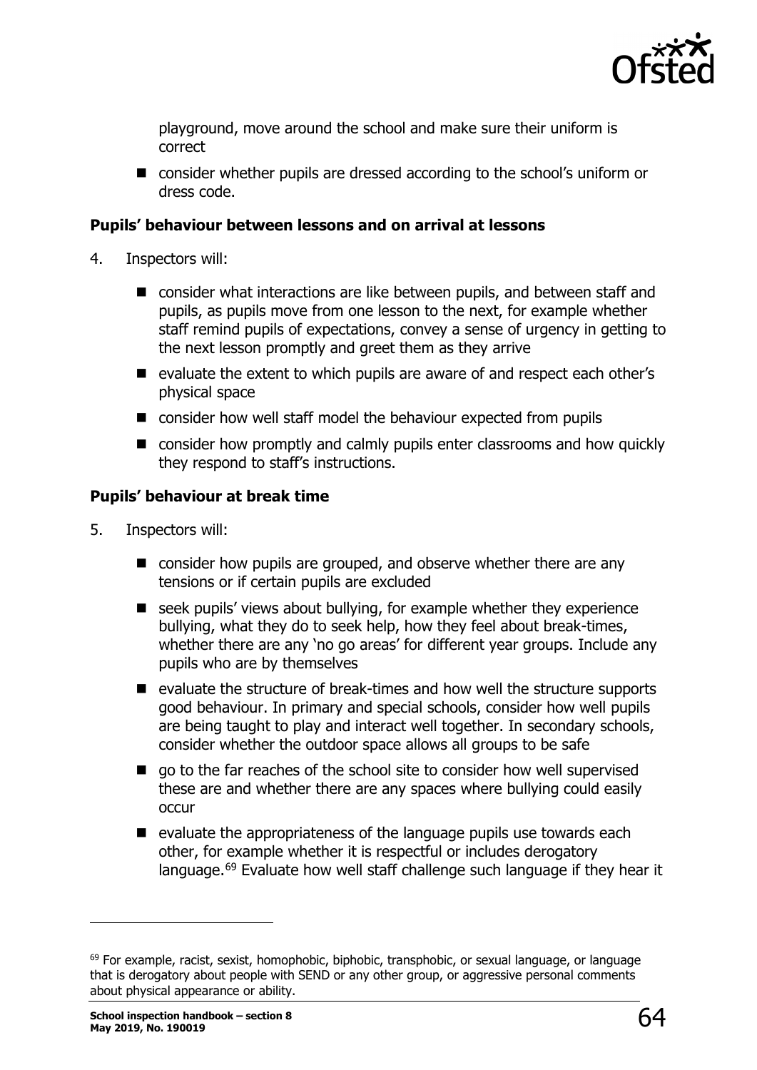playground, move around the school and make sure their uniform is correct

- consider whether pupils are dressed according to the school's uniform or dress code.

**Pupils' behaviour between lessons and on arrival at lessons**

4. Inspectors will:

   - consider what interactions are like between pupils, and between staff and pupils, as pupils move from one lesson to the next, for example whether staff remind pupils of expectations, convey a sense of urgency in getting to the next lesson promptly and greet them as they arrive
   - evaluate the extent to which pupils are aware of and respect each other's physical space
   - consider how well staff model the behaviour expected from pupils
   - consider how promptly and calmly pupils enter classrooms and how quickly they respond to staff's instructions.

**Pupils' behaviour at break time**

5. Inspectors will:

   - consider how pupils are grouped, and observe whether there are any tensions or if certain pupils are excluded
   - seek pupils' views about bullying, for example whether they experience bullying, what they do to seek help, how they feel about break-times, whether there are any 'no go areas' for different year groups. Include any pupils who are by themselves
   - evaluate the structure of break-times and how well the structure supports good behaviour. In primary and special schools, consider how well pupils are being taught to play and interact well together. In secondary schools, consider whether the outdoor space allows all groups to be safe
   - go to the far reaches of the school site to consider how well supervised these are and whether there are any spaces where bullying could easily occur
   - evaluate the appropriateness of the language pupils use towards each other, for example whether it is respectful or includes derogatory language.[69] Evaluate how well staff challenge such language if they hear it

---

[69] For example, racist, sexist, homophobic, biphobic, transphobic, or sexual language, or language that is derogatory about people with SEND or any other group, or aggressive personal comments about physical appearance or ability.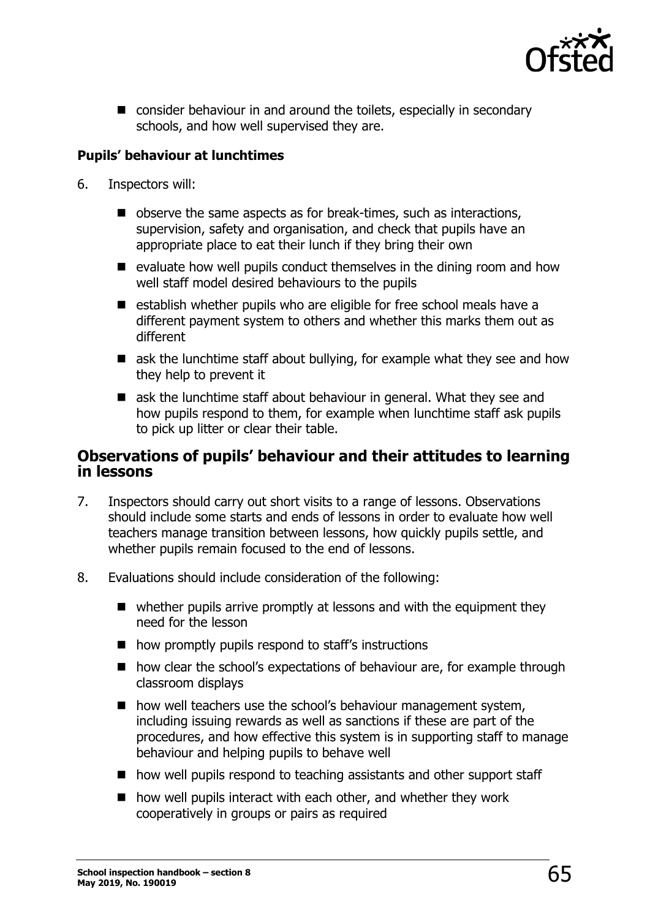- consider behaviour in and around the toilets, especially in secondary schools, and how well supervised they are.

**Pupils' behaviour at lunchtimes**

6. Inspectors will:

   - observe the same aspects as for break-times, such as interactions, supervision, safety and organisation, and check that pupils have an appropriate place to eat their lunch if they bring their own
   - evaluate how well pupils conduct themselves in the dining room and how well staff model desired behaviours to the pupils
   - establish whether pupils who are eligible for free school meals have a different payment system to others and whether this marks them out as different
   - ask the lunchtime staff about bullying, for example what they see and how they help to prevent it
   - ask the lunchtime staff about behaviour in general. What they see and how pupils respond to them, for example when lunchtime staff ask pupils to pick up litter or clear their table.

## Observations of pupils' behaviour and their attitudes to learning in lessons

7. Inspectors should carry out short visits to a range of lessons. Observations should include some starts and ends of lessons in order to evaluate how well teachers manage transition between lessons, how quickly pupils settle, and whether pupils remain focused to the end of lessons.

8. Evaluations should include consideration of the following:

   - whether pupils arrive promptly at lessons and with the equipment they need for the lesson
   - how promptly pupils respond to staff's instructions
   - how clear the school's expectations of behaviour are, for example through classroom displays
   - how well teachers use the school's behaviour management system, including issuing rewards as well as sanctions if these are part of the procedures, and how effective this system is in supporting staff to manage behaviour and helping pupils to behave well
   - how well pupils respond to teaching assistants and other support staff
   - how well pupils interact with each other, and whether they work cooperatively in groups or pairs as required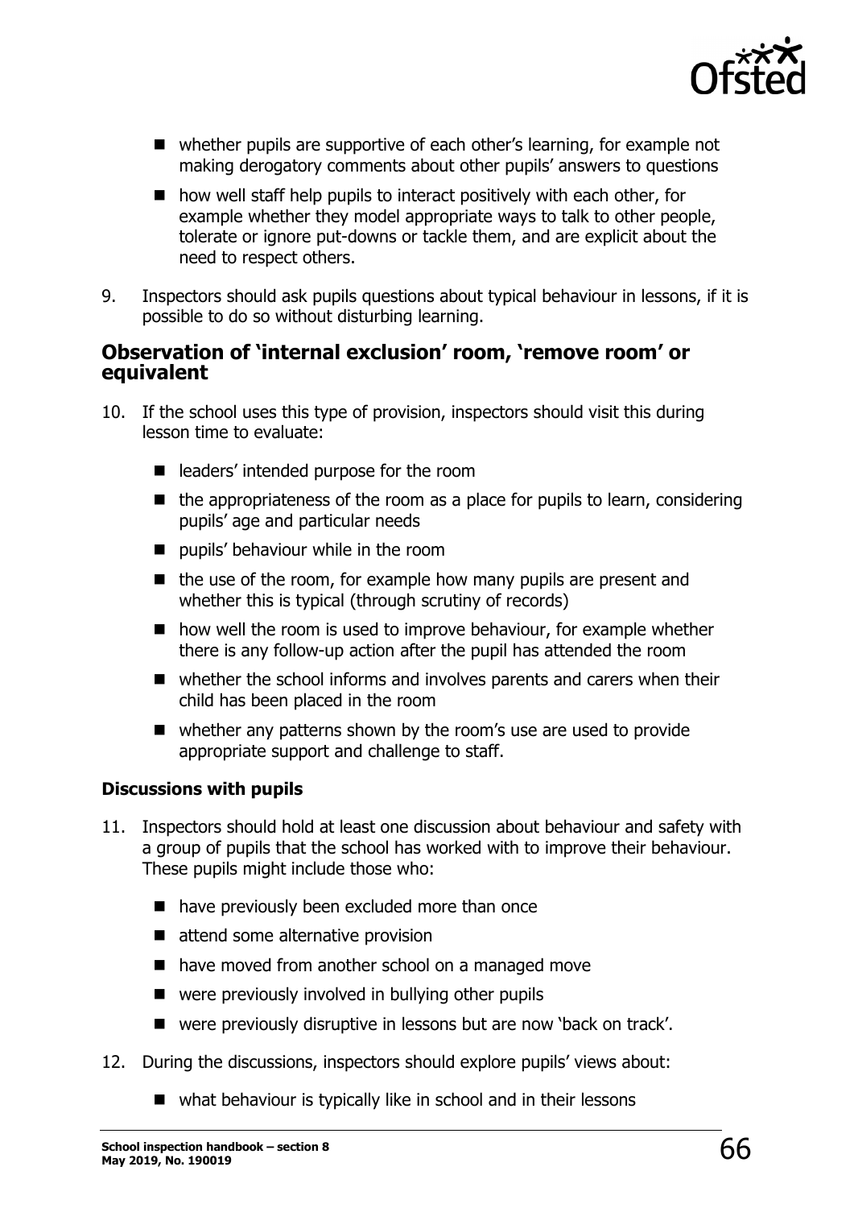- whether pupils are supportive of each other's learning, for example not making derogatory comments about other pupils' answers to questions
- how well staff help pupils to interact positively with each other, for example whether they model appropriate ways to talk to other people, tolerate or ignore put-downs or tackle them, and are explicit about the need to respect others.

9. Inspectors should ask pupils questions about typical behaviour in lessons, if it is possible to do so without disturbing learning.

## Observation of 'internal exclusion' room, 'remove room' or equivalent

10. If the school uses this type of provision, inspectors should visit this during lesson time to evaluate:

    - leaders' intended purpose for the room
    - the appropriateness of the room as a place for pupils to learn, considering pupils' age and particular needs
    - pupils' behaviour while in the room
    - the use of the room, for example how many pupils are present and whether this is typical (through scrutiny of records)
    - how well the room is used to improve behaviour, for example whether there is any follow-up action after the pupil has attended the room
    - whether the school informs and involves parents and carers when their child has been placed in the room
    - whether any patterns shown by the room's use are used to provide appropriate support and challenge to staff.

### Discussions with pupils

11. Inspectors should hold at least one discussion about behaviour and safety with a group of pupils that the school has worked with to improve their behaviour. These pupils might include those who:

    - have previously been excluded more than once
    - attend some alternative provision
    - have moved from another school on a managed move
    - were previously involved in bullying other pupils
    - were previously disruptive in lessons but are now 'back on track'.

12. During the discussions, inspectors should explore pupils' views about:

    - what behaviour is typically like in school and in their lessons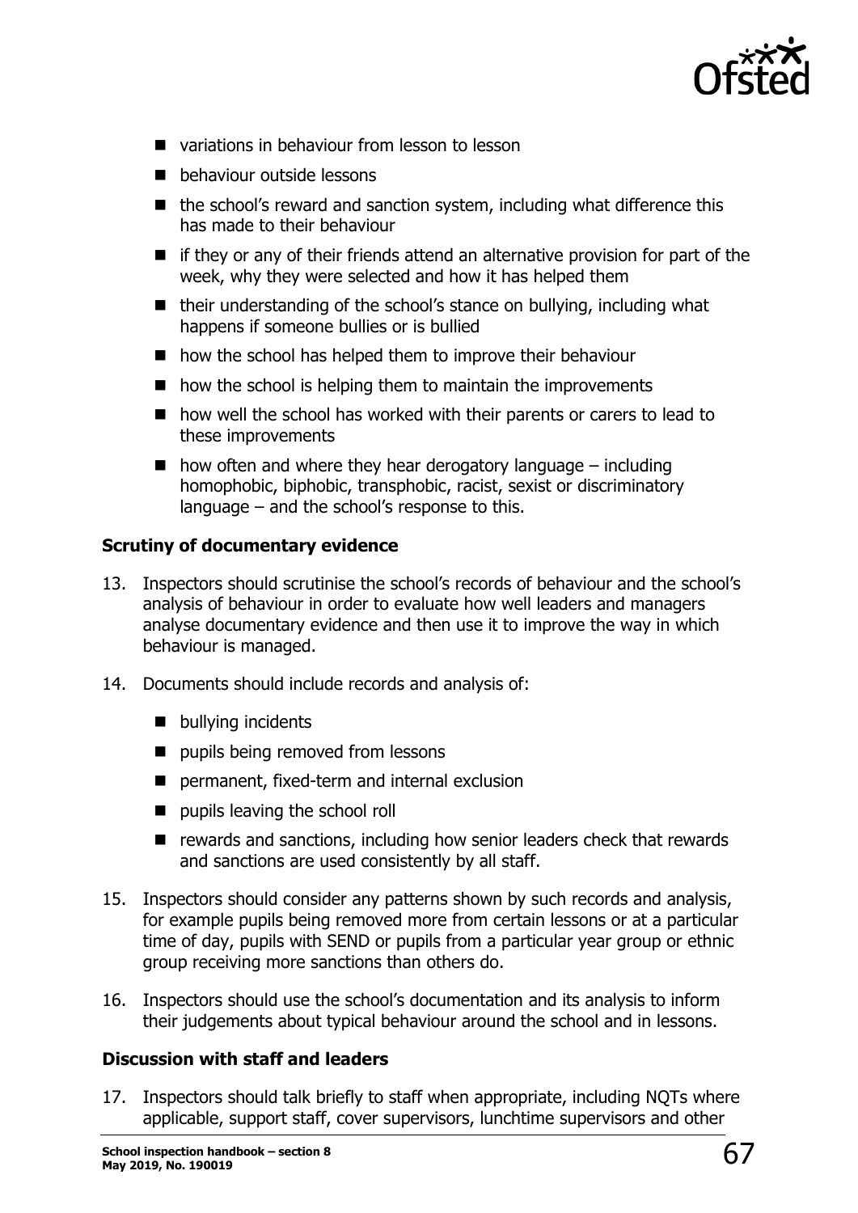- variations in behaviour from lesson to lesson
- behaviour outside lessons
- the school's reward and sanction system, including what difference this has made to their behaviour
- if they or any of their friends attend an alternative provision for part of the week, why they were selected and how it has helped them
- their understanding of the school's stance on bullying, including what happens if someone bullies or is bullied
- how the school has helped them to improve their behaviour
- how the school is helping them to maintain the improvements
- how well the school has worked with their parents or carers to lead to these improvements
- how often and where they hear derogatory language – including homophobic, biphobic, transphobic, racist, sexist or discriminatory language – and the school's response to this.

**Scrutiny of documentary evidence**

13. Inspectors should scrutinise the school's records of behaviour and the school's analysis of behaviour in order to evaluate how well leaders and managers analyse documentary evidence and then use it to improve the way in which behaviour is managed.

14. Documents should include records and analysis of:

    - bullying incidents
    - pupils being removed from lessons
    - permanent, fixed-term and internal exclusion
    - pupils leaving the school roll
    - rewards and sanctions, including how senior leaders check that rewards and sanctions are used consistently by all staff.

15. Inspectors should consider any patterns shown by such records and analysis, for example pupils being removed more from certain lessons or at a particular time of day, pupils with SEND or pupils from a particular year group or ethnic group receiving more sanctions than others do.

16. Inspectors should use the school's documentation and its analysis to inform their judgements about typical behaviour around the school and in lessons.

**Discussion with staff and leaders**

17. Inspectors should talk briefly to staff when appropriate, including NQTs where applicable, support staff, cover supervisors, lunchtime supervisors and other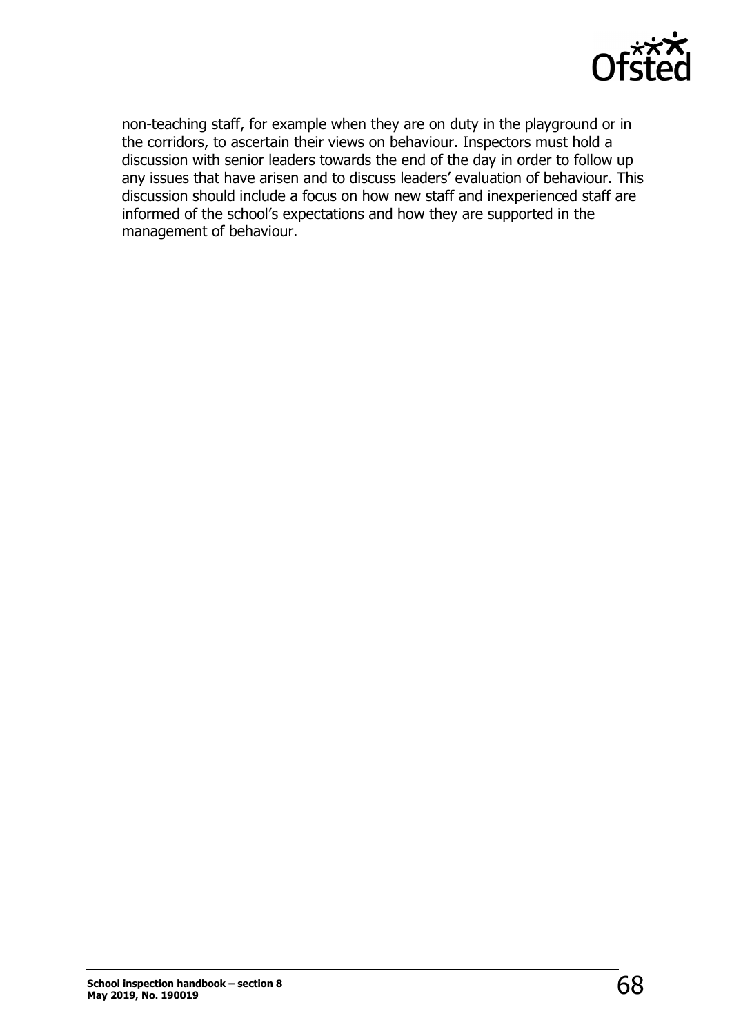non-teaching staff, for example when they are on duty in the playground or in the corridors, to ascertain their views on behaviour. Inspectors must hold a discussion with senior leaders towards the end of the day in order to follow up any issues that have arisen and to discuss leaders' evaluation of behaviour. This discussion should include a focus on how new staff and inexperienced staff are informed of the school's expectations and how they are supported in the management of behaviour.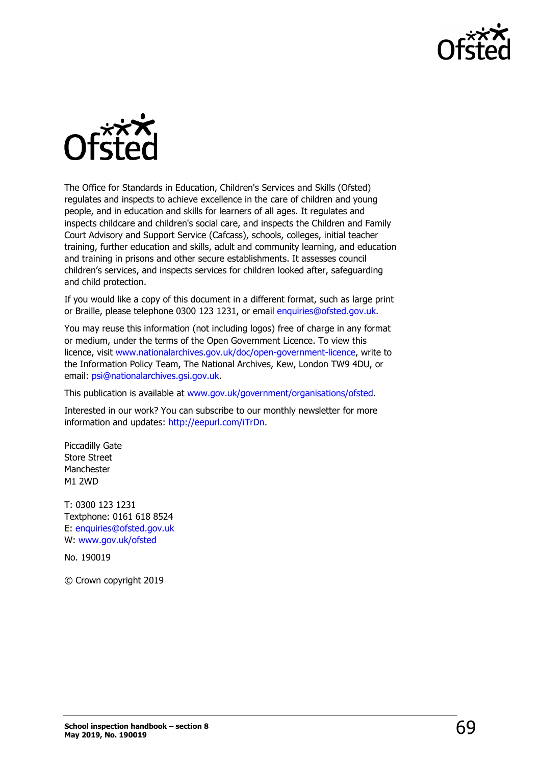The Office for Standards in Education, Children's Services and Skills (Ofsted) regulates and inspects to achieve excellence in the care of children and young people, and in education and skills for learners of all ages. It regulates and inspects childcare and children's social care, and inspects the Children and Family Court Advisory and Support Service (Cafcass), schools, colleges, initial teacher training, further education and skills, adult and community learning, and education and training in prisons and other secure establishments. It assesses council children's services, and inspects services for children looked after, safeguarding and child protection.

If you would like a copy of this document in a different format, such as large print or Braille, please telephone 0300 123 1231, or email enquiries@ofsted.gov.uk.

You may reuse this information (not including logos) free of charge in any format or medium, under the terms of the Open Government Licence. To view this licence, visit www.nationalarchives.gov.uk/doc/open-government-licence, write to the Information Policy Team, The National Archives, Kew, London TW9 4DU, or email: psi@nationalarchives.gsi.gov.uk.

This publication is available at www.gov.uk/government/organisations/ofsted.

Interested in our work? You can subscribe to our monthly newsletter for more information and updates: http://eepurl.com/iTrDn.

Piccadilly Gate  
Store Street  
Manchester  
M1 2WD

T: 0300 123 1231  
Textphone: 0161 618 8524  
E: enquiries@ofsted.gov.uk  
W: www.gov.uk/ofsted

No. 190019

© Crown copyright 2019